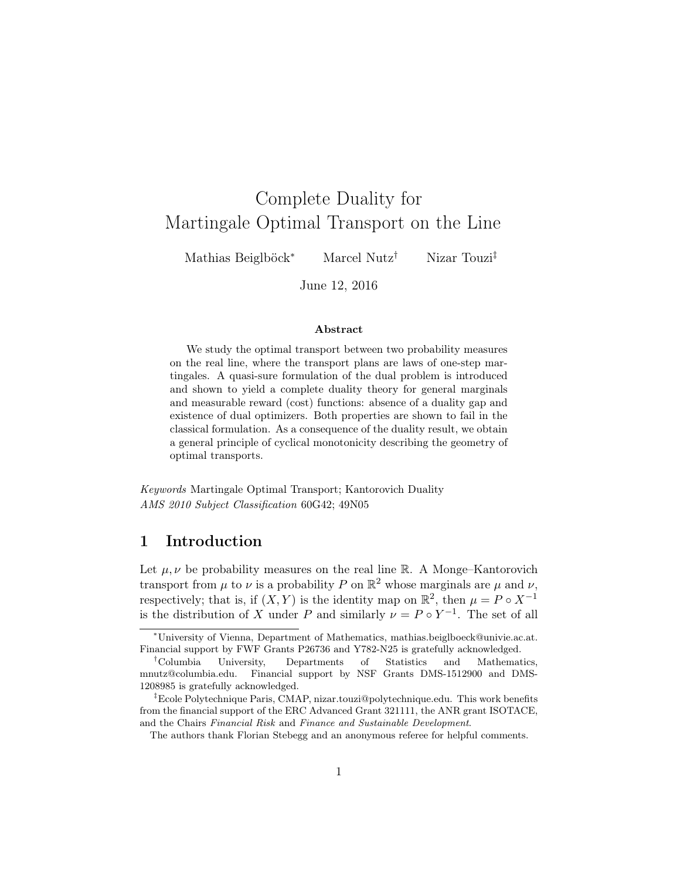# Complete Duality for Martingale Optimal Transport on the Line

Mathias Beiglböck* Marcel Nutz† Nizar Touzi‡

June 12, 2016

### Abstract

We study the optimal transport between two probability measures on the real line, where the transport plans are laws of one-step martingales. A quasi-sure formulation of the dual problem is introduced and shown to yield a complete duality theory for general marginals and measurable reward (cost) functions: absence of a duality gap and existence of dual optimizers. Both properties are shown to fail in the classical formulation. As a consequence of the duality result, we obtain a general principle of cyclical monotonicity describing the geometry of optimal transports.

*Keywords* Martingale Optimal Transport; Kantorovich Duality
*AMS 2010 Subject Classification* 60G42; 49N05

## 1 Introduction

Let $\mu, \nu$ be probability measures on the real line $\mathbb{R}$. A Monge–Kantorovich transport from $\mu$ to $\nu$ is a probability $P$ on $\mathbb{R}^2$ whose marginals are $\mu$ and $\nu$, respectively; that is, if $(X, Y)$ is the identity map on $\mathbb{R}^2$, then $\mu = P \circ X^{-1}$ is the distribution of $X$ under $P$ and similarly $\nu = P \circ Y^{-1}$. The set of all

---

*University of Vienna, Department of Mathematics, mathias.beiglboeck@univie.ac.at. Financial support by FWF Grants P26736 and Y782-N25 is gratefully acknowledged.

†Columbia University, Departments of Statistics and Mathematics, mnutz@columbia.edu. Financial support by NSF Grants DMS-1512900 and DMS-1208985 is gratefully acknowledged.

‡Ecole Polytechnique Paris, CMAP, nizar.touzi@polytechnique.edu. This work benefits from the financial support of the ERC Advanced Grant 321111, the ANR grant ISOTACE, and the Chairs *Financial Risk* and *Finance and Sustainable Development*.

The authors thank Florian Stebegg and an anonymous referee for helpful comments.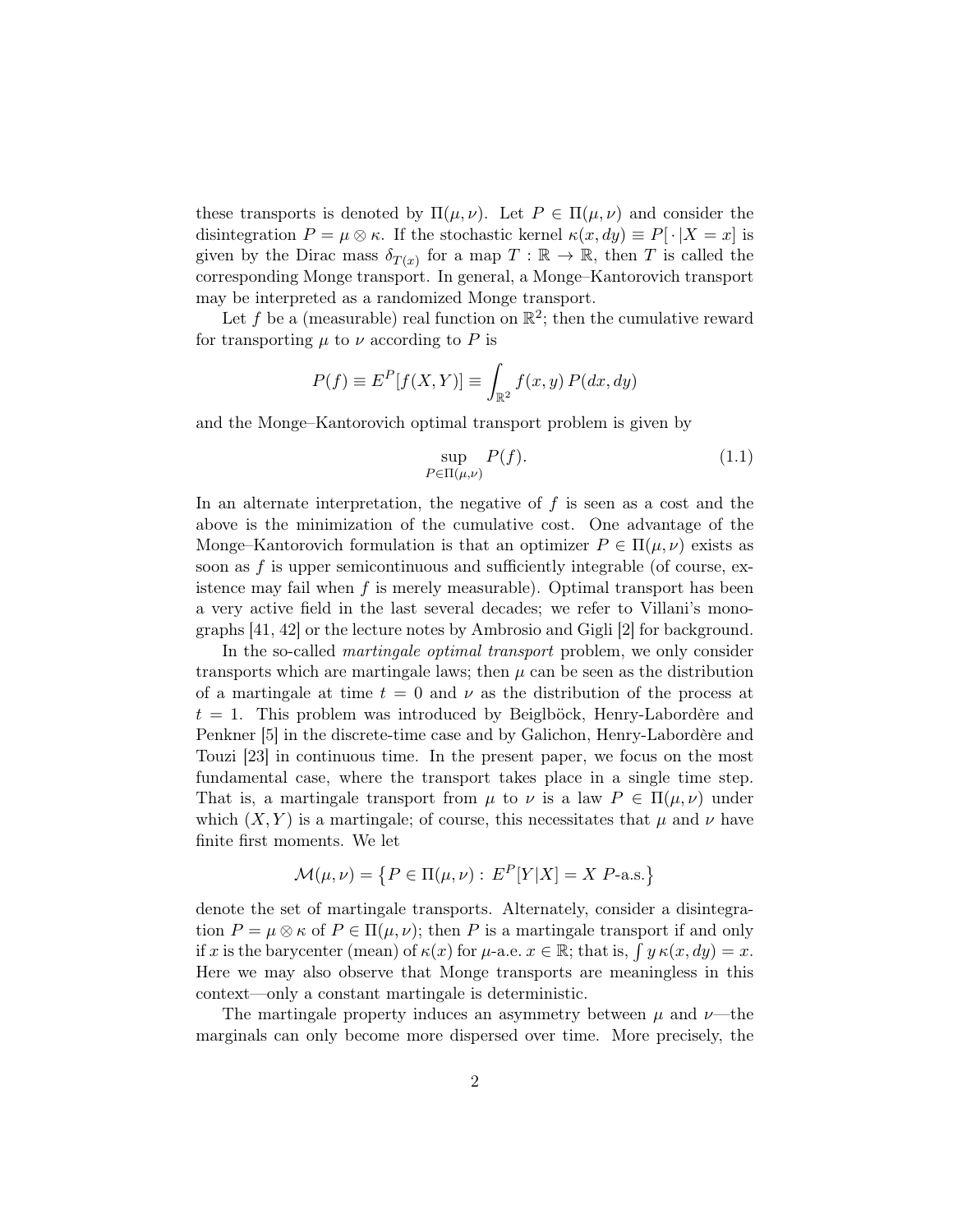these transports is denoted by $\Pi(\mu, \nu)$. Let $P \in \Pi(\mu, \nu)$ and consider the disintegration $P = \mu \otimes \kappa$. If the stochastic kernel $\kappa(x, dy) \equiv P[\,\cdot\,|X = x]$ is given by the Dirac mass $\delta_{T(x)}$ for a map $T : \mathbb{R} \to \mathbb{R}$, then $T$ is called the corresponding Monge transport. In general, a Monge–Kantorovich transport may be interpreted as a randomized Monge transport.

Let $f$ be a (measurable) real function on $\mathbb{R}^2$; then the cumulative reward for transporting $\mu$ to $\nu$ according to $P$ is

$$P(f) \equiv E^P[f(X, Y)] \equiv \int_{\mathbb{R}^2} f(x, y)\, P(dx, dy)$$

and the Monge–Kantorovich optimal transport problem is given by

$$\sup_{P \in \Pi(\mu,\nu)} P(f). \tag{1.1}$$

In an alternate interpretation, the negative of $f$ is seen as a cost and the above is the minimization of the cumulative cost. One advantage of the Monge–Kantorovich formulation is that an optimizer $P \in \Pi(\mu, \nu)$ exists as soon as $f$ is upper semicontinuous and sufficiently integrable (of course, existence may fail when $f$ is merely measurable). Optimal transport has been a very active field in the last several decades; we refer to Villani's monographs [41, 42] or the lecture notes by Ambrosio and Gigli [2] for background.

In the so-called *martingale optimal transport* problem, we only consider transports which are martingale laws; then $\mu$ can be seen as the distribution of a martingale at time $t = 0$ and $\nu$ as the distribution of the process at $t = 1$. This problem was introduced by Beiglböck, Henry-Labordère and Penkner [5] in the discrete-time case and by Galichon, Henry-Labordère and Touzi [23] in continuous time. In the present paper, we focus on the most fundamental case, where the transport takes place in a single time step. That is, a martingale transport from $\mu$ to $\nu$ is a law $P \in \Pi(\mu, \nu)$ under which $(X, Y)$ is a martingale; of course, this necessitates that $\mu$ and $\nu$ have finite first moments. We let

$$\mathcal{M}(\mu, \nu) = \left\{ P \in \Pi(\mu, \nu) : \, E^P[Y|X] = X \ P\text{-a.s.} \right\}$$

denote the set of martingale transports. Alternately, consider a disintegration $P = \mu \otimes \kappa$ of $P \in \Pi(\mu, \nu)$; then $P$ is a martingale transport if and only if $x$ is the barycenter (mean) of $\kappa(x)$ for $\mu$-a.e. $x \in \mathbb{R}$; that is, $\int y\, \kappa(x, dy) = x$. Here we may also observe that Monge transports are meaningless in this context—only a constant martingale is deterministic.

The martingale property induces an asymmetry between $\mu$ and $\nu$—the marginals can only become more dispersed over time. More precisely, the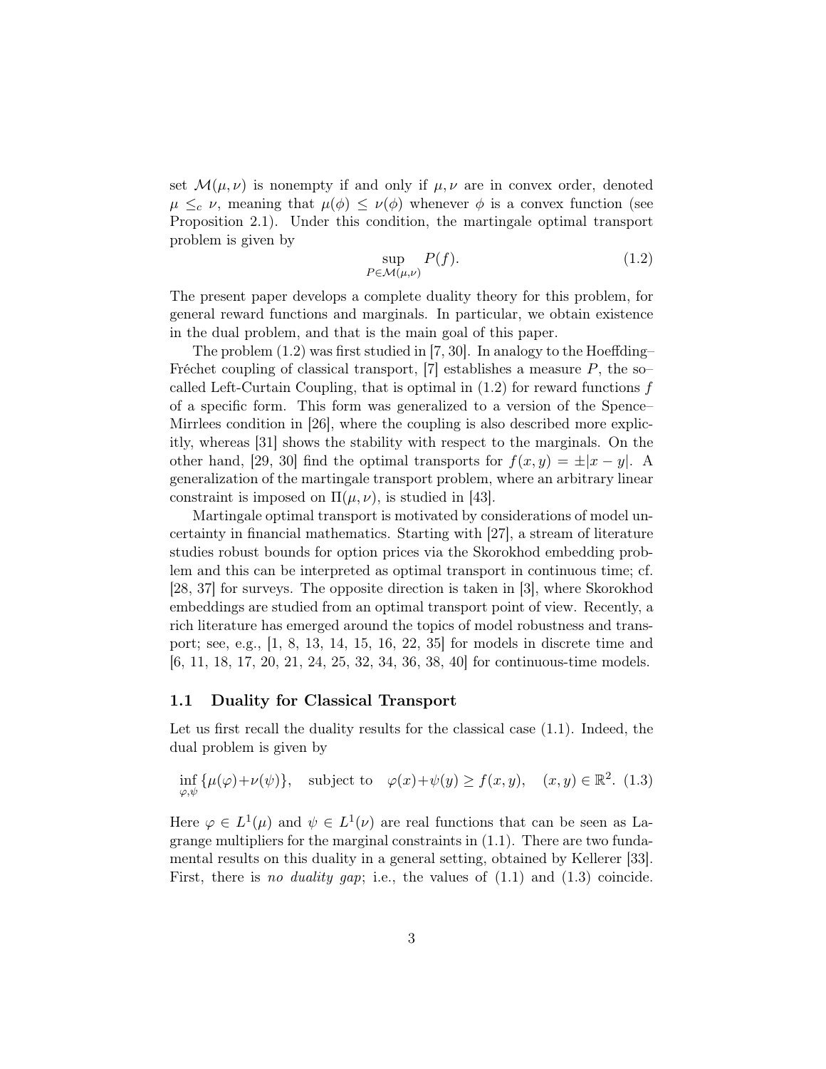set $\mathcal{M}(\mu, \nu)$ is nonempty if and only if $\mu, \nu$ are in convex order, denoted $\mu \leq_c \nu$, meaning that $\mu(\phi) \leq \nu(\phi)$ whenever $\phi$ is a convex function (see Proposition 2.1). Under this condition, the martingale optimal transport problem is given by

$$\sup_{P \in \mathcal{M}(\mu,\nu)} P(f). \tag{1.2}$$

The present paper develops a complete duality theory for this problem, for general reward functions and marginals. In particular, we obtain existence in the dual problem, and that is the main goal of this paper.

The problem (1.2) was first studied in [7, 30]. In analogy to the Hoeffding–Fréchet coupling of classical transport, [7] establishes a measure $P$, the so–called Left-Curtain Coupling, that is optimal in (1.2) for reward functions $f$ of a specific form. This form was generalized to a version of the Spence–Mirrlees condition in [26], where the coupling is also described more explicitly, whereas [31] shows the stability with respect to the marginals. On the other hand, [29, 30] find the optimal transports for $f(x, y) = \pm|x - y|$. A generalization of the martingale transport problem, where an arbitrary linear constraint is imposed on $\Pi(\mu, \nu)$, is studied in [43].

Martingale optimal transport is motivated by considerations of model uncertainty in financial mathematics. Starting with [27], a stream of literature studies robust bounds for option prices via the Skorokhod embedding problem and this can be interpreted as optimal transport in continuous time; cf. [28, 37] for surveys. The opposite direction is taken in [3], where Skorokhod embeddings are studied from an optimal transport point of view. Recently, a rich literature has emerged around the topics of model robustness and transport; see, e.g., [1, 8, 13, 14, 15, 16, 22, 35] for models in discrete time and [6, 11, 18, 17, 20, 21, 24, 25, 32, 34, 36, 38, 40] for continuous-time models.

### 1.1 Duality for Classical Transport

Let us first recall the duality results for the classical case (1.1). Indeed, the dual problem is given by

$$\inf_{\varphi,\psi} \{\mu(\varphi)+\nu(\psi)\}, \quad \text{subject to} \quad \varphi(x)+\psi(y) \geq f(x, y), \quad (x, y) \in \mathbb{R}^2. \tag{1.3}$$

Here $\varphi \in L^1(\mu)$ and $\psi \in L^1(\nu)$ are real functions that can be seen as Lagrange multipliers for the marginal constraints in (1.1). There are two fundamental results on this duality in a general setting, obtained by Kellerer [33]. First, there is *no duality gap*; i.e., the values of (1.1) and (1.3) coincide.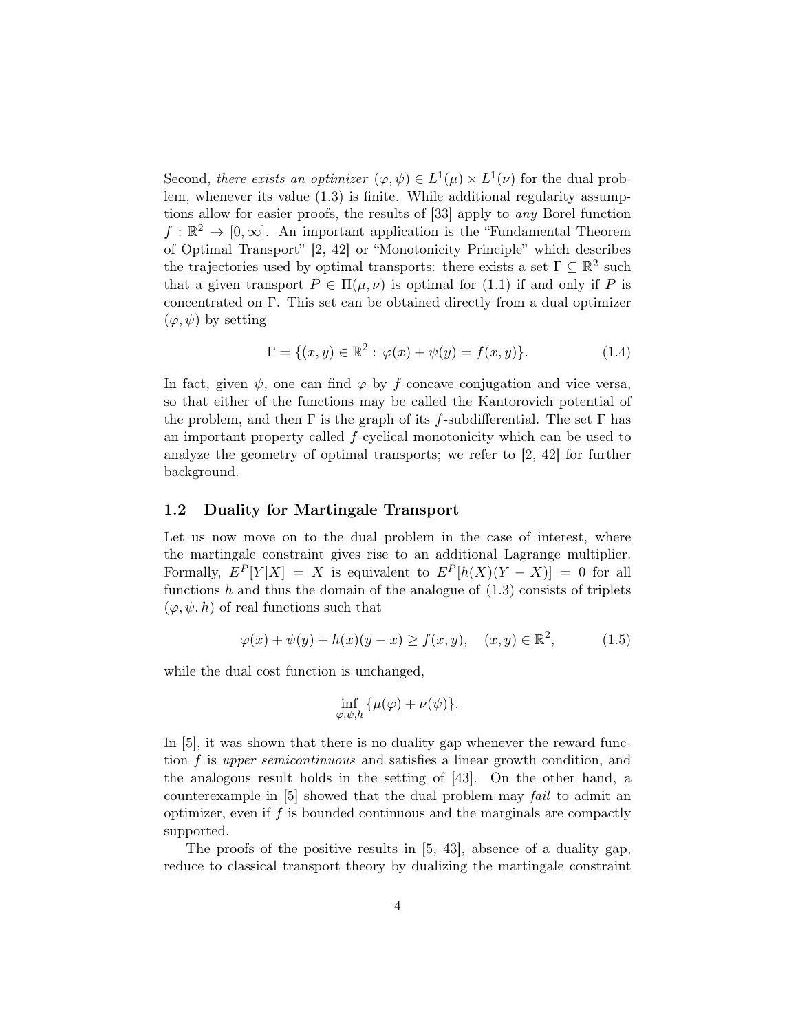Second, *there exists an optimizer* $(\varphi, \psi) \in L^1(\mu) \times L^1(\nu)$ for the dual problem, whenever its value (1.3) is finite. While additional regularity assumptions allow for easier proofs, the results of [33] apply to *any* Borel function $f : \mathbb{R}^2 \to [0, \infty]$. An important application is the "Fundamental Theorem of Optimal Transport" [2, 42] or "Monotonicity Principle" which describes the trajectories used by optimal transports: there exists a set $\Gamma \subseteq \mathbb{R}^2$ such that a given transport $P \in \Pi(\mu, \nu)$ is optimal for (1.1) if and only if $P$ is concentrated on $\Gamma$. This set can be obtained directly from a dual optimizer $(\varphi, \psi)$ by setting

$$\Gamma = \{(x, y) \in \mathbb{R}^2 : \varphi(x) + \psi(y) = f(x, y)\}. \tag{1.4}$$

In fact, given $\psi$, one can find $\varphi$ by $f$-concave conjugation and vice versa, so that either of the functions may be called the Kantorovich potential of the problem, and then $\Gamma$ is the graph of its $f$-subdifferential. The set $\Gamma$ has an important property called $f$-cyclical monotonicity which can be used to analyze the geometry of optimal transports; we refer to [2, 42] for further background.

## 1.2 Duality for Martingale Transport

Let us now move on to the dual problem in the case of interest, where the martingale constraint gives rise to an additional Lagrange multiplier. Formally, $E^P[Y|X] = X$ is equivalent to $E^P[h(X)(Y - X)] = 0$ for all functions $h$ and thus the domain of the analogue of (1.3) consists of triplets $(\varphi, \psi, h)$ of real functions such that

$$\varphi(x) + \psi(y) + h(x)(y - x) \geq f(x, y), \quad (x, y) \in \mathbb{R}^2, \tag{1.5}$$

while the dual cost function is unchanged,

$$\inf_{\varphi, \psi, h} \{\mu(\varphi) + \nu(\psi)\}.$$

In [5], it was shown that there is no duality gap whenever the reward function $f$ is *upper semicontinuous* and satisfies a linear growth condition, and the analogous result holds in the setting of [43]. On the other hand, a counterexample in [5] showed that the dual problem may *fail* to admit an optimizer, even if $f$ is bounded continuous and the marginals are compactly supported.

The proofs of the positive results in [5, 43], absence of a duality gap, reduce to classical transport theory by dualizing the martingale constraint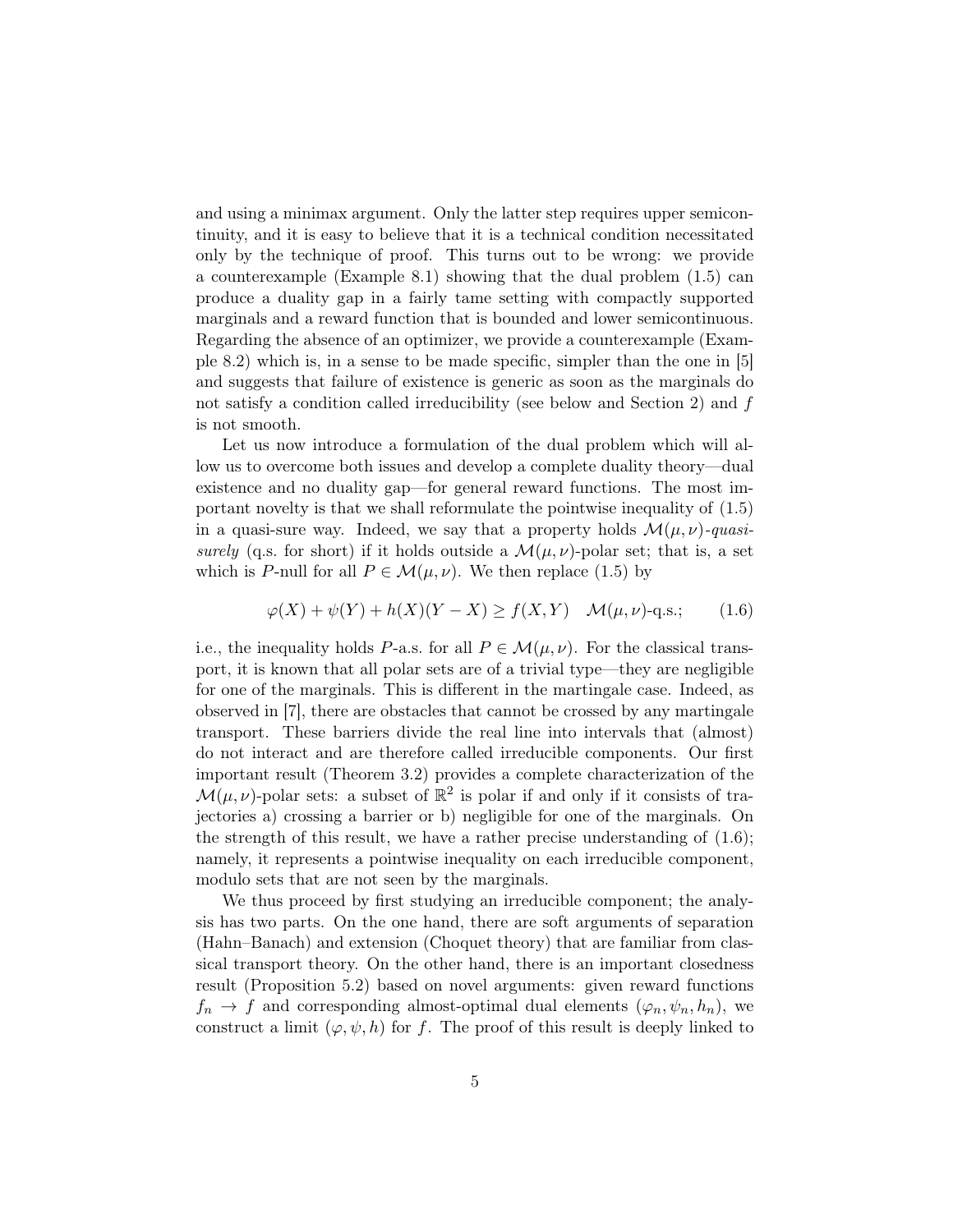and using a minimax argument. Only the latter step requires upper semicontinuity, and it is easy to believe that it is a technical condition necessitated only by the technique of proof. This turns out to be wrong: we provide a counterexample (Example 8.1) showing that the dual problem (1.5) can produce a duality gap in a fairly tame setting with compactly supported marginals and a reward function that is bounded and lower semicontinuous. Regarding the absence of an optimizer, we provide a counterexample (Example 8.2) which is, in a sense to be made specific, simpler than the one in [5] and suggests that failure of existence is generic as soon as the marginals do not satisfy a condition called irreducibility (see below and Section 2) and $f$ is not smooth.

Let us now introduce a formulation of the dual problem which will allow us to overcome both issues and develop a complete duality theory—dual existence and no duality gap—for general reward functions. The most important novelty is that we shall reformulate the pointwise inequality of (1.5) in a quasi-sure way. Indeed, we say that a property holds $\mathcal{M}(\mu,\nu)$*-quasi-surely* (q.s. for short) if it holds outside a $\mathcal{M}(\mu,\nu)$-polar set; that is, a set which is $P$-null for all $P \in \mathcal{M}(\mu,\nu)$. We then replace (1.5) by

$$\varphi(X) + \psi(Y) + h(X)(Y - X) \geq f(X,Y) \quad \mathcal{M}(\mu,\nu)\text{-q.s.}; \qquad (1.6)$$

i.e., the inequality holds $P$-a.s. for all $P \in \mathcal{M}(\mu,\nu)$. For the classical transport, it is known that all polar sets are of a trivial type—they are negligible for one of the marginals. This is different in the martingale case. Indeed, as observed in [7], there are obstacles that cannot be crossed by any martingale transport. These barriers divide the real line into intervals that (almost) do not interact and are therefore called irreducible components. Our first important result (Theorem 3.2) provides a complete characterization of the $\mathcal{M}(\mu,\nu)$-polar sets: a subset of $\mathbb{R}^2$ is polar if and only if it consists of trajectories a) crossing a barrier or b) negligible for one of the marginals. On the strength of this result, we have a rather precise understanding of (1.6); namely, it represents a pointwise inequality on each irreducible component, modulo sets that are not seen by the marginals.

We thus proceed by first studying an irreducible component; the analysis has two parts. On the one hand, there are soft arguments of separation (Hahn–Banach) and extension (Choquet theory) that are familiar from classical transport theory. On the other hand, there is an important closedness result (Proposition 5.2) based on novel arguments: given reward functions $f_n \to f$ and corresponding almost-optimal dual elements $(\varphi_n, \psi_n, h_n)$, we construct a limit $(\varphi, \psi, h)$ for $f$. The proof of this result is deeply linked to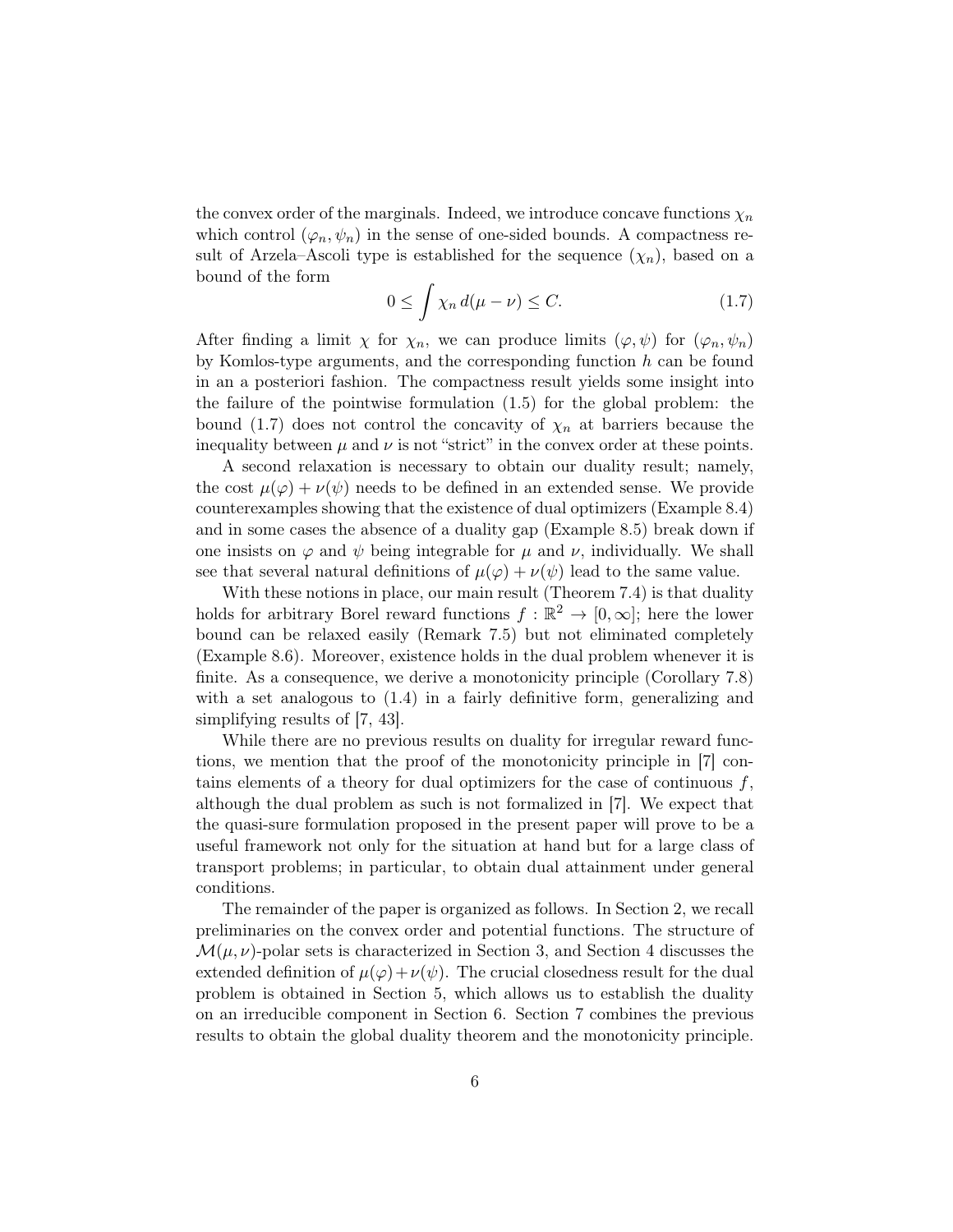the convex order of the marginals. Indeed, we introduce concave functions $\chi_n$ which control $(\varphi_n, \psi_n)$ in the sense of one-sided bounds. A compactness result of Arzela–Ascoli type is established for the sequence $(\chi_n)$, based on a bound of the form

$$0 \leq \int \chi_n \, d(\mu - \nu) \leq C. \tag{1.7}$$

After finding a limit $\chi$ for $\chi_n$, we can produce limits $(\varphi, \psi)$ for $(\varphi_n, \psi_n)$ by Komlos-type arguments, and the corresponding function $h$ can be found in an a posteriori fashion. The compactness result yields some insight into the failure of the pointwise formulation (1.5) for the global problem: the bound (1.7) does not control the concavity of $\chi_n$ at barriers because the inequality between $\mu$ and $\nu$ is not "strict" in the convex order at these points.

A second relaxation is necessary to obtain our duality result; namely, the cost $\mu(\varphi) + \nu(\psi)$ needs to be defined in an extended sense. We provide counterexamples showing that the existence of dual optimizers (Example 8.4) and in some cases the absence of a duality gap (Example 8.5) break down if one insists on $\varphi$ and $\psi$ being integrable for $\mu$ and $\nu$, individually. We shall see that several natural definitions of $\mu(\varphi) + \nu(\psi)$ lead to the same value.

With these notions in place, our main result (Theorem 7.4) is that duality holds for arbitrary Borel reward functions $f : \mathbb{R}^2 \to [0, \infty]$; here the lower bound can be relaxed easily (Remark 7.5) but not eliminated completely (Example 8.6). Moreover, existence holds in the dual problem whenever it is finite. As a consequence, we derive a monotonicity principle (Corollary 7.8) with a set analogous to (1.4) in a fairly definitive form, generalizing and simplifying results of [7, 43].

While there are no previous results on duality for irregular reward functions, we mention that the proof of the monotonicity principle in [7] contains elements of a theory for dual optimizers for the case of continuous $f$, although the dual problem as such is not formalized in [7]. We expect that the quasi-sure formulation proposed in the present paper will prove to be a useful framework not only for the situation at hand but for a large class of transport problems; in particular, to obtain dual attainment under general conditions.

The remainder of the paper is organized as follows. In Section 2, we recall preliminaries on the convex order and potential functions. The structure of $\mathcal{M}(\mu, \nu)$-polar sets is characterized in Section 3, and Section 4 discusses the extended definition of $\mu(\varphi) + \nu(\psi)$. The crucial closedness result for the dual problem is obtained in Section 5, which allows us to establish the duality on an irreducible component in Section 6. Section 7 combines the previous results to obtain the global duality theorem and the monotonicity principle.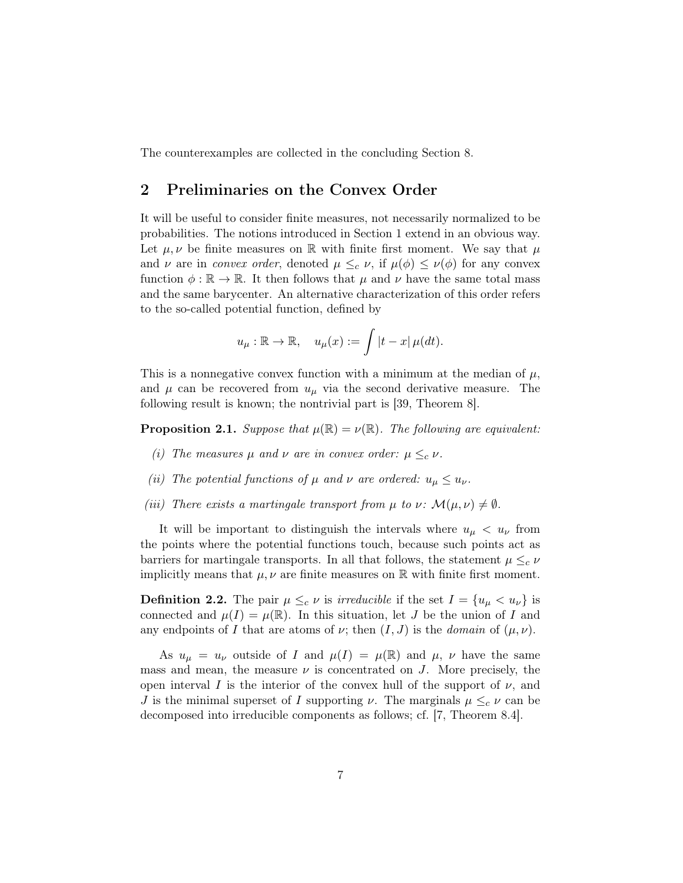The counterexamples are collected in the concluding Section 8.

## 2 Preliminaries on the Convex Order

It will be useful to consider finite measures, not necessarily normalized to be probabilities. The notions introduced in Section 1 extend in an obvious way. Let $\mu, \nu$ be finite measures on $\mathbb{R}$ with finite first moment. We say that $\mu$ and $\nu$ are in *convex order*, denoted $\mu \leq_c \nu$, if $\mu(\phi) \leq \nu(\phi)$ for any convex function $\phi : \mathbb{R} \to \mathbb{R}$. It then follows that $\mu$ and $\nu$ have the same total mass and the same barycenter. An alternative characterization of this order refers to the so-called potential function, defined by

$$u_\mu : \mathbb{R} \to \mathbb{R}, \quad u_\mu(x) := \int |t - x| \, \mu(dt).$$

This is a nonnegative convex function with a minimum at the median of $\mu$, and $\mu$ can be recovered from $u_\mu$ via the second derivative measure. The following result is known; the nontrivial part is [39, Theorem 8].

**Proposition 2.1.** *Suppose that $\mu(\mathbb{R}) = \nu(\mathbb{R})$. The following are equivalent:*

*(i) The measures $\mu$ and $\nu$ are in convex order: $\mu \leq_c \nu$.*

*(ii) The potential functions of $\mu$ and $\nu$ are ordered: $u_\mu \leq u_\nu$.*

*(iii) There exists a martingale transport from $\mu$ to $\nu$: $\mathcal{M}(\mu, \nu) \neq \emptyset$.*

It will be important to distinguish the intervals where $u_\mu < u_\nu$ from the points where the potential functions touch, because such points act as barriers for martingale transports. In all that follows, the statement $\mu \leq_c \nu$ implicitly means that $\mu, \nu$ are finite measures on $\mathbb{R}$ with finite first moment.

**Definition 2.2.** The pair $\mu \leq_c \nu$ is *irreducible* if the set $I = \{u_\mu < u_\nu\}$ is connected and $\mu(I) = \mu(\mathbb{R})$. In this situation, let $J$ be the union of $I$ and any endpoints of $I$ that are atoms of $\nu$; then $(I, J)$ is the *domain* of $(\mu, \nu)$.

As $u_\mu = u_\nu$ outside of $I$ and $\mu(I) = \mu(\mathbb{R})$ and $\mu$, $\nu$ have the same mass and mean, the measure $\nu$ is concentrated on $J$. More precisely, the open interval $I$ is the interior of the convex hull of the support of $\nu$, and $J$ is the minimal superset of $I$ supporting $\nu$. The marginals $\mu \leq_c \nu$ can be decomposed into irreducible components as follows; cf. [7, Theorem 8.4].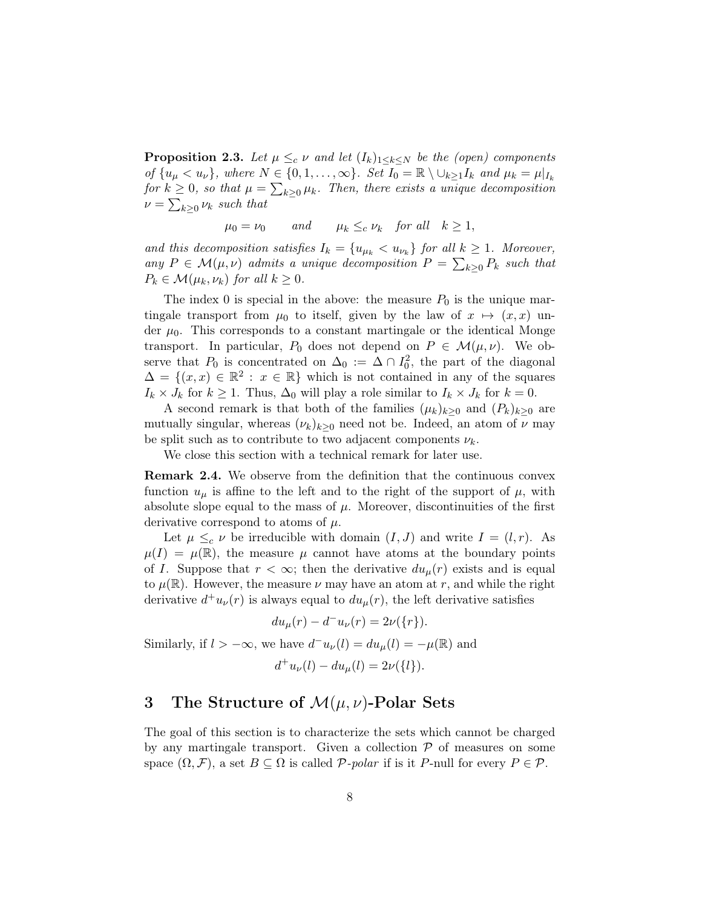**Proposition 2.3.** *Let $\mu \leq_c \nu$ and let $(I_k)_{1 \leq k \leq N}$ be the (open) components of $\{u_\mu < u_\nu\}$, where $N \in \{0, 1, \dots, \infty\}$. Set $I_0 = \mathbb{R} \setminus \cup_{k \geq 1} I_k$ and $\mu_k = \mu|_{I_k}$ for $k \geq 0$, so that $\mu = \sum_{k \geq 0} \mu_k$. Then, there exists a unique decomposition $\nu = \sum_{k \geq 0} \nu_k$ such that*

$$\mu_0 = \nu_0 \qquad \text{and} \qquad \mu_k \leq_c \nu_k \quad \text{for all} \quad k \geq 1,$$

*and this decomposition satisfies $I_k = \{u_{\mu_k} < u_{\nu_k}\}$ for all $k \geq 1$. Moreover, any $P \in \mathcal{M}(\mu, \nu)$ admits a unique decomposition $P = \sum_{k \geq 0} P_k$ such that $P_k \in \mathcal{M}(\mu_k, \nu_k)$ for all $k \geq 0$.*

The index 0 is special in the above: the measure $P_0$ is the unique martingale transport from $\mu_0$ to itself, given by the law of $x \mapsto (x, x)$ under $\mu_0$. This corresponds to a constant martingale or the identical Monge transport. In particular, $P_0$ does not depend on $P \in \mathcal{M}(\mu, \nu)$. We observe that $P_0$ is concentrated on $\Delta_0 := \Delta \cap I_0^2$, the part of the diagonal $\Delta = \{(x, x) \in \mathbb{R}^2 : x \in \mathbb{R}\}$ which is not contained in any of the squares $I_k \times J_k$ for $k \geq 1$. Thus, $\Delta_0$ will play a role similar to $I_k \times J_k$ for $k = 0$.

A second remark is that both of the families $(\mu_k)_{k \geq 0}$ and $(P_k)_{k \geq 0}$ are mutually singular, whereas $(\nu_k)_{k \geq 0}$ need not be. Indeed, an atom of $\nu$ may be split such as to contribute to two adjacent components $\nu_k$.

We close this section with a technical remark for later use.

**Remark 2.4.** We observe from the definition that the continuous convex function $u_\mu$ is affine to the left and to the right of the support of $\mu$, with absolute slope equal to the mass of $\mu$. Moreover, discontinuities of the first derivative correspond to atoms of $\mu$.

Let $\mu \leq_c \nu$ be irreducible with domain $(I, J)$ and write $I = (l, r)$. As $\mu(I) = \mu(\mathbb{R})$, the measure $\mu$ cannot have atoms at the boundary points of $I$. Suppose that $r < \infty$; then the derivative $du_\mu(r)$ exists and is equal to $\mu(\mathbb{R})$. However, the measure $\nu$ may have an atom at $r$, and while the right derivative $d^+ u_\nu(r)$ is always equal to $du_\mu(r)$, the left derivative satisfies

$$du_\mu(r) - d^- u_\nu(r) = 2\nu(\{r\}).$$

Similarly, if $l > -\infty$, we have $d^- u_\nu(l) = du_\mu(l) = -\mu(\mathbb{R})$ and

$$d^+ u_\nu(l) - du_\mu(l) = 2\nu(\{l\}).$$

# 3 The Structure of $\mathcal{M}(\mu, \nu)$-Polar Sets

The goal of this section is to characterize the sets which cannot be charged by any martingale transport. Given a collection $\mathcal{P}$ of measures on some space $(\Omega, \mathcal{F})$, a set $B \subseteq \Omega$ is called *$\mathcal{P}$-polar* if is it $P$-null for every $P \in \mathcal{P}$.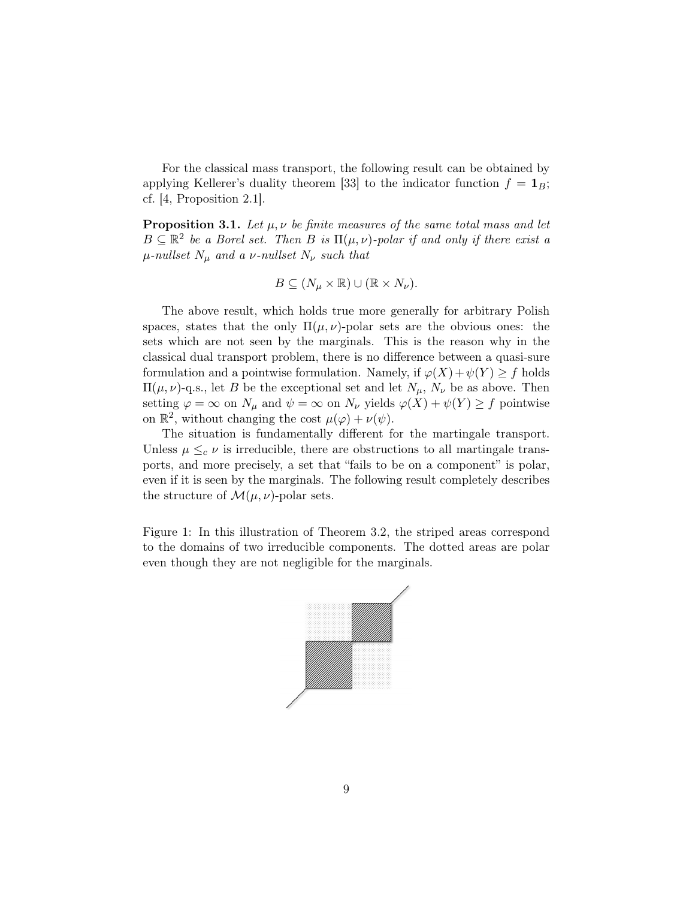For the classical mass transport, the following result can be obtained by applying Kellerer's duality theorem [33] to the indicator function $f = \mathbf{1}_B$; cf. [4, Proposition 2.1].

**Proposition 3.1.** *Let $\mu, \nu$ be finite measures of the same total mass and let $B \subseteq \mathbb{R}^2$ be a Borel set. Then $B$ is $\Pi(\mu,\nu)$-polar if and only if there exist a $\mu$-nullset $N_\mu$ and a $\nu$-nullset $N_\nu$ such that*

$$B \subseteq (N_\mu \times \mathbb{R}) \cup (\mathbb{R} \times N_\nu).$$

The above result, which holds true more generally for arbitrary Polish spaces, states that the only $\Pi(\mu,\nu)$-polar sets are the obvious ones: the sets which are not seen by the marginals. This is the reason why in the classical dual transport problem, there is no difference between a quasi-sure formulation and a pointwise formulation. Namely, if $\varphi(X) + \psi(Y) \geq f$ holds $\Pi(\mu,\nu)$-q.s., let $B$ be the exceptional set and let $N_\mu$, $N_\nu$ be as above. Then setting $\varphi = \infty$ on $N_\mu$ and $\psi = \infty$ on $N_\nu$ yields $\varphi(X) + \psi(Y) \geq f$ pointwise on $\mathbb{R}^2$, without changing the cost $\mu(\varphi) + \nu(\psi)$.

The situation is fundamentally different for the martingale transport. Unless $\mu \leq_c \nu$ is irreducible, there are obstructions to all martingale transports, and more precisely, a set that "fails to be on a component" is polar, even if it is seen by the marginals. The following result completely describes the structure of $\mathcal{M}(\mu,\nu)$-polar sets.

Figure 1: In this illustration of Theorem 3.2, the striped areas correspond to the domains of two irreducible components. The dotted areas are polar even though they are not negligible for the marginals.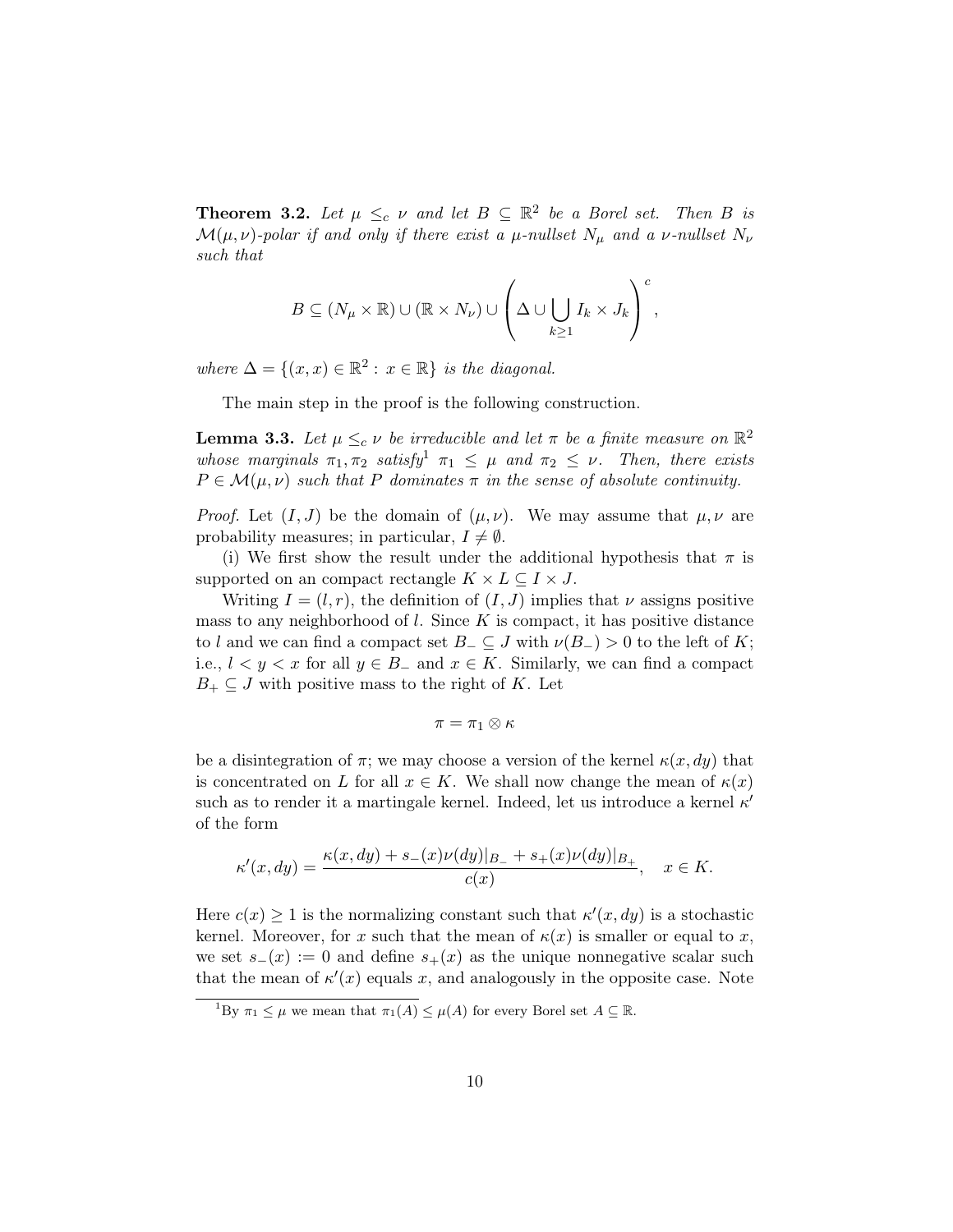**Theorem 3.2.** *Let $\mu \leq_c \nu$ and let $B \subseteq \mathbb{R}^2$ be a Borel set. Then $B$ is $\mathcal{M}(\mu,\nu)$-polar if and only if there exist a $\mu$-nullset $N_\mu$ and a $\nu$-nullset $N_\nu$ such that*

$$B \subseteq (N_\mu \times \mathbb{R}) \cup (\mathbb{R} \times N_\nu) \cup \left( \Delta \cup \bigcup_{k \geq 1} I_k \times J_k \right)^c,$$

*where $\Delta = \{(x,x) \in \mathbb{R}^2 : x \in \mathbb{R}\}$ is the diagonal.*

The main step in the proof is the following construction.

**Lemma 3.3.** *Let $\mu \leq_c \nu$ be irreducible and let $\pi$ be a finite measure on $\mathbb{R}^2$ whose marginals $\pi_1, \pi_2$ satisfy[1] $\pi_1 \leq \mu$ and $\pi_2 \leq \nu$. Then, there exists $P \in \mathcal{M}(\mu,\nu)$ such that $P$ dominates $\pi$ in the sense of absolute continuity.*

*Proof.* Let $(I,J)$ be the domain of $(\mu,\nu)$. We may assume that $\mu,\nu$ are probability measures; in particular, $I \neq \emptyset$.

(i) We first show the result under the additional hypothesis that $\pi$ is supported on an compact rectangle $K \times L \subseteq I \times J$.

Writing $I = (l,r)$, the definition of $(I,J)$ implies that $\nu$ assigns positive mass to any neighborhood of $l$. Since $K$ is compact, it has positive distance to $l$ and we can find a compact set $B_- \subseteq J$ with $\nu(B_-) > 0$ to the left of $K$; i.e., $l < y < x$ for all $y \in B_-$ and $x \in K$. Similarly, we can find a compact $B_+ \subseteq J$ with positive mass to the right of $K$. Let

$$\pi = \pi_1 \otimes \kappa$$

be a disintegration of $\pi$; we may choose a version of the kernel $\kappa(x,dy)$ that is concentrated on $L$ for all $x \in K$. We shall now change the mean of $\kappa(x)$ such as to render it a martingale kernel. Indeed, let us introduce a kernel $\kappa'$ of the form

$$\kappa'(x,dy) = \frac{\kappa(x,dy) + s_-(x)\nu(dy)|_{B_-} + s_+(x)\nu(dy)|_{B_+}}{c(x)}, \quad x \in K.$$

Here $c(x) \geq 1$ is the normalizing constant such that $\kappa'(x,dy)$ is a stochastic kernel. Moreover, for $x$ such that the mean of $\kappa(x)$ is smaller or equal to $x$, we set $s_-(x) := 0$ and define $s_+(x)$ as the unique nonnegative scalar such that the mean of $\kappa'(x)$ equals $x$, and analogously in the opposite case. Note

[1] By $\pi_1 \leq \mu$ we mean that $\pi_1(A) \leq \mu(A)$ for every Borel set $A \subseteq \mathbb{R}$.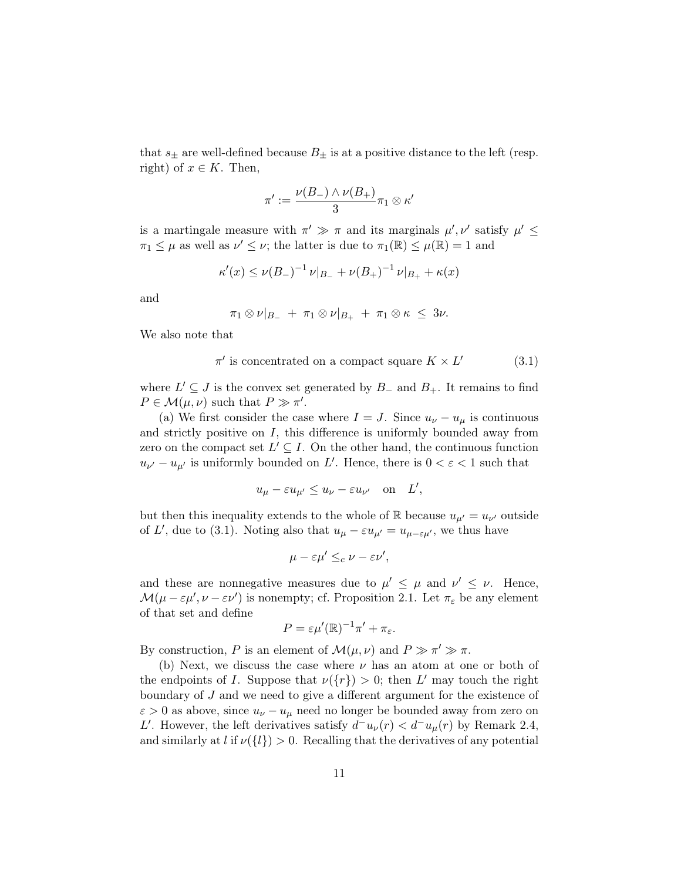that $s_\pm$ are well-defined because $B_\pm$ is at a positive distance to the left (resp. right) of $x \in K$. Then,

$$\pi' := \frac{\nu(B_-) \wedge \nu(B_+)}{3} \pi_1 \otimes \kappa'$$

is a martingale measure with $\pi' \gg \pi$ and its marginals $\mu', \nu'$ satisfy $\mu' \leq \pi_1 \leq \mu$ as well as $\nu' \leq \nu$; the latter is due to $\pi_1(\mathbb{R}) \leq \mu(\mathbb{R}) = 1$ and

$$\kappa'(x) \leq \nu(B_-)^{-1} \nu|_{B_-} + \nu(B_+)^{-1} \nu|_{B_+} + \kappa(x)$$

and

$$\pi_1 \otimes \nu|_{B_-} \ + \ \pi_1 \otimes \nu|_{B_+} \ + \ \pi_1 \otimes \kappa \ \leq \ 3\nu.$$

We also note that

$$\pi' \text{ is concentrated on a compact square } K \times L' \tag{3.1}$$

where $L' \subseteq J$ is the convex set generated by $B_-$ and $B_+$. It remains to find $P \in \mathcal{M}(\mu, \nu)$ such that $P \gg \pi'$.

(a) We first consider the case where $I = J$. Since $u_\nu - u_\mu$ is continuous and strictly positive on $I$, this difference is uniformly bounded away from zero on the compact set $L' \subseteq I$. On the other hand, the continuous function $u_{\nu'} - u_{\mu'}$ is uniformly bounded on $L'$. Hence, there is $0 < \varepsilon < 1$ such that

$$u_\mu - \varepsilon u_{\mu'} \leq u_\nu - \varepsilon u_{\nu'} \quad \text{on} \quad L',$$

but then this inequality extends to the whole of $\mathbb{R}$ because $u_{\mu'} = u_{\nu'}$ outside of $L'$, due to (3.1). Noting also that $u_\mu - \varepsilon u_{\mu'} = u_{\mu - \varepsilon\mu'}$, we thus have

$$\mu - \varepsilon\mu' \leq_c \nu - \varepsilon\nu',$$

and these are nonnegative measures due to $\mu' \leq \mu$ and $\nu' \leq \nu$. Hence, $\mathcal{M}(\mu - \varepsilon\mu', \nu - \varepsilon\nu')$ is nonempty; cf. Proposition 2.1. Let $\pi_\varepsilon$ be any element of that set and define

$$P = \varepsilon\mu'(\mathbb{R})^{-1}\pi' + \pi_\varepsilon.$$

By construction, $P$ is an element of $\mathcal{M}(\mu, \nu)$ and $P \gg \pi' \gg \pi$.

(b) Next, we discuss the case where $\nu$ has an atom at one or both of the endpoints of $I$. Suppose that $\nu(\{r\}) > 0$; then $L'$ may touch the right boundary of $J$ and we need to give a different argument for the existence of $\varepsilon > 0$ as above, since $u_\nu - u_\mu$ need no longer be bounded away from zero on $L'$. However, the left derivatives satisfy $d^- u_\nu(r) < d^- u_\mu(r)$ by Remark 2.4, and similarly at $l$ if $\nu(\{l\}) > 0$. Recalling that the derivatives of any potential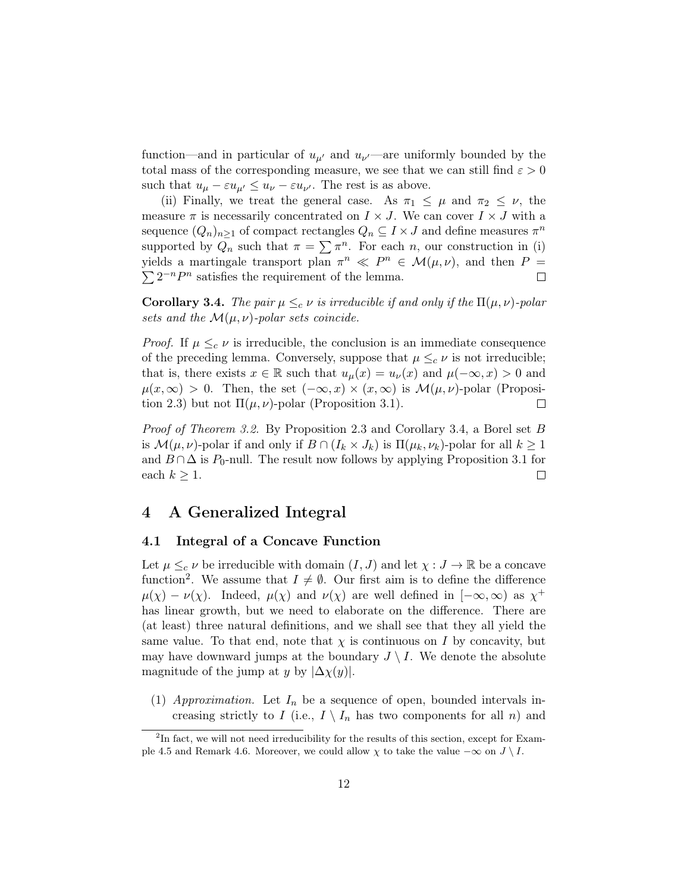function—and in particular of $u_{\mu'}$ and $u_{\nu'}$—are uniformly bounded by the total mass of the corresponding measure, we see that we can still find $\varepsilon > 0$ such that $u_\mu - \varepsilon u_{\mu'} \leq u_\nu - \varepsilon u_{\nu'}$. The rest is as above.

(ii) Finally, we treat the general case. As $\pi_1 \leq \mu$ and $\pi_2 \leq \nu$, the measure $\pi$ is necessarily concentrated on $I \times J$. We can cover $I \times J$ with a sequence $(Q_n)_{n\geq 1}$ of compact rectangles $Q_n \subseteq I \times J$ and define measures $\pi^n$ supported by $Q_n$ such that $\pi = \sum \pi^n$. For each $n$, our construction in (i) yields a martingale transport plan $\pi^n \ll P^n \in \mathcal{M}(\mu, \nu)$, and then $P = \sum 2^{-n} P^n$ satisfies the requirement of the lemma. $\square$

**Corollary 3.4.** *The pair $\mu \leq_c \nu$ is irreducible if and only if the $\Pi(\mu, \nu)$-polar sets and the $\mathcal{M}(\mu, \nu)$-polar sets coincide.*

*Proof.* If $\mu \leq_c \nu$ is irreducible, the conclusion is an immediate consequence of the preceding lemma. Conversely, suppose that $\mu \leq_c \nu$ is not irreducible; that is, there exists $x \in \mathbb{R}$ such that $u_\mu(x) = u_\nu(x)$ and $\mu(-\infty, x) > 0$ and $\mu(x, \infty) > 0$. Then, the set $(-\infty, x) \times (x, \infty)$ is $\mathcal{M}(\mu, \nu)$-polar (Proposition 2.3) but not $\Pi(\mu, \nu)$-polar (Proposition 3.1). $\square$

*Proof of Theorem 3.2.* By Proposition 2.3 and Corollary 3.4, a Borel set $B$ is $\mathcal{M}(\mu, \nu)$-polar if and only if $B \cap (I_k \times J_k)$ is $\Pi(\mu_k, \nu_k)$-polar for all $k \geq 1$ and $B \cap \Delta$ is $P_0$-null. The result now follows by applying Proposition 3.1 for each $k \geq 1$. $\square$

## 4 A Generalized Integral

### 4.1 Integral of a Concave Function

Let $\mu \leq_c \nu$ be irreducible with domain $(I, J)$ and let $\chi : J \to \mathbb{R}$ be a concave function[2]. We assume that $I \neq \emptyset$. Our first aim is to define the difference $\mu(\chi) - \nu(\chi)$. Indeed, $\mu(\chi)$ and $\nu(\chi)$ are well defined in $[-\infty, \infty)$ as $\chi^+$ has linear growth, but we need to elaborate on the difference. There are (at least) three natural definitions, and we shall see that they all yield the same value. To that end, note that $\chi$ is continuous on $I$ by concavity, but may have downward jumps at the boundary $J \setminus I$. We denote the absolute magnitude of the jump at $y$ by $|\Delta\chi(y)|$.

(1) *Approximation.* Let $I_n$ be a sequence of open, bounded intervals increasing strictly to $I$ (i.e., $I \setminus I_n$ has two components for all $n$) and

[2] In fact, we will not need irreducibility for the results of this section, except for Example 4.5 and Remark 4.6. Moreover, we could allow $\chi$ to take the value $-\infty$ on $J \setminus I$.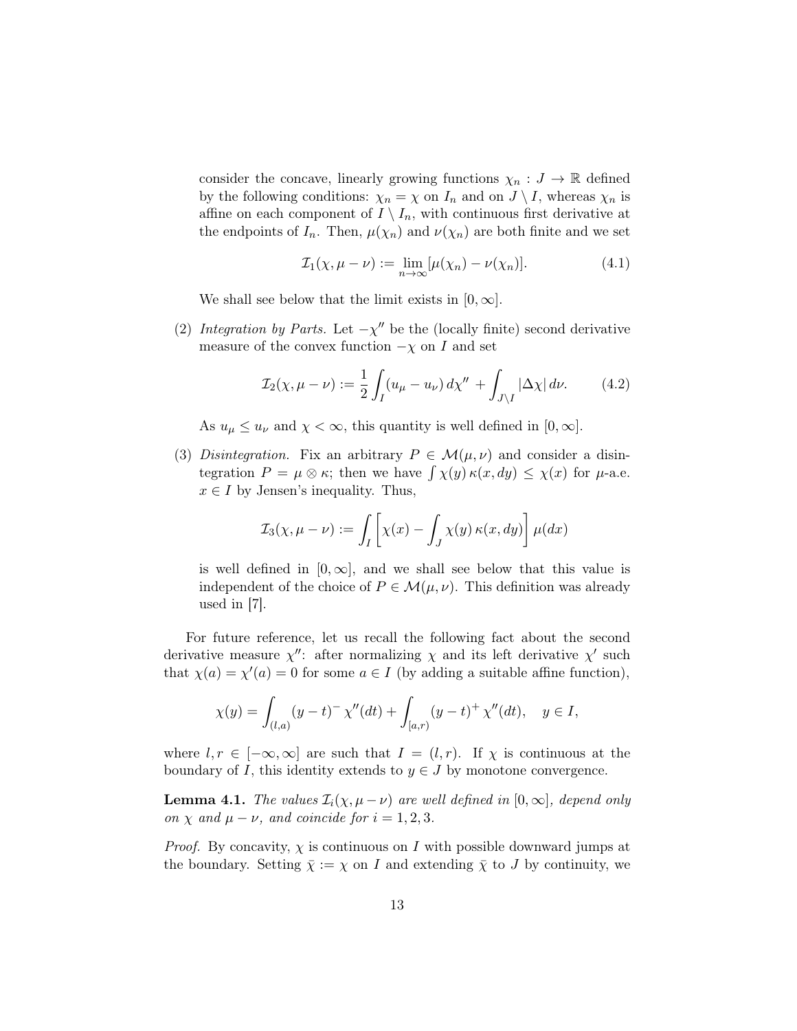consider the concave, linearly growing functions $\chi_n : J \to \mathbb{R}$ defined by the following conditions: $\chi_n = \chi$ on $I_n$ and on $J \setminus I$, whereas $\chi_n$ is affine on each component of $I \setminus I_n$, with continuous first derivative at the endpoints of $I_n$. Then, $\mu(\chi_n)$ and $\nu(\chi_n)$ are both finite and we set

$$\mathcal{I}_1(\chi, \mu - \nu) := \lim_{n\to\infty} [\mu(\chi_n) - \nu(\chi_n)]. \tag{4.1}$$

We shall see below that the limit exists in $[0, \infty]$.

(2) *Integration by Parts.* Let $-\chi''$ be the (locally finite) second derivative measure of the convex function $-\chi$ on $I$ and set

$$\mathcal{I}_2(\chi, \mu - \nu) := \frac{1}{2} \int_I (u_\mu - u_\nu)\, d\chi'' + \int_{J\setminus I} |\Delta \chi|\, d\nu. \tag{4.2}$$

As $u_\mu \leq u_\nu$ and $\chi < \infty$, this quantity is well defined in $[0, \infty]$.

(3) *Disintegration.* Fix an arbitrary $P \in \mathcal{M}(\mu, \nu)$ and consider a disintegration $P = \mu \otimes \kappa$; then we have $\int \chi(y)\, \kappa(x, dy) \leq \chi(x)$ for $\mu$-a.e. $x \in I$ by Jensen's inequality. Thus,

$$\mathcal{I}_3(\chi, \mu - \nu) := \int_I \left[ \chi(x) - \int_J \chi(y)\, \kappa(x, dy) \right] \mu(dx)$$

is well defined in $[0, \infty]$, and we shall see below that this value is independent of the choice of $P \in \mathcal{M}(\mu, \nu)$. This definition was already used in [7].

For future reference, let us recall the following fact about the second derivative measure $\chi''$: after normalizing $\chi$ and its left derivative $\chi'$ such that $\chi(a) = \chi'(a) = 0$ for some $a \in I$ (by adding a suitable affine function),

$$\chi(y) = \int_{(l,a)} (y - t)^-\, \chi''(dt) + \int_{[a,r)} (y - t)^+\, \chi''(dt), \quad y \in I,$$

where $l, r \in [-\infty, \infty]$ are such that $I = (l, r)$. If $\chi$ is continuous at the boundary of $I$, this identity extends to $y \in J$ by monotone convergence.

**Lemma 4.1.** *The values $\mathcal{I}_i(\chi, \mu - \nu)$ are well defined in $[0, \infty]$, depend only on $\chi$ and $\mu - \nu$, and coincide for $i = 1, 2, 3$.*

*Proof.* By concavity, $\chi$ is continuous on $I$ with possible downward jumps at the boundary. Setting $\bar{\chi} := \chi$ on $I$ and extending $\bar{\chi}$ to $J$ by continuity, we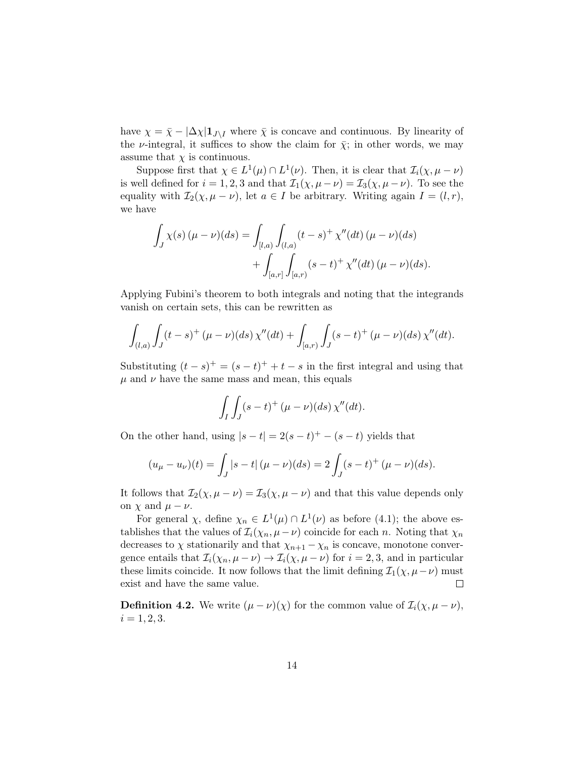have $\chi = \bar{\chi} - |\Delta\chi|\mathbf{1}_{J\setminus I}$ where $\bar{\chi}$ is concave and continuous. By linearity of the $\nu$-integral, it suffices to show the claim for $\bar{\chi}$; in other words, we may assume that $\chi$ is continuous.

Suppose first that $\chi \in L^1(\mu) \cap L^1(\nu)$. Then, it is clear that $\mathcal{I}_i(\chi, \mu - \nu)$ is well defined for $i = 1, 2, 3$ and that $\mathcal{I}_1(\chi, \mu - \nu) = \mathcal{I}_3(\chi, \mu - \nu)$. To see the equality with $\mathcal{I}_2(\chi, \mu - \nu)$, let $a \in I$ be arbitrary. Writing again $I = (l, r)$, we have

$$\int_J \chi(s)\,(\mu - \nu)(ds) = \int_{[l,a)} \int_{(l,a)} (t-s)^+ \,\chi''(dt)\,(\mu - \nu)(ds) + \int_{[a,r]} \int_{[a,r)} (s-t)^+ \,\chi''(dt)\,(\mu - \nu)(ds).$$

Applying Fubini's theorem to both integrals and noting that the integrands vanish on certain sets, this can be rewritten as

$$\int_{(l,a)} \int_J (t-s)^+ \,(\mu - \nu)(ds)\,\chi''(dt) + \int_{[a,r)} \int_J (s-t)^+ \,(\mu - \nu)(ds)\,\chi''(dt).$$

Substituting $(t-s)^+ = (s-t)^+ + t - s$ in the first integral and using that $\mu$ and $\nu$ have the same mass and mean, this equals

$$\int_I \int_J (s-t)^+ \,(\mu - \nu)(ds)\,\chi''(dt).$$

On the other hand, using $|s-t| = 2(s-t)^+ - (s-t)$ yields that

$$(u_\mu - u_\nu)(t) = \int_J |s-t|\,(\mu - \nu)(ds) = 2\int_J (s-t)^+ \,(\mu - \nu)(ds).$$

It follows that $\mathcal{I}_2(\chi, \mu - \nu) = \mathcal{I}_3(\chi, \mu - \nu)$ and that this value depends only on $\chi$ and $\mu - \nu$.

For general $\chi$, define $\chi_n \in L^1(\mu) \cap L^1(\nu)$ as before (4.1); the above establishes that the values of $\mathcal{I}_i(\chi_n, \mu - \nu)$ coincide for each $n$. Noting that $\chi_n$ decreases to $\chi$ stationarily and that $\chi_{n+1} - \chi_n$ is concave, monotone convergence entails that $\mathcal{I}_i(\chi_n, \mu - \nu) \to \mathcal{I}_i(\chi, \mu - \nu)$ for $i = 2, 3$, and in particular these limits coincide. It now follows that the limit defining $\mathcal{I}_1(\chi, \mu - \nu)$ must exist and have the same value. $\square$

**Definition 4.2.** We write $(\mu - \nu)(\chi)$ for the common value of $\mathcal{I}_i(\chi, \mu - \nu)$, $i = 1, 2, 3$.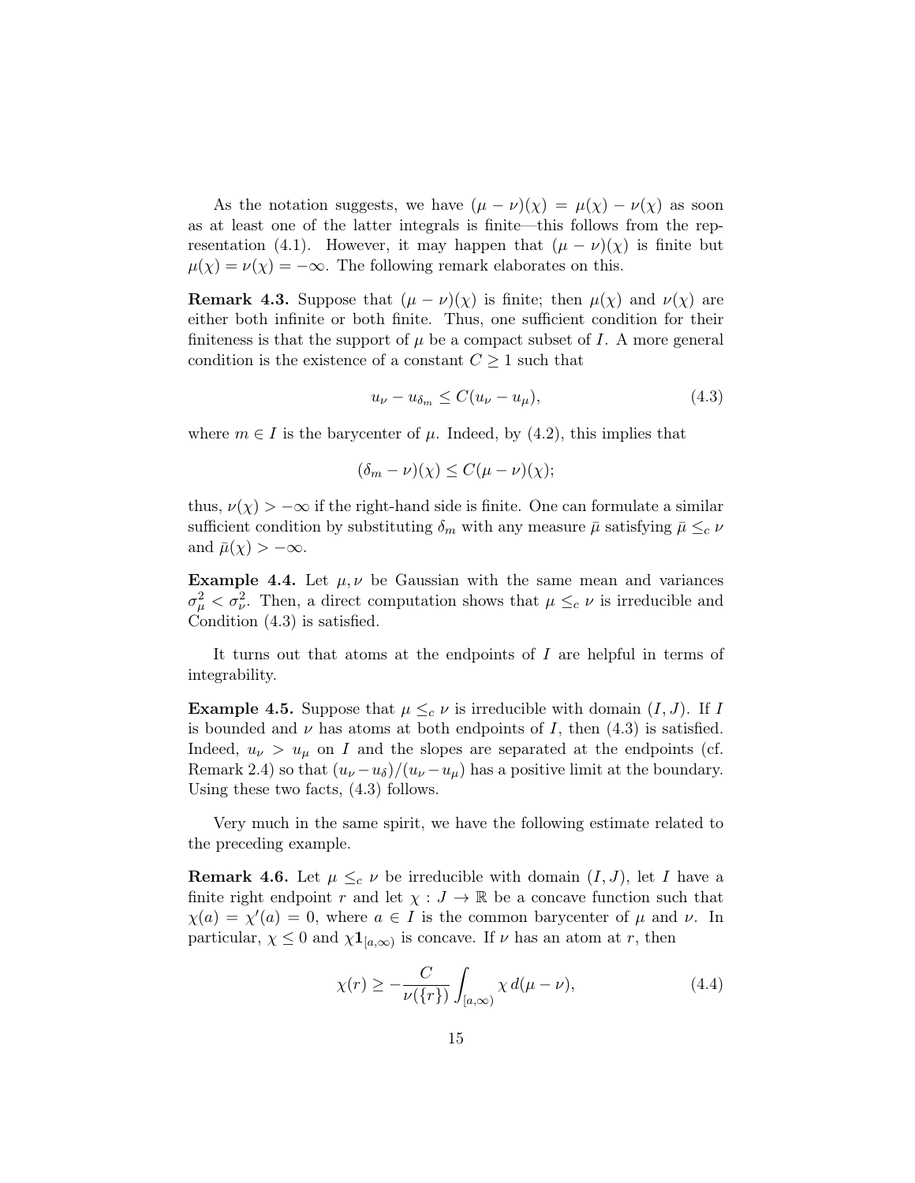As the notation suggests, we have $(\mu - \nu)(\chi) = \mu(\chi) - \nu(\chi)$ as soon as at least one of the latter integrals is finite—this follows from the representation (4.1). However, it may happen that $(\mu - \nu)(\chi)$ is finite but $\mu(\chi) = \nu(\chi) = -\infty$. The following remark elaborates on this.

**Remark 4.3.** Suppose that $(\mu - \nu)(\chi)$ is finite; then $\mu(\chi)$ and $\nu(\chi)$ are either both infinite or both finite. Thus, one sufficient condition for their finiteness is that the support of $\mu$ be a compact subset of $I$. A more general condition is the existence of a constant $C \geq 1$ such that

$$u_\nu - u_{\delta_m} \leq C(u_\nu - u_\mu), \tag{4.3}$$

where $m \in I$ is the barycenter of $\mu$. Indeed, by (4.2), this implies that

$$(\delta_m - \nu)(\chi) \leq C(\mu - \nu)(\chi);$$

thus, $\nu(\chi) > -\infty$ if the right-hand side is finite. One can formulate a similar sufficient condition by substituting $\delta_m$ with any measure $\bar{\mu}$ satisfying $\bar{\mu} \leq_c \nu$ and $\bar{\mu}(\chi) > -\infty$.

**Example 4.4.** Let $\mu, \nu$ be Gaussian with the same mean and variances $\sigma_\mu^2 < \sigma_\nu^2$. Then, a direct computation shows that $\mu \leq_c \nu$ is irreducible and Condition (4.3) is satisfied.

It turns out that atoms at the endpoints of $I$ are helpful in terms of integrability.

**Example 4.5.** Suppose that $\mu \leq_c \nu$ is irreducible with domain $(I, J)$. If $I$ is bounded and $\nu$ has atoms at both endpoints of $I$, then (4.3) is satisfied. Indeed, $u_\nu > u_\mu$ on $I$ and the slopes are separated at the endpoints (cf. Remark 2.4) so that $(u_\nu - u_\delta)/(u_\nu - u_\mu)$ has a positive limit at the boundary. Using these two facts, (4.3) follows.

Very much in the same spirit, we have the following estimate related to the preceding example.

**Remark 4.6.** Let $\mu \leq_c \nu$ be irreducible with domain $(I, J)$, let $I$ have a finite right endpoint $r$ and let $\chi : J \to \mathbb{R}$ be a concave function such that $\chi(a) = \chi'(a) = 0$, where $a \in I$ is the common barycenter of $\mu$ and $\nu$. In particular, $\chi \leq 0$ and $\chi \mathbf{1}_{[a,\infty)}$ is concave. If $\nu$ has an atom at $r$, then

$$\chi(r) \geq -\frac{C}{\nu(\{r\})} \int_{[a,\infty)} \chi \, d(\mu - \nu), \tag{4.4}$$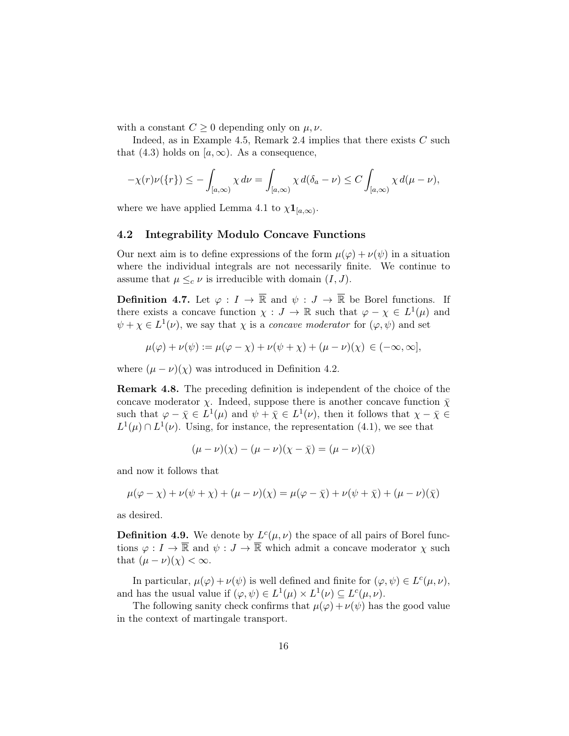with a constant $C \geq 0$ depending only on $\mu, \nu$.

Indeed, as in Example 4.5, Remark 2.4 implies that there exists $C$ such that (4.3) holds on $[a, \infty)$. As a consequence,

$$-\chi(r)\nu(\{r\}) \leq -\int_{[a,\infty)} \chi \, d\nu = \int_{[a,\infty)} \chi \, d(\delta_a - \nu) \leq C \int_{[a,\infty)} \chi \, d(\mu - \nu),$$

where we have applied Lemma 4.1 to $\chi \mathbf{1}_{[a,\infty)}$.

### 4.2 Integrability Modulo Concave Functions

Our next aim is to define expressions of the form $\mu(\varphi) + \nu(\psi)$ in a situation where the individual integrals are not necessarily finite. We continue to assume that $\mu \leq_c \nu$ is irreducible with domain $(I, J)$.

**Definition 4.7.** Let $\varphi : I \to \overline{\mathbb{R}}$ and $\psi : J \to \overline{\mathbb{R}}$ be Borel functions. If there exists a concave function $\chi : J \to \mathbb{R}$ such that $\varphi - \chi \in L^1(\mu)$ and $\psi + \chi \in L^1(\nu)$, we say that $\chi$ is a *concave moderator* for $(\varphi, \psi)$ and set

$$\mu(\varphi) + \nu(\psi) := \mu(\varphi - \chi) + \nu(\psi + \chi) + (\mu - \nu)(\chi) \in (-\infty, \infty],$$

where $(\mu - \nu)(\chi)$ was introduced in Definition 4.2.

**Remark 4.8.** The preceding definition is independent of the choice of the concave moderator $\chi$. Indeed, suppose there is another concave function $\bar{\chi}$ such that $\varphi - \bar{\chi} \in L^1(\mu)$ and $\psi + \bar{\chi} \in L^1(\nu)$, then it follows that $\chi - \bar{\chi} \in L^1(\mu) \cap L^1(\nu)$. Using, for instance, the representation (4.1), we see that

$$(\mu - \nu)(\chi) - (\mu - \nu)(\chi - \bar{\chi}) = (\mu - \nu)(\bar{\chi})$$

and now it follows that

$$\mu(\varphi - \chi) + \nu(\psi + \chi) + (\mu - \nu)(\chi) = \mu(\varphi - \bar{\chi}) + \nu(\psi + \bar{\chi}) + (\mu - \nu)(\bar{\chi})$$

as desired.

**Definition 4.9.** We denote by $L^c(\mu, \nu)$ the space of all pairs of Borel functions $\varphi : I \to \overline{\mathbb{R}}$ and $\psi : J \to \overline{\mathbb{R}}$ which admit a concave moderator $\chi$ such that $(\mu - \nu)(\chi) < \infty$.

In particular, $\mu(\varphi) + \nu(\psi)$ is well defined and finite for $(\varphi, \psi) \in L^c(\mu, \nu)$, and has the usual value if $(\varphi, \psi) \in L^1(\mu) \times L^1(\nu) \subseteq L^c(\mu, \nu)$.

The following sanity check confirms that $\mu(\varphi) + \nu(\psi)$ has the good value in the context of martingale transport.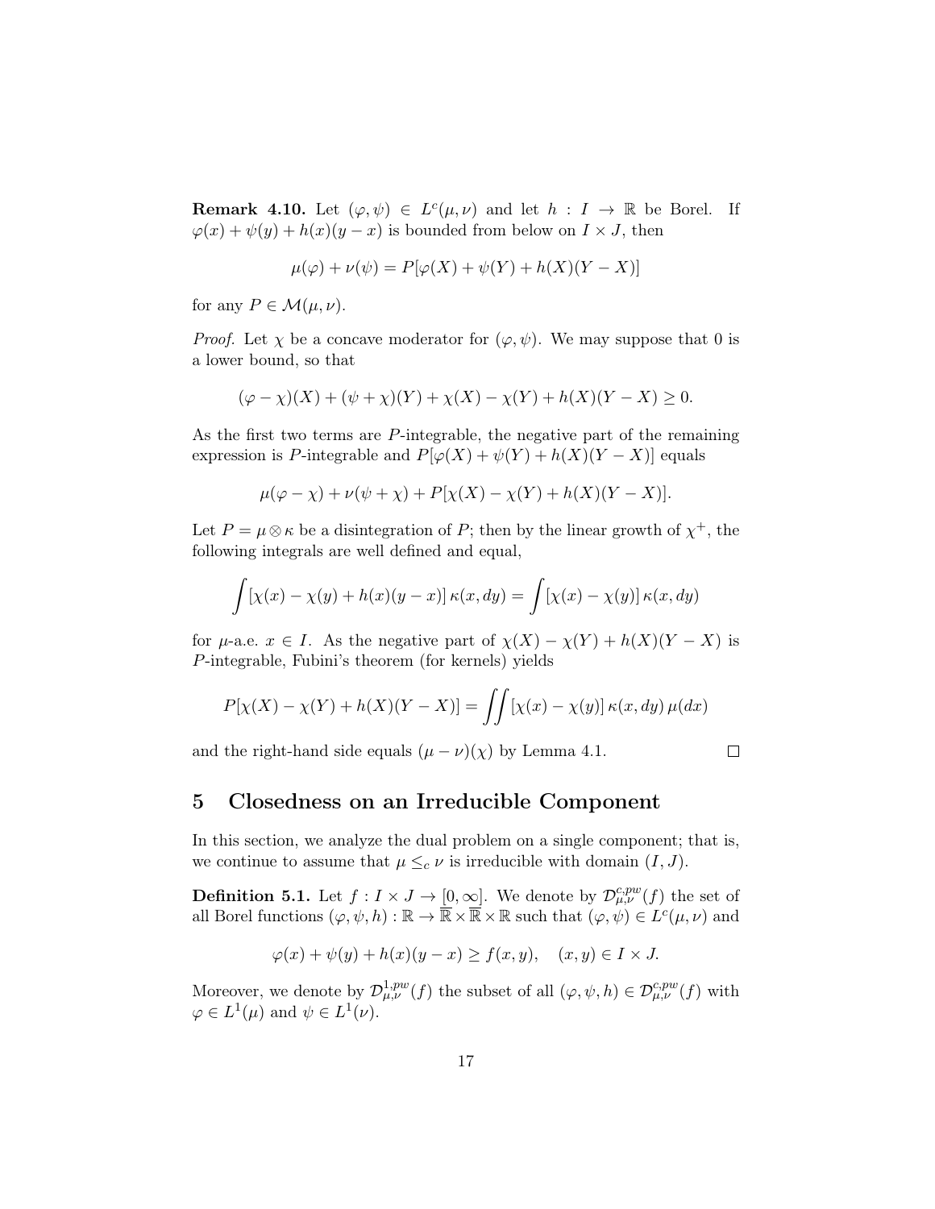**Remark 4.10.** Let $(\varphi, \psi) \in L^c(\mu, \nu)$ and let $h : I \to \mathbb{R}$ be Borel. If $\varphi(x) + \psi(y) + h(x)(y - x)$ is bounded from below on $I \times J$, then

$$\mu(\varphi) + \nu(\psi) = P[\varphi(X) + \psi(Y) + h(X)(Y - X)]$$

for any $P \in \mathcal{M}(\mu, \nu)$.

*Proof.* Let $\chi$ be a concave moderator for $(\varphi, \psi)$. We may suppose that 0 is a lower bound, so that

$$(\varphi - \chi)(X) + (\psi + \chi)(Y) + \chi(X) - \chi(Y) + h(X)(Y - X) \geq 0.$$

As the first two terms are $P$-integrable, the negative part of the remaining expression is $P$-integrable and $P[\varphi(X) + \psi(Y) + h(X)(Y - X)]$ equals

$$\mu(\varphi - \chi) + \nu(\psi + \chi) + P[\chi(X) - \chi(Y) + h(X)(Y - X)].$$

Let $P = \mu \otimes \kappa$ be a disintegration of $P$; then by the linear growth of $\chi^+$, the following integrals are well defined and equal,

$$\int [\chi(x) - \chi(y) + h(x)(y - x)] \, \kappa(x, dy) = \int [\chi(x) - \chi(y)] \, \kappa(x, dy)$$

for $\mu$-a.e. $x \in I$. As the negative part of $\chi(X) - \chi(Y) + h(X)(Y - X)$ is $P$-integrable, Fubini's theorem (for kernels) yields

$$P[\chi(X) - \chi(Y) + h(X)(Y - X)] = \iint [\chi(x) - \chi(y)] \, \kappa(x, dy) \, \mu(dx)$$

and the right-hand side equals $(\mu - \nu)(\chi)$ by Lemma 4.1. $\square$

## 5 Closedness on an Irreducible Component

In this section, we analyze the dual problem on a single component; that is, we continue to assume that $\mu \leq_c \nu$ is irreducible with domain $(I, J)$.

**Definition 5.1.** Let $f : I \times J \to [0, \infty]$. We denote by $\mathcal{D}^{c,pw}_{\mu,\nu}(f)$ the set of all Borel functions $(\varphi, \psi, h) : \mathbb{R} \to \overline{\mathbb{R}} \times \overline{\mathbb{R}} \times \mathbb{R}$ such that $(\varphi, \psi) \in L^c(\mu, \nu)$ and

$$\varphi(x) + \psi(y) + h(x)(y - x) \geq f(x, y), \quad (x, y) \in I \times J.$$

Moreover, we denote by $\mathcal{D}^{1,pw}_{\mu,\nu}(f)$ the subset of all $(\varphi, \psi, h) \in \mathcal{D}^{c,pw}_{\mu,\nu}(f)$ with $\varphi \in L^1(\mu)$ and $\psi \in L^1(\nu)$.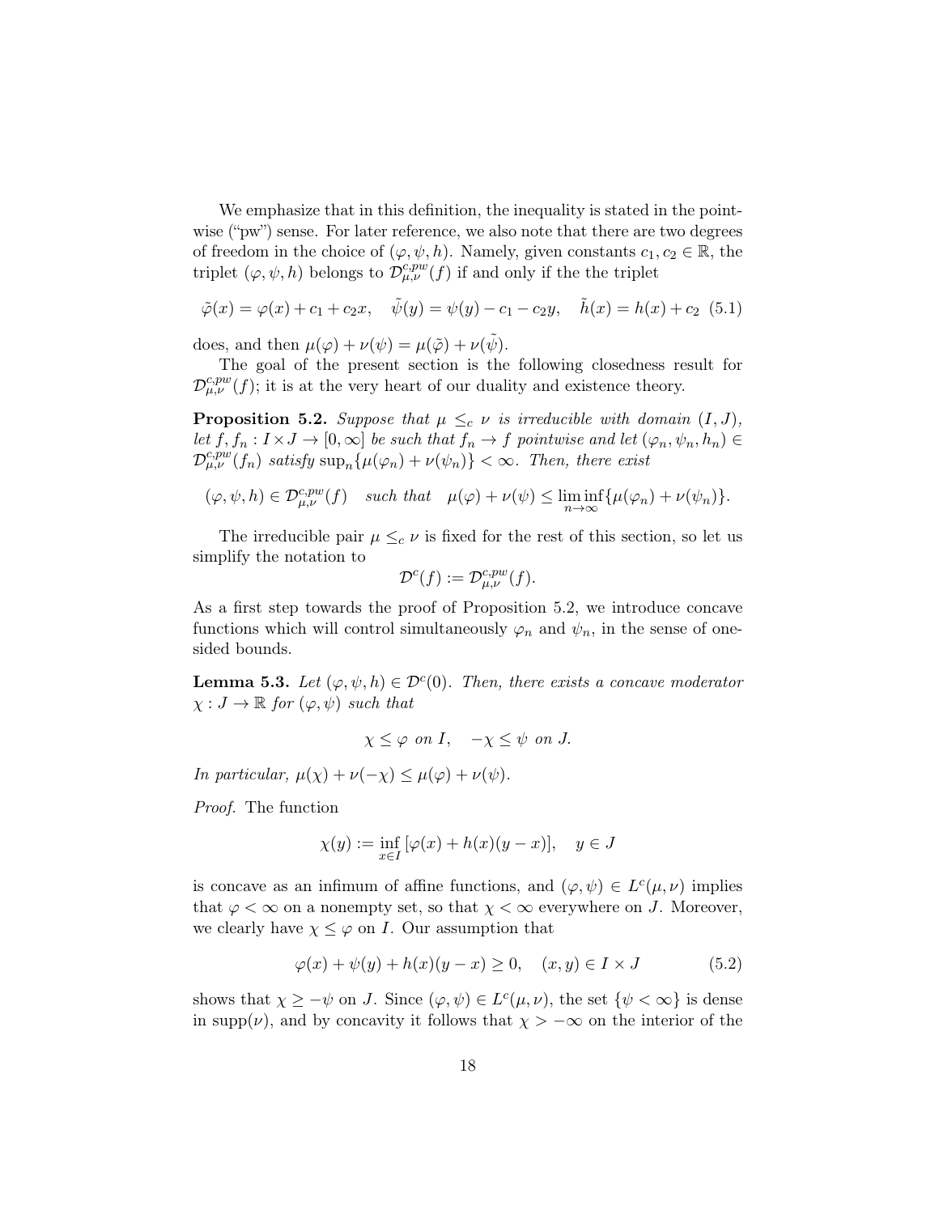We emphasize that in this definition, the inequality is stated in the pointwise ("pw") sense. For later reference, we also note that there are two degrees of freedom in the choice of $(\varphi, \psi, h)$. Namely, given constants $c_1, c_2 \in \mathbb{R}$, the triplet $(\varphi, \psi, h)$ belongs to $\mathcal{D}^{c,pw}_{\mu,\nu}(f)$ if and only if the the triplet

$$\tilde{\varphi}(x) = \varphi(x) + c_1 + c_2 x, \quad \tilde{\psi}(y) = \psi(y) - c_1 - c_2 y, \quad \tilde{h}(x) = h(x) + c_2 \quad (5.1)$$

does, and then $\mu(\varphi) + \nu(\psi) = \mu(\tilde{\varphi}) + \nu(\tilde{\psi})$.

The goal of the present section is the following closedness result for $\mathcal{D}^{c,pw}_{\mu,\nu}(f)$; it is at the very heart of our duality and existence theory.

**Proposition 5.2.** *Suppose that $\mu \leq_c \nu$ is irreducible with domain $(I, J)$, let $f, f_n : I \times J \to [0, \infty]$ be such that $f_n \to f$ pointwise and let $(\varphi_n, \psi_n, h_n) \in \mathcal{D}^{c,pw}_{\mu,\nu}(f_n)$ satisfy $\sup_n\{\mu(\varphi_n) + \nu(\psi_n)\} < \infty$. Then, there exist*

$$(\varphi, \psi, h) \in \mathcal{D}^{c,pw}_{\mu,\nu}(f) \quad \textit{such that} \quad \mu(\varphi) + \nu(\psi) \leq \liminf_{n\to\infty}\{\mu(\varphi_n) + \nu(\psi_n)\}.$$

The irreducible pair $\mu \leq_c \nu$ is fixed for the rest of this section, so let us simplify the notation to

$$\mathcal{D}^c(f) := \mathcal{D}^{c,pw}_{\mu,\nu}(f).$$

As a first step towards the proof of Proposition 5.2, we introduce concave functions which will control simultaneously $\varphi_n$ and $\psi_n$, in the sense of one-sided bounds.

**Lemma 5.3.** *Let $(\varphi, \psi, h) \in \mathcal{D}^c(0)$. Then, there exists a concave moderator $\chi : J \to \mathbb{R}$ for $(\varphi, \psi)$ such that*

$$\chi \leq \varphi \text{ on } I, \quad -\chi \leq \psi \text{ on } J.$$

*In particular, $\mu(\chi) + \nu(-\chi) \leq \mu(\varphi) + \nu(\psi)$.*

*Proof.* The function

$$\chi(y) := \inf_{x\in I} [\varphi(x) + h(x)(y - x)], \quad y \in J$$

is concave as an infimum of affine functions, and $(\varphi, \psi) \in L^c(\mu, \nu)$ implies that $\varphi < \infty$ on a nonempty set, so that $\chi < \infty$ everywhere on $J$. Moreover, we clearly have $\chi \leq \varphi$ on $I$. Our assumption that

$$\varphi(x) + \psi(y) + h(x)(y - x) \geq 0, \quad (x, y) \in I \times J \quad (5.2)$$

shows that $\chi \geq -\psi$ on $J$. Since $(\varphi, \psi) \in L^c(\mu, \nu)$, the set $\{\psi < \infty\}$ is dense in $\operatorname{supp}(\nu)$, and by concavity it follows that $\chi > -\infty$ on the interior of the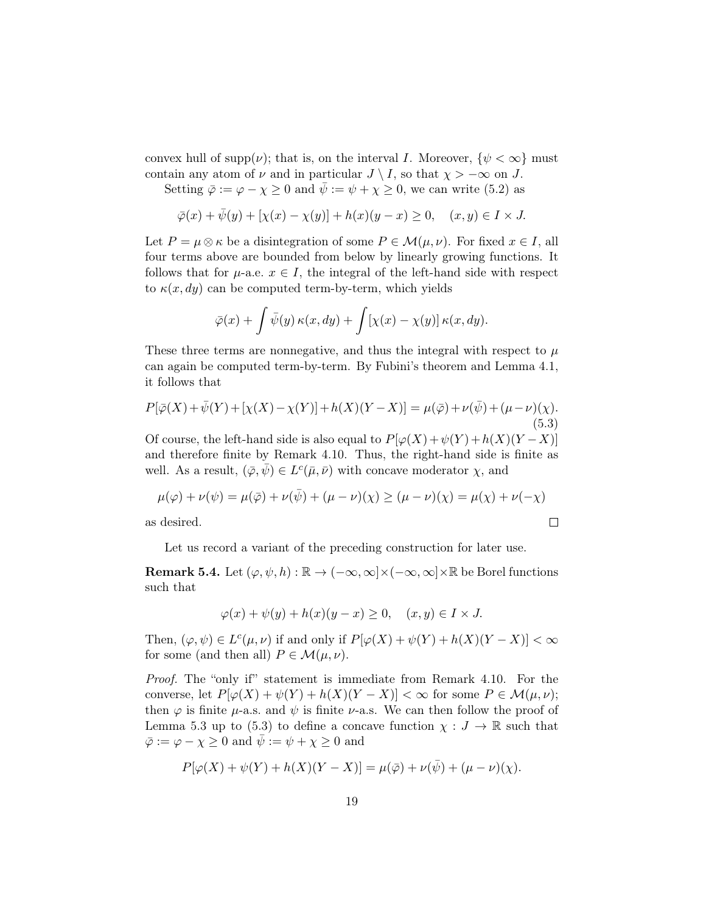convex hull of $\operatorname{supp}(\nu)$; that is, on the interval $I$. Moreover, $\{\psi < \infty\}$ must contain any atom of $\nu$ and in particular $J \setminus I$, so that $\chi > -\infty$ on $J$.

Setting $\bar{\varphi} := \varphi - \chi \geq 0$ and $\bar{\psi} := \psi + \chi \geq 0$, we can write (5.2) as

$$\bar{\varphi}(x) + \bar{\psi}(y) + [\chi(x) - \chi(y)] + h(x)(y - x) \geq 0, \quad (x, y) \in I \times J.$$

Let $P = \mu \otimes \kappa$ be a disintegration of some $P \in \mathcal{M}(\mu, \nu)$. For fixed $x \in I$, all four terms above are bounded from below by linearly growing functions. It follows that for $\mu$-a.e. $x \in I$, the integral of the left-hand side with respect to $\kappa(x, dy)$ can be computed term-by-term, which yields

$$\bar{\varphi}(x) + \int \bar{\psi}(y)\, \kappa(x, dy) + \int [\chi(x) - \chi(y)]\, \kappa(x, dy).$$

These three terms are nonnegative, and thus the integral with respect to $\mu$ can again be computed term-by-term. By Fubini's theorem and Lemma 4.1, it follows that

$$P[\bar{\varphi}(X) + \bar{\psi}(Y) + [\chi(X) - \chi(Y)] + h(X)(Y - X)] = \mu(\bar{\varphi}) + \nu(\bar{\psi}) + (\mu - \nu)(\chi). \tag{5.3}$$

Of course, the left-hand side is also equal to $P[\varphi(X) + \psi(Y) + h(X)(Y - X)]$ and therefore finite by Remark 4.10. Thus, the right-hand side is finite as well. As a result, $(\bar{\varphi}, \bar{\psi}) \in L^c(\bar{\mu}, \bar{\nu})$ with concave moderator $\chi$, and

$$\mu(\varphi) + \nu(\psi) = \mu(\bar{\varphi}) + \nu(\bar{\psi}) + (\mu - \nu)(\chi) \geq (\mu - \nu)(\chi) = \mu(\chi) + \nu(-\chi)$$

as desired. $\square$

Let us record a variant of the preceding construction for later use.

**Remark 5.4.** Let $(\varphi, \psi, h) : \mathbb{R} \to (-\infty, \infty] \times (-\infty, \infty] \times \mathbb{R}$ be Borel functions such that

$$\varphi(x) + \psi(y) + h(x)(y - x) \geq 0, \quad (x, y) \in I \times J.$$

Then, $(\varphi, \psi) \in L^c(\mu, \nu)$ if and only if $P[\varphi(X) + \psi(Y) + h(X)(Y - X)] < \infty$ for some (and then all) $P \in \mathcal{M}(\mu, \nu)$.

*Proof.* The "only if" statement is immediate from Remark 4.10. For the converse, let $P[\varphi(X) + \psi(Y) + h(X)(Y - X)] < \infty$ for some $P \in \mathcal{M}(\mu, \nu)$; then $\varphi$ is finite $\mu$-a.s. and $\psi$ is finite $\nu$-a.s. We can then follow the proof of Lemma 5.3 up to (5.3) to define a concave function $\chi : J \to \mathbb{R}$ such that $\bar{\varphi} := \varphi - \chi \geq 0$ and $\bar{\psi} := \psi + \chi \geq 0$ and

$$P[\varphi(X) + \psi(Y) + h(X)(Y - X)] = \mu(\bar{\varphi}) + \nu(\bar{\psi}) + (\mu - \nu)(\chi).$$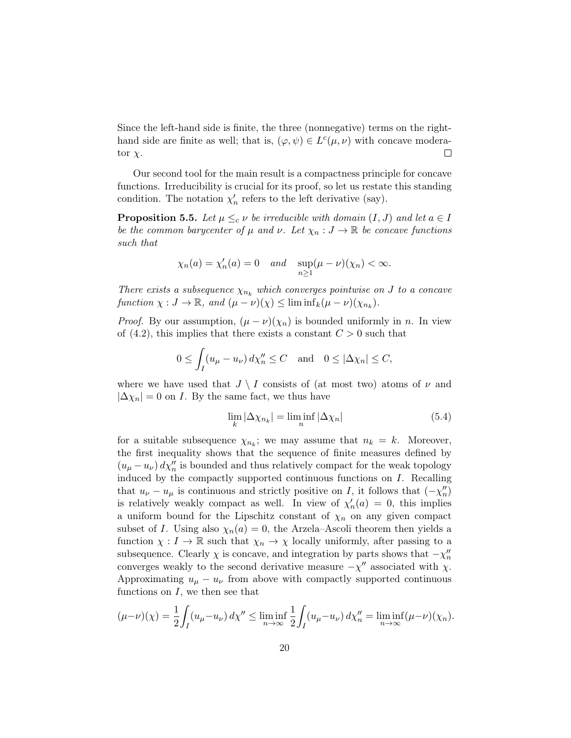Since the left-hand side is finite, the three (nonnegative) terms on the right-hand side are finite as well; that is, $(\varphi, \psi) \in L^c(\mu, \nu)$ with concave moderator $\chi$. ◻

Our second tool for the main result is a compactness principle for concave functions. Irreducibility is crucial for its proof, so let us restate this standing condition. The notation $\chi_n'$ refers to the left derivative (say).

**Proposition 5.5.** *Let $\mu \leq_c \nu$ be irreducible with domain $(I, J)$ and let $a \in I$ be the common barycenter of $\mu$ and $\nu$. Let $\chi_n : J \to \mathbb{R}$ be concave functions such that*

$$\chi_n(a) = \chi_n'(a) = 0 \quad \textit{and} \quad \sup_{n \geq 1} (\mu - \nu)(\chi_n) < \infty.$$

*There exists a subsequence $\chi_{n_k}$ which converges pointwise on $J$ to a concave function $\chi : J \to \mathbb{R}$, and $(\mu - \nu)(\chi) \leq \liminf_k (\mu - \nu)(\chi_{n_k})$.*

*Proof.* By our assumption, $(\mu - \nu)(\chi_n)$ is bounded uniformly in $n$. In view of (4.2), this implies that there exists a constant $C > 0$ such that

$$0 \leq \int_I (u_\mu - u_\nu) \, d\chi_n'' \leq C \quad \text{and} \quad 0 \leq |\Delta \chi_n| \leq C,$$

where we have used that $J \setminus I$ consists of (at most two) atoms of $\nu$ and $|\Delta \chi_n| = 0$ on $I$. By the same fact, we thus have

$$\lim_k |\Delta \chi_{n_k}| = \liminf_n |\Delta \chi_n| \tag{5.4}$$

for a suitable subsequence $\chi_{n_k}$; we may assume that $n_k = k$. Moreover, the first inequality shows that the sequence of finite measures defined by $(u_\mu - u_\nu) \, d\chi_n''$ is bounded and thus relatively compact for the weak topology induced by the compactly supported continuous functions on $I$. Recalling that $u_\nu - u_\mu$ is continuous and strictly positive on $I$, it follows that $(-\chi_n'')$ is relatively weakly compact as well. In view of $\chi_n'(a) = 0$, this implies a uniform bound for the Lipschitz constant of $\chi_n$ on any given compact subset of $I$. Using also $\chi_n(a) = 0$, the Arzela–Ascoli theorem then yields a function $\chi : I \to \mathbb{R}$ such that $\chi_n \to \chi$ locally uniformly, after passing to a subsequence. Clearly $\chi$ is concave, and integration by parts shows that $-\chi_n''$ converges weakly to the second derivative measure $-\chi''$ associated with $\chi$. Approximating $u_\mu - u_\nu$ from above with compactly supported continuous functions on $I$, we then see that

$$(\mu - \nu)(\chi) = \frac{1}{2} \int_I (u_\mu - u_\nu) \, d\chi'' \leq \liminf_{n \to \infty} \frac{1}{2} \int_I (u_\mu - u_\nu) \, d\chi_n'' = \liminf_{n \to \infty} (\mu - \nu)(\chi_n).$$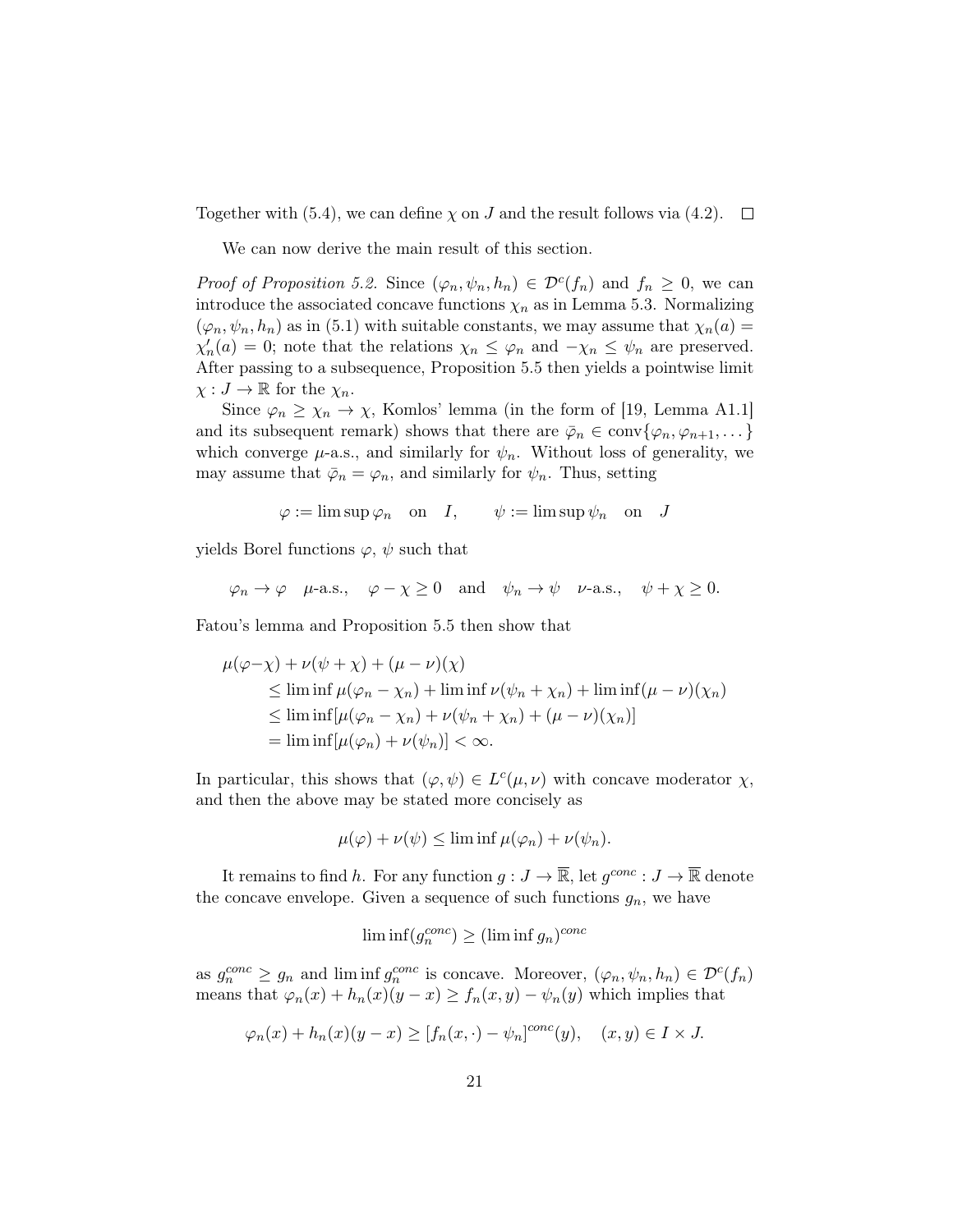Together with (5.4), we can define $\chi$ on $J$ and the result follows via (4.2). $\square$

We can now derive the main result of this section.

*Proof of Proposition 5.2.* Since $(\varphi_n, \psi_n, h_n) \in \mathcal{D}^c(f_n)$ and $f_n \geq 0$, we can introduce the associated concave functions $\chi_n$ as in Lemma 5.3. Normalizing $(\varphi_n, \psi_n, h_n)$ as in (5.1) with suitable constants, we may assume that $\chi_n(a) = \chi_n'(a) = 0$; note that the relations $\chi_n \leq \varphi_n$ and $-\chi_n \leq \psi_n$ are preserved. After passing to a subsequence, Proposition 5.5 then yields a pointwise limit $\chi : J \to \mathbb{R}$ for the $\chi_n$.

Since $\varphi_n \geq \chi_n \to \chi$, Komlos' lemma (in the form of [19, Lemma A1.1] and its subsequent remark) shows that there are $\bar{\varphi}_n \in \operatorname{conv}\{\varphi_n, \varphi_{n+1}, \dots\}$ which converge $\mu$-a.s., and similarly for $\psi_n$. Without loss of generality, we may assume that $\bar{\varphi}_n = \varphi_n$, and similarly for $\psi_n$. Thus, setting

$$\varphi := \limsup \varphi_n \quad \text{on} \quad I, \qquad \psi := \limsup \psi_n \quad \text{on} \quad J$$

yields Borel functions $\varphi$, $\psi$ such that

$$\varphi_n \to \varphi \quad \mu\text{-a.s.}, \quad \varphi - \chi \geq 0 \quad \text{and} \quad \psi_n \to \psi \quad \nu\text{-a.s.}, \quad \psi + \chi \geq 0.$$

Fatou's lemma and Proposition 5.5 then show that

$$\begin{aligned}
\mu(\varphi - \chi) &+ \nu(\psi + \chi) + (\mu - \nu)(\chi) \\
&\leq \liminf \mu(\varphi_n - \chi_n) + \liminf \nu(\psi_n + \chi_n) + \liminf (\mu - \nu)(\chi_n) \\
&\leq \liminf [\mu(\varphi_n - \chi_n) + \nu(\psi_n + \chi_n) + (\mu - \nu)(\chi_n)] \\
&= \liminf [\mu(\varphi_n) + \nu(\psi_n)] < \infty.
\end{aligned}$$

In particular, this shows that $(\varphi, \psi) \in L^c(\mu, \nu)$ with concave moderator $\chi$, and then the above may be stated more concisely as

$$\mu(\varphi) + \nu(\psi) \leq \liminf \mu(\varphi_n) + \nu(\psi_n).$$

It remains to find $h$. For any function $g : J \to \overline{\mathbb{R}}$, let $g^{conc} : J \to \overline{\mathbb{R}}$ denote the concave envelope. Given a sequence of such functions $g_n$, we have

$$\liminf (g_n^{conc}) \geq (\liminf g_n)^{conc}$$

as $g_n^{conc} \geq g_n$ and $\liminf g_n^{conc}$ is concave. Moreover, $(\varphi_n, \psi_n, h_n) \in \mathcal{D}^c(f_n)$ means that $\varphi_n(x) + h_n(x)(y - x) \geq f_n(x, y) - \psi_n(y)$ which implies that

$$\varphi_n(x) + h_n(x)(y - x) \geq [f_n(x, \cdot) - \psi_n]^{conc}(y), \quad (x, y) \in I \times J.$$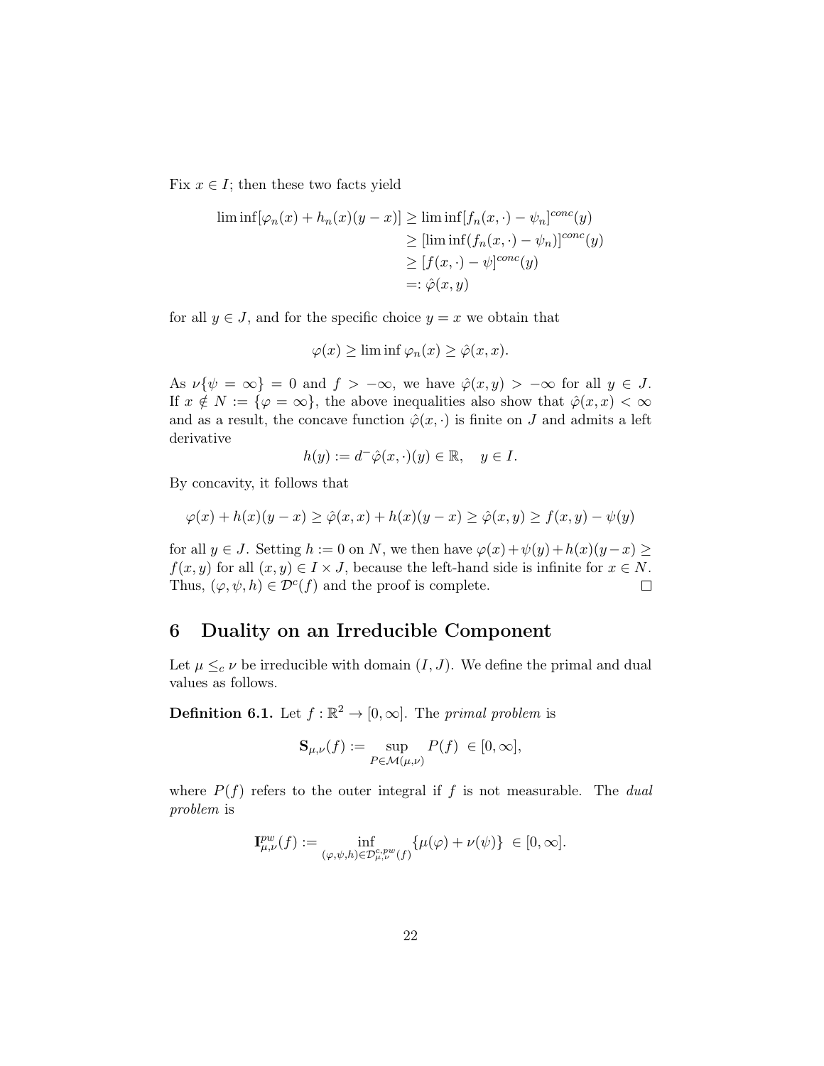Fix $x \in I$; then these two facts yield

$$
\begin{aligned}
\liminf[\varphi_n(x) + h_n(x)(y-x)] &\geq \liminf[f_n(x,\cdot) - \psi_n]^{conc}(y) \\
&\geq [\liminf(f_n(x,\cdot) - \psi_n)]^{conc}(y) \\
&\geq [f(x,\cdot) - \psi]^{conc}(y) \\
&=: \hat{\varphi}(x,y)
\end{aligned}
$$

for all $y \in J$, and for the specific choice $y = x$ we obtain that

$$
\varphi(x) \geq \liminf \varphi_n(x) \geq \hat{\varphi}(x,x).
$$

As $\nu\{\psi = \infty\} = 0$ and $f > -\infty$, we have $\hat{\varphi}(x,y) > -\infty$ for all $y \in J$. If $x \notin N := \{\varphi = \infty\}$, the above inequalities also show that $\hat{\varphi}(x,x) < \infty$ and as a result, the concave function $\hat{\varphi}(x,\cdot)$ is finite on $J$ and admits a left derivative

$$
h(y) := d^-\hat{\varphi}(x,\cdot)(y) \in \mathbb{R}, \quad y \in I.
$$

By concavity, it follows that

$$
\varphi(x) + h(x)(y-x) \geq \hat{\varphi}(x,x) + h(x)(y-x) \geq \hat{\varphi}(x,y) \geq f(x,y) - \psi(y)
$$

for all $y \in J$. Setting $h := 0$ on $N$, we then have $\varphi(x) + \psi(y) + h(x)(y-x) \geq f(x,y)$ for all $(x,y) \in I \times J$, because the left-hand side is infinite for $x \in N$. Thus, $(\varphi, \psi, h) \in \mathcal{D}^c(f)$ and the proof is complete. □

## 6 Duality on an Irreducible Component

Let $\mu \leq_c \nu$ be irreducible with domain $(I, J)$. We define the primal and dual values as follows.

**Definition 6.1.** Let $f : \mathbb{R}^2 \to [0, \infty]$. The *primal problem* is

$$
\mathbf{S}_{\mu,\nu}(f) := \sup_{P \in \mathcal{M}(\mu,\nu)} P(f) \ \in [0, \infty],
$$

where $P(f)$ refers to the outer integral if $f$ is not measurable. The *dual problem* is

$$
\mathbf{I}^{pw}_{\mu,\nu}(f) := \inf_{(\varphi,\psi,h) \in \mathcal{D}^{c,pw}_{\mu,\nu}(f)} \{\mu(\varphi) + \nu(\psi)\} \ \in [0, \infty].
$$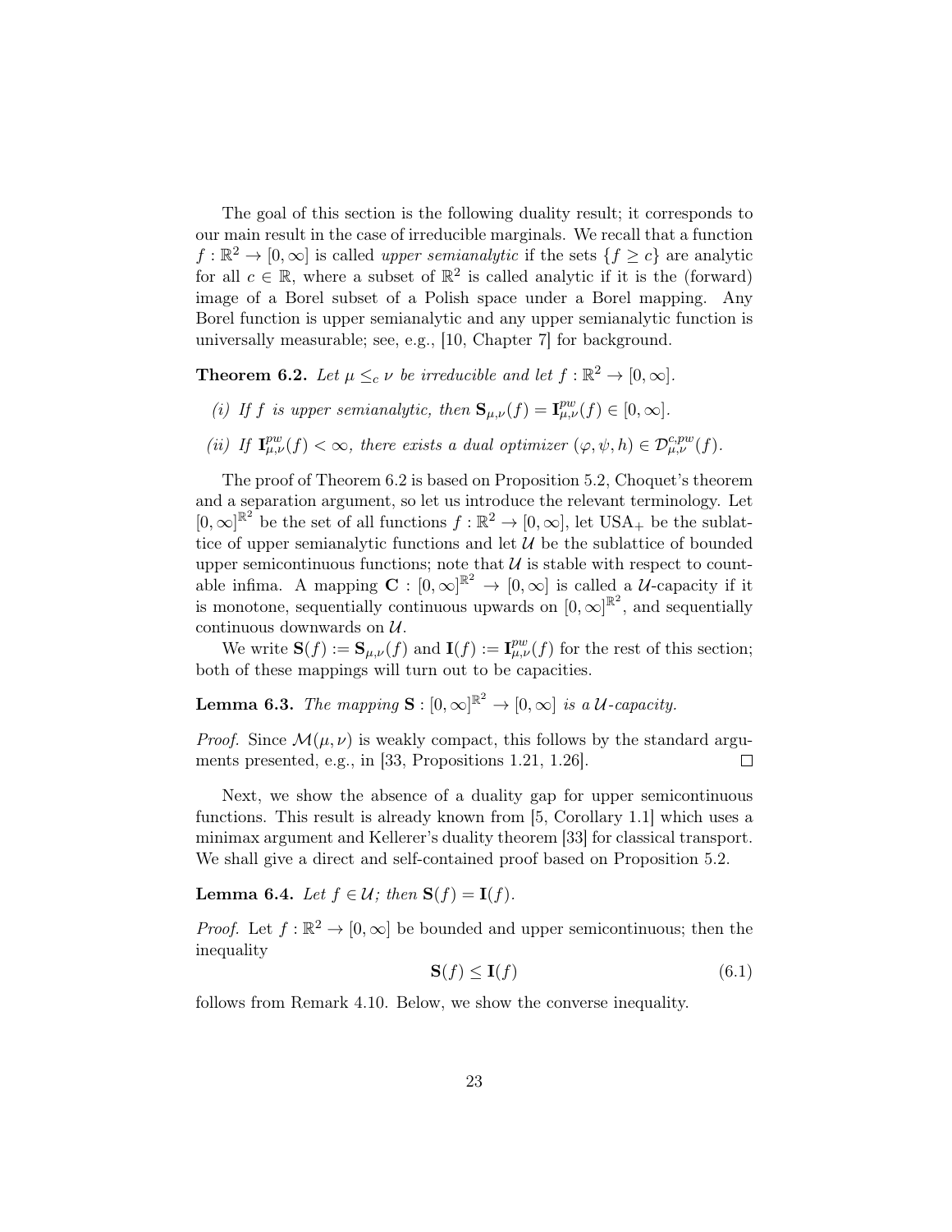The goal of this section is the following duality result; it corresponds to our main result in the case of irreducible marginals. We recall that a function $f:\mathbb{R}^2\to[0,\infty]$ is called *upper semianalytic* if the sets $\{f\geq c\}$ are analytic for all $c\in\mathbb{R}$, where a subset of $\mathbb{R}^2$ is called analytic if it is the (forward) image of a Borel subset of a Polish space under a Borel mapping. Any Borel function is upper semianalytic and any upper semianalytic function is universally measurable; see, e.g., [10, Chapter 7] for background.

**Theorem 6.2.** *Let $\mu\leq_c\nu$ be irreducible and let $f:\mathbb{R}^2\to[0,\infty]$.*

*(i) If $f$ is upper semianalytic, then $\mathbf{S}_{\mu,\nu}(f)=\mathbf{I}^{pw}_{\mu,\nu}(f)\in[0,\infty]$.*

*(ii) If $\mathbf{I}^{pw}_{\mu,\nu}(f)<\infty$, there exists a dual optimizer $(\varphi,\psi,h)\in\mathcal{D}^{c,pw}_{\mu,\nu}(f)$.*

The proof of Theorem 6.2 is based on Proposition 5.2, Choquet's theorem and a separation argument, so let us introduce the relevant terminology. Let $[0,\infty]^{\mathbb{R}^2}$ be the set of all functions $f:\mathbb{R}^2\to[0,\infty]$, let $\mathrm{USA}_+$ be the sublattice of upper semianalytic functions and let $\mathcal{U}$ be the sublattice of bounded upper semicontinuous functions; note that $\mathcal{U}$ is stable with respect to countable infima. A mapping $\mathbf{C}:[0,\infty]^{\mathbb{R}^2}\to[0,\infty]$ is called a $\mathcal{U}$-capacity if it is monotone, sequentially continuous upwards on $[0,\infty]^{\mathbb{R}^2}$, and sequentially continuous downwards on $\mathcal{U}$.

We write $\mathbf{S}(f):=\mathbf{S}_{\mu,\nu}(f)$ and $\mathbf{I}(f):=\mathbf{I}^{pw}_{\mu,\nu}(f)$ for the rest of this section; both of these mappings will turn out to be capacities.

**Lemma 6.3.** *The mapping $\mathbf{S}:[0,\infty]^{\mathbb{R}^2}\to[0,\infty]$ is a $\mathcal{U}$-capacity.*

*Proof.* Since $\mathcal{M}(\mu,\nu)$ is weakly compact, this follows by the standard arguments presented, e.g., in [33, Propositions 1.21, 1.26]. □

Next, we show the absence of a duality gap for upper semicontinuous functions. This result is already known from [5, Corollary 1.1] which uses a minimax argument and Kellerer's duality theorem [33] for classical transport. We shall give a direct and self-contained proof based on Proposition 5.2.

**Lemma 6.4.** *Let $f\in\mathcal{U}$; then $\mathbf{S}(f)=\mathbf{I}(f)$.*

*Proof.* Let $f:\mathbb{R}^2\to[0,\infty]$ be bounded and upper semicontinuous; then the inequality

$$\mathbf{S}(f)\leq\mathbf{I}(f) \tag{6.1}$$

follows from Remark 4.10. Below, we show the converse inequality.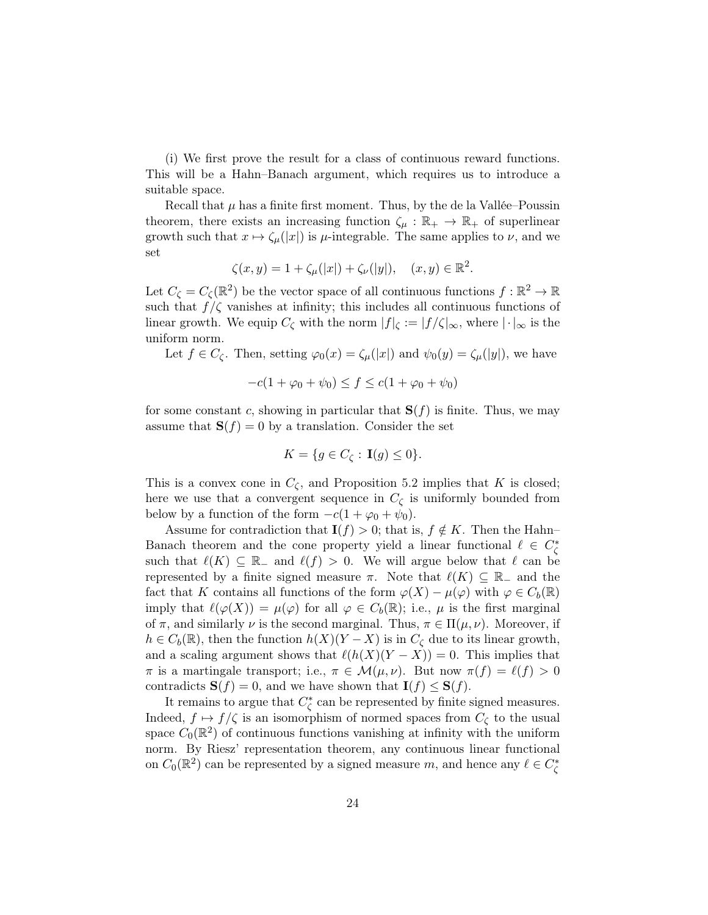(i) We first prove the result for a class of continuous reward functions. This will be a Hahn–Banach argument, which requires us to introduce a suitable space.

Recall that $\mu$ has a finite first moment. Thus, by the de la Vallée–Poussin theorem, there exists an increasing function $\zeta_\mu : \mathbb{R}_+ \to \mathbb{R}_+$ of superlinear growth such that $x \mapsto \zeta_\mu(|x|)$ is $\mu$-integrable. The same applies to $\nu$, and we set

$$\zeta(x, y) = 1 + \zeta_\mu(|x|) + \zeta_\nu(|y|), \quad (x, y) \in \mathbb{R}^2.$$

Let $C_\zeta = C_\zeta(\mathbb{R}^2)$ be the vector space of all continuous functions $f : \mathbb{R}^2 \to \mathbb{R}$ such that $f/\zeta$ vanishes at infinity; this includes all continuous functions of linear growth. We equip $C_\zeta$ with the norm $|f|_\zeta := |f/\zeta|_\infty$, where $|\cdot|_\infty$ is the uniform norm.

Let $f \in C_\zeta$. Then, setting $\varphi_0(x) = \zeta_\mu(|x|)$ and $\psi_0(y) = \zeta_\mu(|y|)$, we have

$$-c(1 + \varphi_0 + \psi_0) \leq f \leq c(1 + \varphi_0 + \psi_0)$$

for some constant $c$, showing in particular that $\mathbf{S}(f)$ is finite. Thus, we may assume that $\mathbf{S}(f) = 0$ by a translation. Consider the set

$$K = \{g \in C_\zeta : \mathbf{I}(g) \leq 0\}.$$

This is a convex cone in $C_\zeta$, and Proposition 5.2 implies that $K$ is closed; here we use that a convergent sequence in $C_\zeta$ is uniformly bounded from below by a function of the form $-c(1 + \varphi_0 + \psi_0)$.

Assume for contradiction that $\mathbf{I}(f) > 0$; that is, $f \notin K$. Then the Hahn–Banach theorem and the cone property yield a linear functional $\ell \in C_\zeta^*$ such that $\ell(K) \subseteq \mathbb{R}_-$ and $\ell(f) > 0$. We will argue below that $\ell$ can be represented by a finite signed measure $\pi$. Note that $\ell(K) \subseteq \mathbb{R}_-$ and the fact that $K$ contains all functions of the form $\varphi(X) - \mu(\varphi)$ with $\varphi \in C_b(\mathbb{R})$ imply that $\ell(\varphi(X)) = \mu(\varphi)$ for all $\varphi \in C_b(\mathbb{R})$; i.e., $\mu$ is the first marginal of $\pi$, and similarly $\nu$ is the second marginal. Thus, $\pi \in \Pi(\mu, \nu)$. Moreover, if $h \in C_b(\mathbb{R})$, then the function $h(X)(Y - X)$ is in $C_\zeta$ due to its linear growth, and a scaling argument shows that $\ell(h(X)(Y - X)) = 0$. This implies that $\pi$ is a martingale transport; i.e., $\pi \in \mathcal{M}(\mu, \nu)$. But now $\pi(f) = \ell(f) > 0$ contradicts $\mathbf{S}(f) = 0$, and we have shown that $\mathbf{I}(f) \leq \mathbf{S}(f)$.

It remains to argue that $C_\zeta^*$ can be represented by finite signed measures. Indeed, $f \mapsto f/\zeta$ is an isomorphism of normed spaces from $C_\zeta$ to the usual space $C_0(\mathbb{R}^2)$ of continuous functions vanishing at infinity with the uniform norm. By Riesz' representation theorem, any continuous linear functional on $C_0(\mathbb{R}^2)$ can be represented by a signed measure $m$, and hence any $\ell \in C_\zeta^*$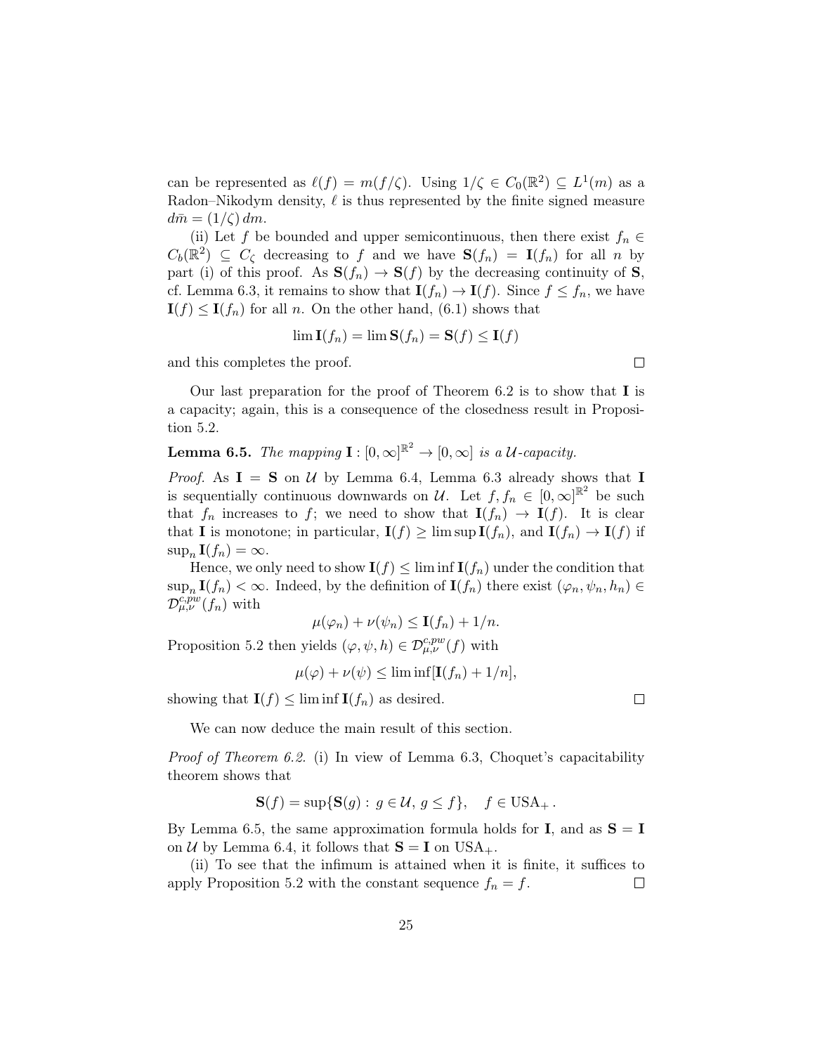can be represented as $\ell(f) = m(f/\zeta)$. Using $1/\zeta \in C_0(\mathbb{R}^2) \subseteq L^1(m)$ as a Radon–Nikodym density, $\ell$ is thus represented by the finite signed measure $d\bar{m} = (1/\zeta)\, dm$.

(ii) Let $f$ be bounded and upper semicontinuous, then there exist $f_n \in C_b(\mathbb{R}^2) \subseteq C_\zeta$ decreasing to $f$ and we have $\mathbf{S}(f_n) = \mathbf{I}(f_n)$ for all $n$ by part (i) of this proof. As $\mathbf{S}(f_n) \to \mathbf{S}(f)$ by the decreasing continuity of $\mathbf{S}$, cf. Lemma 6.3, it remains to show that $\mathbf{I}(f_n) \to \mathbf{I}(f)$. Since $f \leq f_n$, we have $\mathbf{I}(f) \leq \mathbf{I}(f_n)$ for all $n$. On the other hand, (6.1) shows that

$$\lim \mathbf{I}(f_n) = \lim \mathbf{S}(f_n) = \mathbf{S}(f) \leq \mathbf{I}(f)$$

and this completes the proof. □

Our last preparation for the proof of Theorem 6.2 is to show that $\mathbf{I}$ is a capacity; again, this is a consequence of the closedness result in Proposition 5.2.

**Lemma 6.5.** *The mapping $\mathbf{I} : [0, \infty]^{\mathbb{R}^2} \to [0, \infty]$ is a $\mathcal{U}$-capacity.*

*Proof.* As $\mathbf{I} = \mathbf{S}$ on $\mathcal{U}$ by Lemma 6.4, Lemma 6.3 already shows that $\mathbf{I}$ is sequentially continuous downwards on $\mathcal{U}$. Let $f, f_n \in [0, \infty]^{\mathbb{R}^2}$ be such that $f_n$ increases to $f$; we need to show that $\mathbf{I}(f_n) \to \mathbf{I}(f)$. It is clear that $\mathbf{I}$ is monotone; in particular, $\mathbf{I}(f) \geq \limsup \mathbf{I}(f_n)$, and $\mathbf{I}(f_n) \to \mathbf{I}(f)$ if $\sup_n \mathbf{I}(f_n) = \infty$.

Hence, we only need to show $\mathbf{I}(f) \leq \liminf \mathbf{I}(f_n)$ under the condition that $\sup_n \mathbf{I}(f_n) < \infty$. Indeed, by the definition of $\mathbf{I}(f_n)$ there exist $(\varphi_n, \psi_n, h_n) \in \mathcal{D}^{c,pw}_{\mu,\nu}(f_n)$ with

$$\mu(\varphi_n) + \nu(\psi_n) \leq \mathbf{I}(f_n) + 1/n.$$

Proposition 5.2 then yields $(\varphi, \psi, h) \in \mathcal{D}^{c,pw}_{\mu,\nu}(f)$ with

$$\mu(\varphi) + \nu(\psi) \leq \liminf[\mathbf{I}(f_n) + 1/n],$$

showing that $\mathbf{I}(f) \leq \liminf \mathbf{I}(f_n)$ as desired. □

We can now deduce the main result of this section.

*Proof of Theorem 6.2.* (i) In view of Lemma 6.3, Choquet's capacitability theorem shows that

$$\mathbf{S}(f) = \sup\{\mathbf{S}(g) : \, g \in \mathcal{U}, \, g \leq f\}, \quad f \in \mathrm{USA}_+ .$$

By Lemma 6.5, the same approximation formula holds for $\mathbf{I}$, and as $\mathbf{S} = \mathbf{I}$ on $\mathcal{U}$ by Lemma 6.4, it follows that $\mathbf{S} = \mathbf{I}$ on $\mathrm{USA}_+$.

(ii) To see that the infimum is attained when it is finite, it suffices to apply Proposition 5.2 with the constant sequence $f_n = f$. □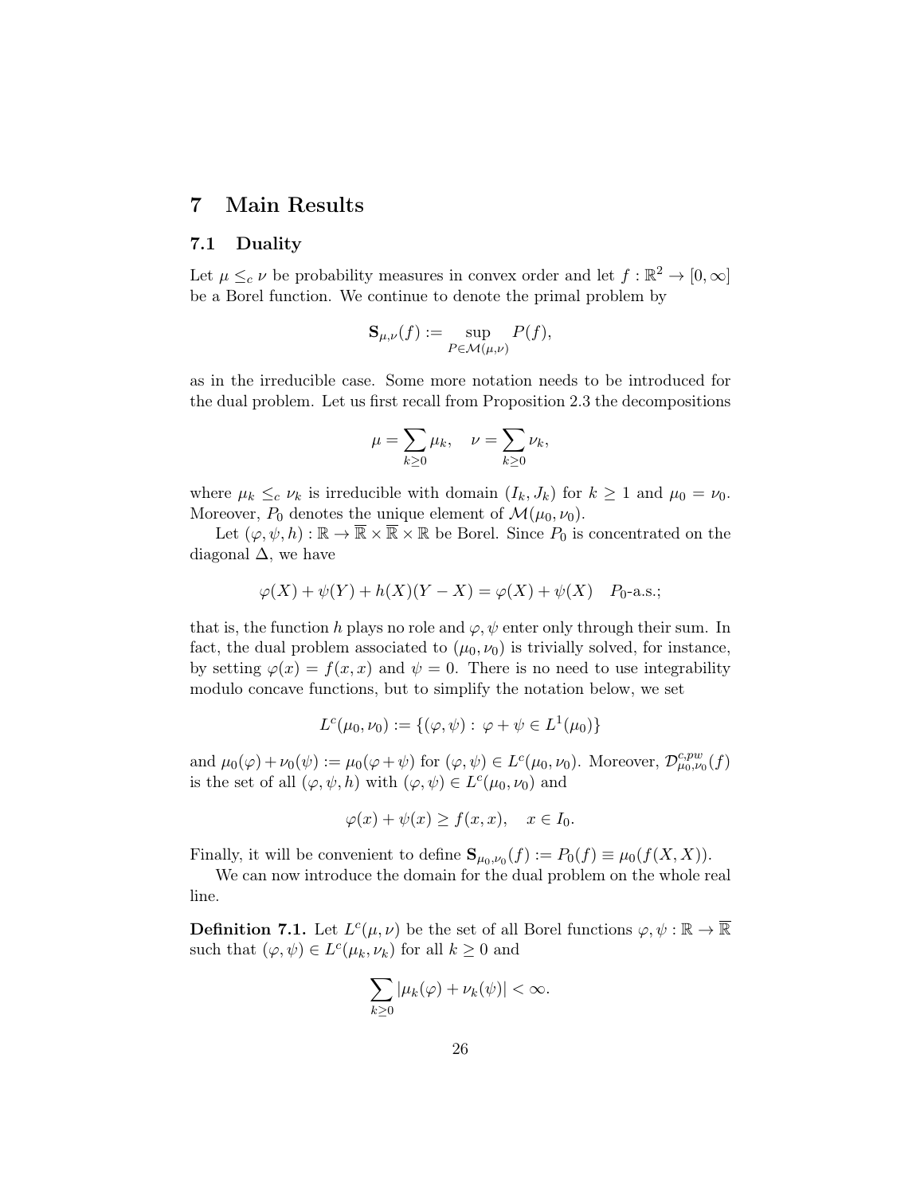# 7 Main Results

## 7.1 Duality

Let $\mu \leq_c \nu$ be probability measures in convex order and let $f : \mathbb{R}^2 \to [0, \infty]$ be a Borel function. We continue to denote the primal problem by

$$\mathbf{S}_{\mu,\nu}(f) := \sup_{P \in \mathcal{M}(\mu,\nu)} P(f),$$

as in the irreducible case. Some more notation needs to be introduced for the dual problem. Let us first recall from Proposition 2.3 the decompositions

$$\mu = \sum_{k \geq 0} \mu_k, \quad \nu = \sum_{k \geq 0} \nu_k,$$

where $\mu_k \leq_c \nu_k$ is irreducible with domain $(I_k, J_k)$ for $k \geq 1$ and $\mu_0 = \nu_0$. Moreover, $P_0$ denotes the unique element of $\mathcal{M}(\mu_0, \nu_0)$.

Let $(\varphi, \psi, h) : \mathbb{R} \to \overline{\mathbb{R}} \times \overline{\mathbb{R}} \times \mathbb{R}$ be Borel. Since $P_0$ is concentrated on the diagonal $\Delta$, we have

$$\varphi(X) + \psi(Y) + h(X)(Y - X) = \varphi(X) + \psi(X) \quad P_0\text{-a.s.};$$

that is, the function $h$ plays no role and $\varphi, \psi$ enter only through their sum. In fact, the dual problem associated to $(\mu_0, \nu_0)$ is trivially solved, for instance, by setting $\varphi(x) = f(x, x)$ and $\psi = 0$. There is no need to use integrability modulo concave functions, but to simplify the notation below, we set

$$L^c(\mu_0, \nu_0) := \{(\varphi, \psi) : \varphi + \psi \in L^1(\mu_0)\}$$

and $\mu_0(\varphi) + \nu_0(\psi) := \mu_0(\varphi + \psi)$ for $(\varphi, \psi) \in L^c(\mu_0, \nu_0)$. Moreover, $\mathcal{D}^{c,pw}_{\mu_0,\nu_0}(f)$ is the set of all $(\varphi, \psi, h)$ with $(\varphi, \psi) \in L^c(\mu_0, \nu_0)$ and

$$\varphi(x) + \psi(x) \geq f(x, x), \quad x \in I_0.$$

Finally, it will be convenient to define $\mathbf{S}_{\mu_0,\nu_0}(f) := P_0(f) \equiv \mu_0(f(X, X))$.

We can now introduce the domain for the dual problem on the whole real line.

**Definition 7.1.** Let $L^c(\mu, \nu)$ be the set of all Borel functions $\varphi, \psi : \mathbb{R} \to \overline{\mathbb{R}}$ such that $(\varphi, \psi) \in L^c(\mu_k, \nu_k)$ for all $k \geq 0$ and

$$\sum_{k \geq 0} |\mu_k(\varphi) + \nu_k(\psi)| < \infty.$$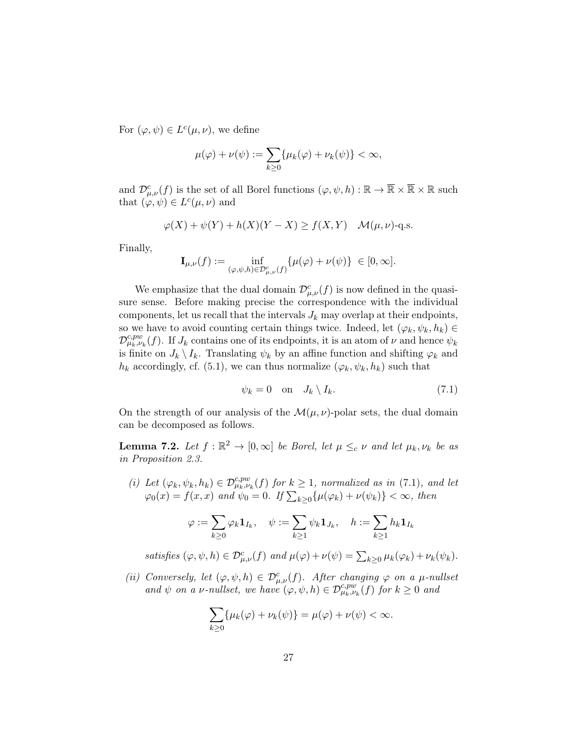For $(\varphi, \psi) \in L^c(\mu, \nu)$, we define

$$\mu(\varphi) + \nu(\psi) := \sum_{k \geq 0} \{\mu_k(\varphi) + \nu_k(\psi)\} < \infty,$$

and $\mathcal{D}^c_{\mu,\nu}(f)$ is the set of all Borel functions $(\varphi, \psi, h) : \mathbb{R} \to \overline{\mathbb{R}} \times \overline{\mathbb{R}} \times \mathbb{R}$ such that $(\varphi, \psi) \in L^c(\mu, \nu)$ and

$$\varphi(X) + \psi(Y) + h(X)(Y - X) \geq f(X, Y) \quad \mathcal{M}(\mu, \nu)\text{-q.s.}$$

Finally,

$$\mathbf{I}_{\mu,\nu}(f) := \inf_{(\varphi,\psi,h) \in \mathcal{D}^c_{\mu,\nu}(f)} \{\mu(\varphi) + \nu(\psi)\} \ \in [0, \infty].$$

We emphasize that the dual domain $\mathcal{D}^c_{\mu,\nu}(f)$ is now defined in the quasi-sure sense. Before making precise the correspondence with the individual components, let us recall that the intervals $J_k$ may overlap at their endpoints, so we have to avoid counting certain things twice. Indeed, let $(\varphi_k, \psi_k, h_k) \in \mathcal{D}^{c,pw}_{\mu_k,\nu_k}(f)$. If $J_k$ contains one of its endpoints, it is an atom of $\nu$ and hence $\psi_k$ is finite on $J_k \setminus I_k$. Translating $\psi_k$ by an affine function and shifting $\varphi_k$ and $h_k$ accordingly, cf. (5.1), we can thus normalize $(\varphi_k, \psi_k, h_k)$ such that

$$\psi_k = 0 \quad \text{on} \quad J_k \setminus I_k. \tag{7.1}$$

On the strength of our analysis of the $\mathcal{M}(\mu, \nu)$-polar sets, the dual domain can be decomposed as follows.

**Lemma 7.2.** *Let $f : \mathbb{R}^2 \to [0, \infty]$ be Borel, let $\mu \leq_c \nu$ and let $\mu_k, \nu_k$ be as in Proposition 2.3.*

*(i) Let $(\varphi_k, \psi_k, h_k) \in \mathcal{D}^{c,pw}_{\mu_k,\nu_k}(f)$ for $k \geq 1$, normalized as in (7.1), and let $\varphi_0(x) = f(x, x)$ and $\psi_0 = 0$. If $\sum_{k \geq 0} \{\mu(\varphi_k) + \nu(\psi_k)\} < \infty$, then*

$$\varphi := \sum_{k \geq 0} \varphi_k \mathbf{1}_{I_k}, \quad \psi := \sum_{k \geq 1} \psi_k \mathbf{1}_{J_k}, \quad h := \sum_{k \geq 1} h_k \mathbf{1}_{I_k}$$

*satisfies $(\varphi, \psi, h) \in \mathcal{D}^c_{\mu,\nu}(f)$ and $\mu(\varphi) + \nu(\psi) = \sum_{k \geq 0} \mu_k(\varphi_k) + \nu_k(\psi_k)$.*

*(ii) Conversely, let $(\varphi, \psi, h) \in \mathcal{D}^c_{\mu,\nu}(f)$. After changing $\varphi$ on a $\mu$-nullset and $\psi$ on a $\nu$-nullset, we have $(\varphi, \psi, h) \in \mathcal{D}^{c,pw}_{\mu_k,\nu_k}(f)$ for $k \geq 0$ and*

$$\sum_{k \geq 0} \{\mu_k(\varphi) + \nu_k(\psi)\} = \mu(\varphi) + \nu(\psi) < \infty.$$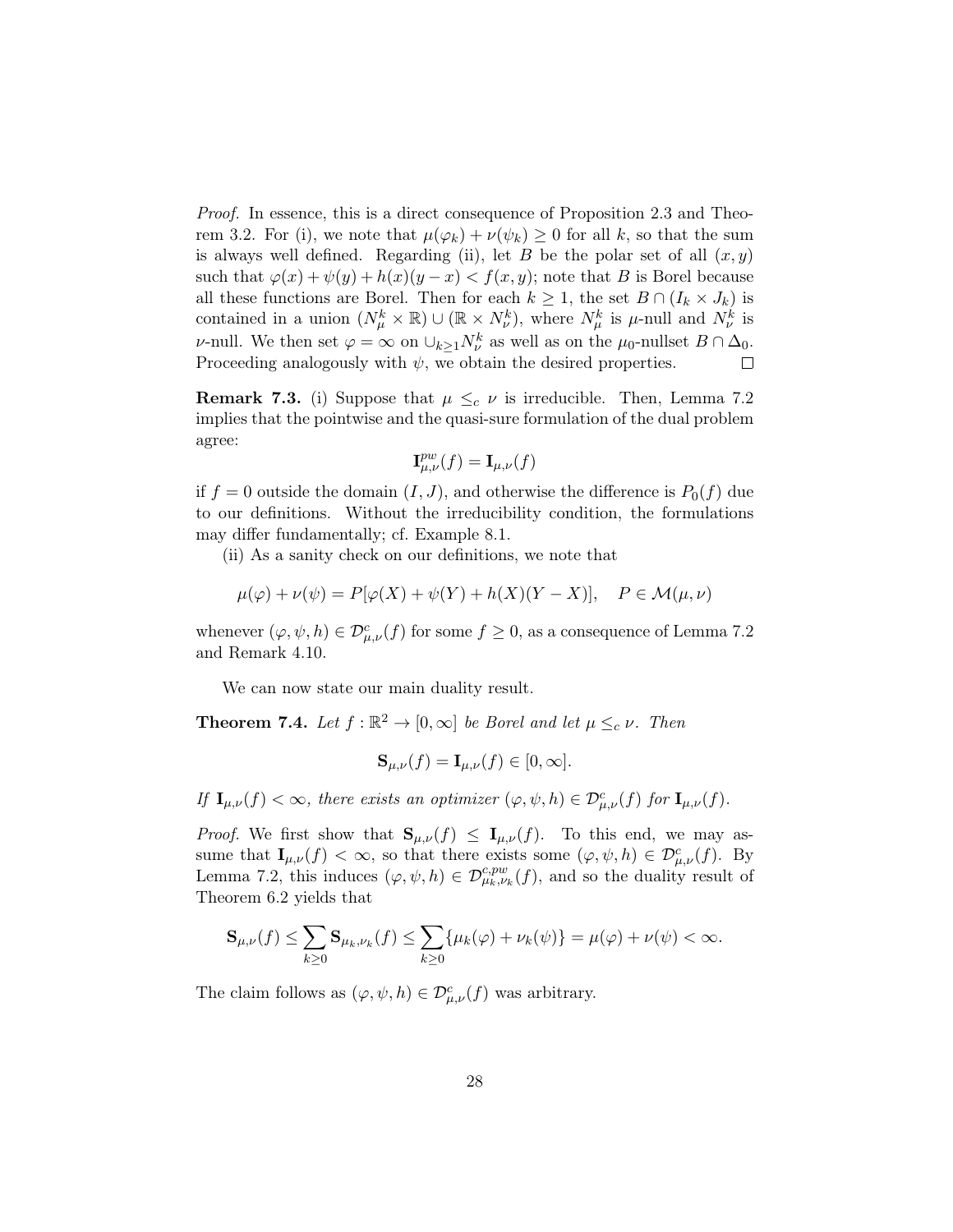*Proof.* In essence, this is a direct consequence of Proposition 2.3 and Theorem 3.2. For (i), we note that $\mu(\varphi_k) + \nu(\psi_k) \geq 0$ for all $k$, so that the sum is always well defined. Regarding (ii), let $B$ be the polar set of all $(x, y)$ such that $\varphi(x) + \psi(y) + h(x)(y - x) < f(x, y)$; note that $B$ is Borel because all these functions are Borel. Then for each $k \geq 1$, the set $B \cap (I_k \times J_k)$ is contained in a union $(N_\mu^k \times \mathbb{R}) \cup (\mathbb{R} \times N_\nu^k)$, where $N_\mu^k$ is $\mu$-null and $N_\nu^k$ is $\nu$-null. We then set $\varphi = \infty$ on $\cup_{k\geq 1} N_\nu^k$ as well as on the $\mu_0$-nullset $B \cap \Delta_0$. Proceeding analogously with $\psi$, we obtain the desired properties. $\square$

**Remark 7.3.** (i) Suppose that $\mu \leq_c \nu$ is irreducible. Then, Lemma 7.2 implies that the pointwise and the quasi-sure formulation of the dual problem agree:

$$\mathbf{I}^{pw}_{\mu,\nu}(f) = \mathbf{I}_{\mu,\nu}(f)$$

if $f = 0$ outside the domain $(I, J)$, and otherwise the difference is $P_0(f)$ due to our definitions. Without the irreducibility condition, the formulations may differ fundamentally; cf. Example 8.1.

(ii) As a sanity check on our definitions, we note that

$$\mu(\varphi) + \nu(\psi) = P[\varphi(X) + \psi(Y) + h(X)(Y - X)], \quad P \in \mathcal{M}(\mu, \nu)$$

whenever $(\varphi, \psi, h) \in \mathcal{D}^c_{\mu,\nu}(f)$ for some $f \geq 0$, as a consequence of Lemma 7.2 and Remark 4.10.

We can now state our main duality result.

**Theorem 7.4.** *Let $f : \mathbb{R}^2 \to [0, \infty]$ be Borel and let $\mu \leq_c \nu$. Then*

$$\mathbf{S}_{\mu,\nu}(f) = \mathbf{I}_{\mu,\nu}(f) \in [0, \infty].$$

*If $\mathbf{I}_{\mu,\nu}(f) < \infty$, there exists an optimizer $(\varphi, \psi, h) \in \mathcal{D}^c_{\mu,\nu}(f)$ for $\mathbf{I}_{\mu,\nu}(f)$.*

*Proof.* We first show that $\mathbf{S}_{\mu,\nu}(f) \leq \mathbf{I}_{\mu,\nu}(f)$. To this end, we may assume that $\mathbf{I}_{\mu,\nu}(f) < \infty$, so that there exists some $(\varphi, \psi, h) \in \mathcal{D}^c_{\mu,\nu}(f)$. By Lemma 7.2, this induces $(\varphi, \psi, h) \in \mathcal{D}^{c,pw}_{\mu_k,\nu_k}(f)$, and so the duality result of Theorem 6.2 yields that

$$\mathbf{S}_{\mu,\nu}(f) \leq \sum_{k\geq 0} \mathbf{S}_{\mu_k,\nu_k}(f) \leq \sum_{k\geq 0} \{\mu_k(\varphi) + \nu_k(\psi)\} = \mu(\varphi) + \nu(\psi) < \infty.$$

The claim follows as $(\varphi, \psi, h) \in \mathcal{D}^c_{\mu,\nu}(f)$ was arbitrary.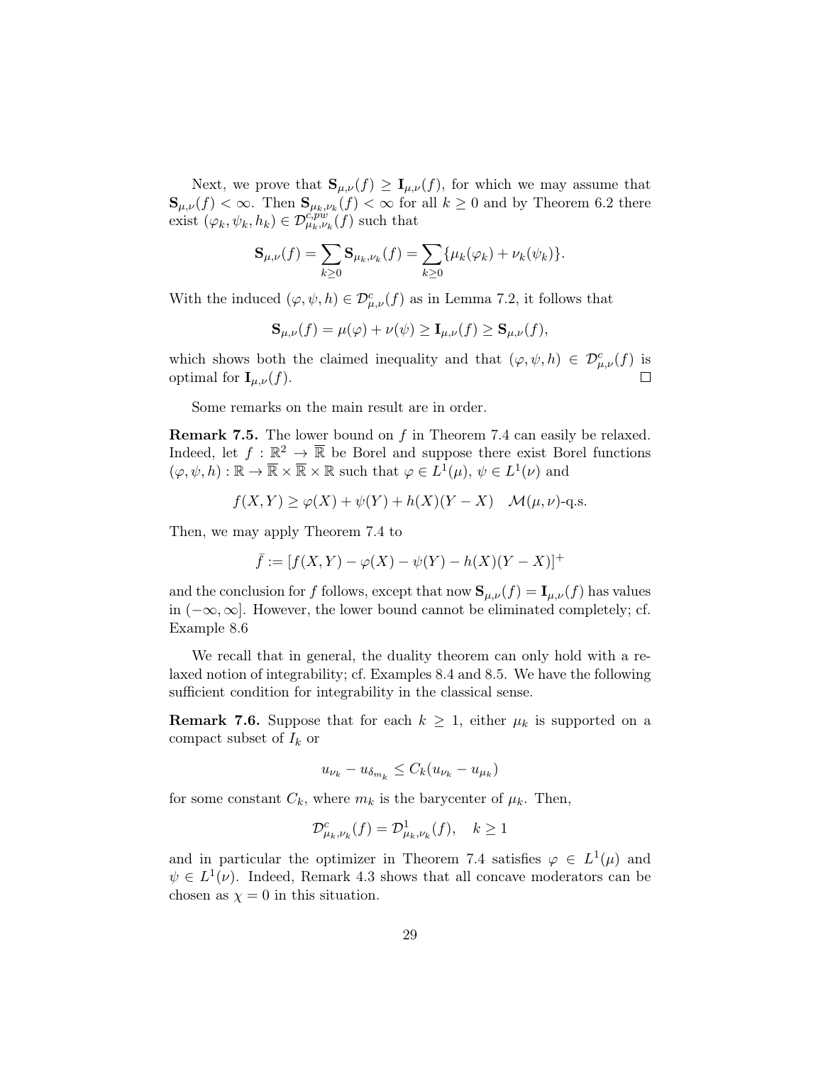Next, we prove that $\mathbf{S}_{\mu,\nu}(f) \geq \mathbf{I}_{\mu,\nu}(f)$, for which we may assume that $\mathbf{S}_{\mu,\nu}(f) < \infty$. Then $\mathbf{S}_{\mu_k,\nu_k}(f) < \infty$ for all $k \geq 0$ and by Theorem 6.2 there exist $(\varphi_k, \psi_k, h_k) \in \mathcal{D}^{c,pw}_{\mu_k,\nu_k}(f)$ such that

$$\mathbf{S}_{\mu,\nu}(f) = \sum_{k \geq 0} \mathbf{S}_{\mu_k,\nu_k}(f) = \sum_{k \geq 0} \{\mu_k(\varphi_k) + \nu_k(\psi_k)\}.$$

With the induced $(\varphi, \psi, h) \in \mathcal{D}^c_{\mu,\nu}(f)$ as in Lemma 7.2, it follows that

$$\mathbf{S}_{\mu,\nu}(f) = \mu(\varphi) + \nu(\psi) \geq \mathbf{I}_{\mu,\nu}(f) \geq \mathbf{S}_{\mu,\nu}(f),$$

which shows both the claimed inequality and that $(\varphi, \psi, h) \in \mathcal{D}^c_{\mu,\nu}(f)$ is optimal for $\mathbf{I}_{\mu,\nu}(f)$. $\square$

Some remarks on the main result are in order.

**Remark 7.5.** The lower bound on $f$ in Theorem 7.4 can easily be relaxed. Indeed, let $f : \mathbb{R}^2 \to \overline{\mathbb{R}}$ be Borel and suppose there exist Borel functions $(\varphi, \psi, h) : \mathbb{R} \to \overline{\mathbb{R}} \times \overline{\mathbb{R}} \times \mathbb{R}$ such that $\varphi \in L^1(\mu)$, $\psi \in L^1(\nu)$ and

$$f(X, Y) \geq \varphi(X) + \psi(Y) + h(X)(Y - X) \quad \mathcal{M}(\mu, \nu)\text{-q.s.}$$

Then, we may apply Theorem 7.4 to

$$\bar{f} := [f(X, Y) - \varphi(X) - \psi(Y) - h(X)(Y - X)]^+$$

and the conclusion for $f$ follows, except that now $\mathbf{S}_{\mu,\nu}(f) = \mathbf{I}_{\mu,\nu}(f)$ has values in $(-\infty, \infty]$. However, the lower bound cannot be eliminated completely; cf. Example 8.6

We recall that in general, the duality theorem can only hold with a relaxed notion of integrability; cf. Examples 8.4 and 8.5. We have the following sufficient condition for integrability in the classical sense.

**Remark 7.6.** Suppose that for each $k \geq 1$, either $\mu_k$ is supported on a compact subset of $I_k$ or

$$u_{\nu_k} - u_{\delta_{m_k}} \leq C_k(u_{\nu_k} - u_{\mu_k})$$

for some constant $C_k$, where $m_k$ is the barycenter of $\mu_k$. Then,

$$\mathcal{D}^c_{\mu_k,\nu_k}(f) = \mathcal{D}^1_{\mu_k,\nu_k}(f), \quad k \geq 1$$

and in particular the optimizer in Theorem 7.4 satisfies $\varphi \in L^1(\mu)$ and $\psi \in L^1(\nu)$. Indeed, Remark 4.3 shows that all concave moderators can be chosen as $\chi = 0$ in this situation.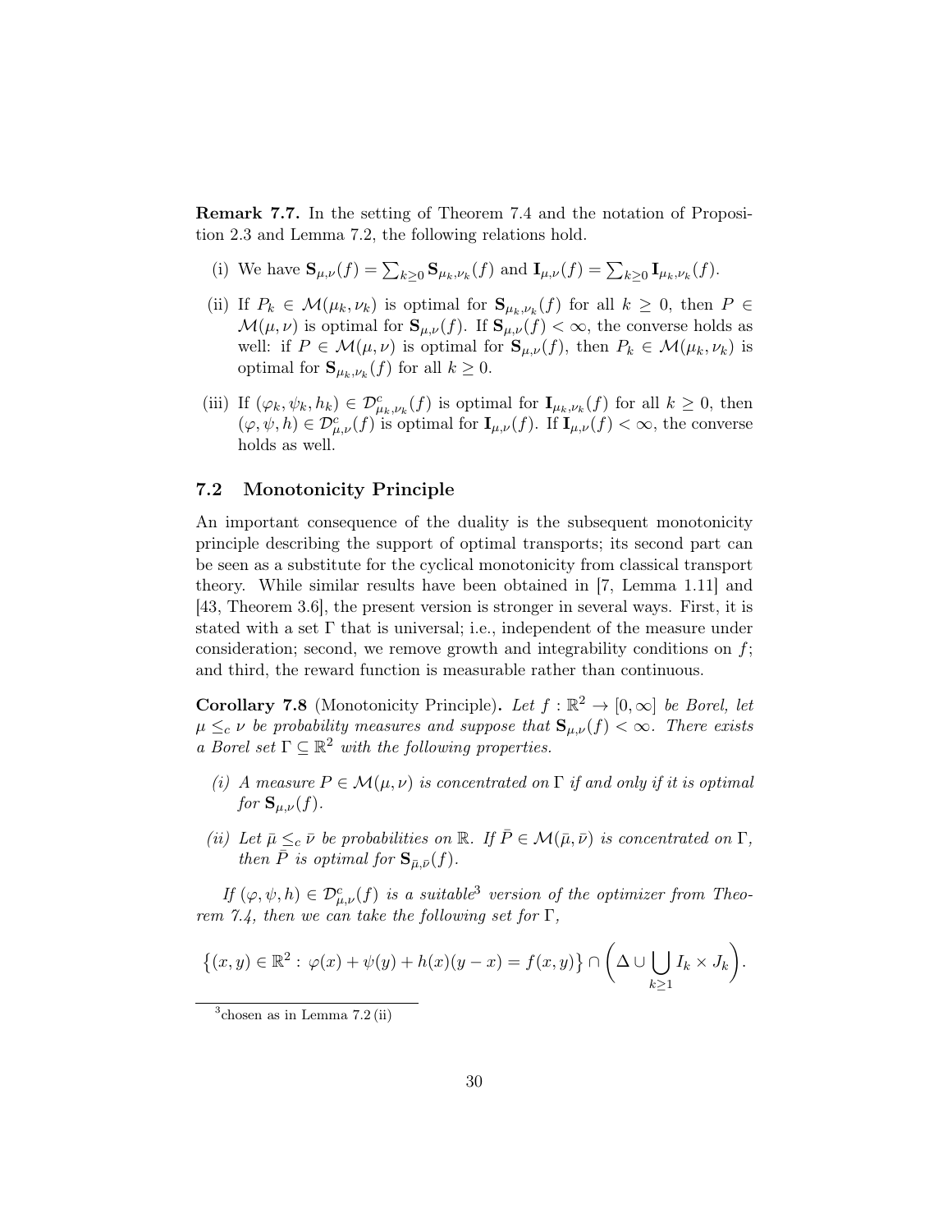**Remark 7.7.** In the setting of Theorem 7.4 and the notation of Proposition 2.3 and Lemma 7.2, the following relations hold.

(i) We have $\mathbf{S}_{\mu,\nu}(f) = \sum_{k\geq 0} \mathbf{S}_{\mu_k,\nu_k}(f)$ and $\mathbf{I}_{\mu,\nu}(f) = \sum_{k\geq 0} \mathbf{I}_{\mu_k,\nu_k}(f)$.

(ii) If $P_k \in \mathcal{M}(\mu_k, \nu_k)$ is optimal for $\mathbf{S}_{\mu_k,\nu_k}(f)$ for all $k \geq 0$, then $P \in \mathcal{M}(\mu, \nu)$ is optimal for $\mathbf{S}_{\mu,\nu}(f)$. If $\mathbf{S}_{\mu,\nu}(f) < \infty$, the converse holds as well: if $P \in \mathcal{M}(\mu, \nu)$ is optimal for $\mathbf{S}_{\mu,\nu}(f)$, then $P_k \in \mathcal{M}(\mu_k, \nu_k)$ is optimal for $\mathbf{S}_{\mu_k,\nu_k}(f)$ for all $k \geq 0$.

(iii) If $(\varphi_k, \psi_k, h_k) \in \mathcal{D}^c_{\mu_k,\nu_k}(f)$ is optimal for $\mathbf{I}_{\mu_k,\nu_k}(f)$ for all $k \geq 0$, then $(\varphi, \psi, h) \in \mathcal{D}^c_{\mu,\nu}(f)$ is optimal for $\mathbf{I}_{\mu,\nu}(f)$. If $\mathbf{I}_{\mu,\nu}(f) < \infty$, the converse holds as well.

### 7.2 Monotonicity Principle

An important consequence of the duality is the subsequent monotonicity principle describing the support of optimal transports; its second part can be seen as a substitute for the cyclical monotonicity from classical transport theory. While similar results have been obtained in [7, Lemma 1.11] and [43, Theorem 3.6], the present version is stronger in several ways. First, it is stated with a set $\Gamma$ that is universal; i.e., independent of the measure under consideration; second, we remove growth and integrability conditions on $f$; and third, the reward function is measurable rather than continuous.

**Corollary 7.8** (Monotonicity Principle)**.** *Let $f : \mathbb{R}^2 \to [0, \infty]$ be Borel, let $\mu \leq_c \nu$ be probability measures and suppose that $\mathbf{S}_{\mu,\nu}(f) < \infty$. There exists a Borel set $\Gamma \subseteq \mathbb{R}^2$ with the following properties.*

*(i) A measure $P \in \mathcal{M}(\mu, \nu)$ is concentrated on $\Gamma$ if and only if it is optimal for $\mathbf{S}_{\mu,\nu}(f)$.*

*(ii) Let $\bar{\mu} \leq_c \bar{\nu}$ be probabilities on $\mathbb{R}$. If $\bar{P} \in \mathcal{M}(\bar{\mu}, \bar{\nu})$ is concentrated on $\Gamma$, then $\bar{P}$ is optimal for $\mathbf{S}_{\bar{\mu},\bar{\nu}}(f)$.*

*If $(\varphi, \psi, h) \in \mathcal{D}^c_{\mu,\nu}(f)$ is a suitable*[3] *version of the optimizer from Theorem 7.4, then we can take the following set for $\Gamma$,*

$$\big\{(x, y) \in \mathbb{R}^2 : \varphi(x) + \psi(y) + h(x)(y - x) = f(x, y)\big\} \cap \bigg(\Delta \cup \bigcup_{k\geq 1} I_k \times J_k\bigg).$$

[3] chosen as in Lemma 7.2 (ii)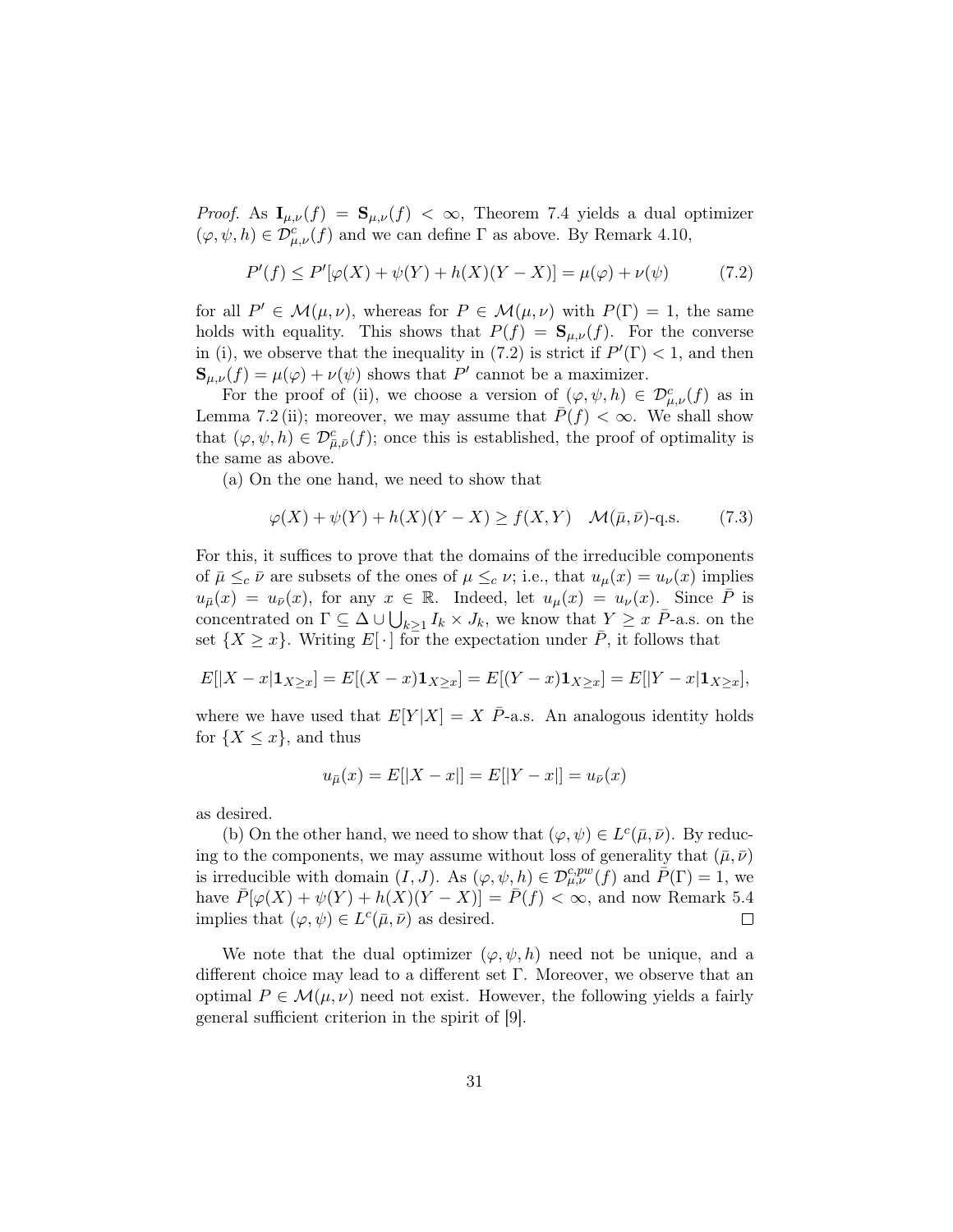*Proof.* As $\mathbf{I}_{\mu,\nu}(f) = \mathbf{S}_{\mu,\nu}(f) < \infty$, Theorem 7.4 yields a dual optimizer $(\varphi, \psi, h) \in \mathcal{D}^c_{\mu,\nu}(f)$ and we can define $\Gamma$ as above. By Remark 4.10,

$$P'(f) \leq P'[\varphi(X) + \psi(Y) + h(X)(Y - X)] = \mu(\varphi) + \nu(\psi) \tag{7.2}$$

for all $P' \in \mathcal{M}(\mu, \nu)$, whereas for $P \in \mathcal{M}(\mu, \nu)$ with $P(\Gamma) = 1$, the same holds with equality. This shows that $P(f) = \mathbf{S}_{\mu,\nu}(f)$. For the converse in (i), we observe that the inequality in (7.2) is strict if $P'(\Gamma) < 1$, and then $\mathbf{S}_{\mu,\nu}(f) = \mu(\varphi) + \nu(\psi)$ shows that $P'$ cannot be a maximizer.

For the proof of (ii), we choose a version of $(\varphi, \psi, h) \in \mathcal{D}^c_{\mu,\nu}(f)$ as in Lemma 7.2 (ii); moreover, we may assume that $\bar{P}(f) < \infty$. We shall show that $(\varphi, \psi, h) \in \mathcal{D}^c_{\bar{\mu},\bar{\nu}}(f)$; once this is established, the proof of optimality is the same as above.

(a) On the one hand, we need to show that

$$\varphi(X) + \psi(Y) + h(X)(Y - X) \geq f(X, Y) \quad \mathcal{M}(\bar{\mu}, \bar{\nu})\text{-q.s.} \tag{7.3}$$

For this, it suffices to prove that the domains of the irreducible components of $\bar{\mu} \leq_c \bar{\nu}$ are subsets of the ones of $\mu \leq_c \nu$; i.e., that $u_\mu(x) = u_\nu(x)$ implies $u_{\bar{\mu}}(x) = u_{\bar{\nu}}(x)$, for any $x \in \mathbb{R}$. Indeed, let $u_\mu(x) = u_\nu(x)$. Since $\bar{P}$ is concentrated on $\Gamma \subseteq \Delta \cup \bigcup_{k \geq 1} I_k \times J_k$, we know that $Y \geq x$ $\bar{P}$-a.s. on the set $\{X \geq x\}$. Writing $E[\,\cdot\,]$ for the expectation under $\bar{P}$, it follows that

$$E[|X - x|\mathbf{1}_{X \geq x}] = E[(X - x)\mathbf{1}_{X \geq x}] = E[(Y - x)\mathbf{1}_{X \geq x}] = E[|Y - x|\mathbf{1}_{X \geq x}],$$

where we have used that $E[Y|X] = X$ $\bar{P}$-a.s. An analogous identity holds for $\{X \leq x\}$, and thus

$$u_{\bar{\mu}}(x) = E[|X - x|] = E[|Y - x|] = u_{\bar{\nu}}(x)$$

as desired.

(b) On the other hand, we need to show that $(\varphi, \psi) \in L^c(\bar{\mu}, \bar{\nu})$. By reducing to the components, we may assume without loss of generality that $(\bar{\mu}, \bar{\nu})$ is irreducible with domain $(I, J)$. As $(\varphi, \psi, h) \in \mathcal{D}^{c,pw}_{\mu,\nu}(f)$ and $\bar{P}(\Gamma) = 1$, we have $\bar{P}[\varphi(X) + \psi(Y) + h(X)(Y - X)] = \bar{P}(f) < \infty$, and now Remark 5.4 implies that $(\varphi, \psi) \in L^c(\bar{\mu}, \bar{\nu})$ as desired. $\square$

We note that the dual optimizer $(\varphi, \psi, h)$ need not be unique, and a different choice may lead to a different set $\Gamma$. Moreover, we observe that an optimal $P \in \mathcal{M}(\mu, \nu)$ need not exist. However, the following yields a fairly general sufficient criterion in the spirit of [9].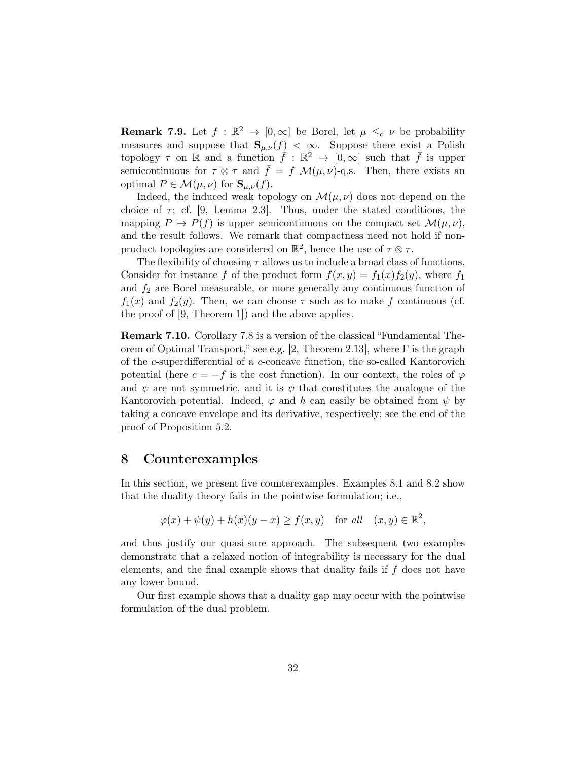**Remark 7.9.** Let $f : \mathbb{R}^2 \to [0, \infty]$ be Borel, let $\mu \leq_c \nu$ be probability measures and suppose that $\mathbf{S}_{\mu,\nu}(f) < \infty$. Suppose there exist a Polish topology $\tau$ on $\mathbb{R}$ and a function $\bar{f} : \mathbb{R}^2 \to [0, \infty]$ such that $\bar{f}$ is upper semicontinuous for $\tau \otimes \tau$ and $\bar{f} = f$ $\mathcal{M}(\mu, \nu)$-q.s. Then, there exists an optimal $P \in \mathcal{M}(\mu, \nu)$ for $\mathbf{S}_{\mu,\nu}(f)$.

Indeed, the induced weak topology on $\mathcal{M}(\mu, \nu)$ does not depend on the choice of $\tau$; cf. [9, Lemma 2.3]. Thus, under the stated conditions, the mapping $P \mapsto P(f)$ is upper semicontinuous on the compact set $\mathcal{M}(\mu, \nu)$, and the result follows. We remark that compactness need not hold if non-product topologies are considered on $\mathbb{R}^2$, hence the use of $\tau \otimes \tau$.

The flexibility of choosing $\tau$ allows us to include a broad class of functions. Consider for instance $f$ of the product form $f(x, y) = f_1(x)f_2(y)$, where $f_1$ and $f_2$ are Borel measurable, or more generally any continuous function of $f_1(x)$ and $f_2(y)$. Then, we can choose $\tau$ such as to make $f$ continuous (cf. the proof of [9, Theorem 1]) and the above applies.

**Remark 7.10.** Corollary 7.8 is a version of the classical "Fundamental Theorem of Optimal Transport," see e.g. [2, Theorem 2.13], where $\Gamma$ is the graph of the $c$-superdifferential of a $c$-concave function, the so-called Kantorovich potential (here $c = -f$ is the cost function). In our context, the roles of $\varphi$ and $\psi$ are not symmetric, and it is $\psi$ that constitutes the analogue of the Kantorovich potential. Indeed, $\varphi$ and $h$ can easily be obtained from $\psi$ by taking a concave envelope and its derivative, respectively; see the end of the proof of Proposition 5.2.

## 8 Counterexamples

In this section, we present five counterexamples. Examples 8.1 and 8.2 show that the duality theory fails in the pointwise formulation; i.e.,

$$\varphi(x) + \psi(y) + h(x)(y - x) \geq f(x, y) \quad \text{for } all \quad (x, y) \in \mathbb{R}^2,$$

and thus justify our quasi-sure approach. The subsequent two examples demonstrate that a relaxed notion of integrability is necessary for the dual elements, and the final example shows that duality fails if $f$ does not have any lower bound.

Our first example shows that a duality gap may occur with the pointwise formulation of the dual problem.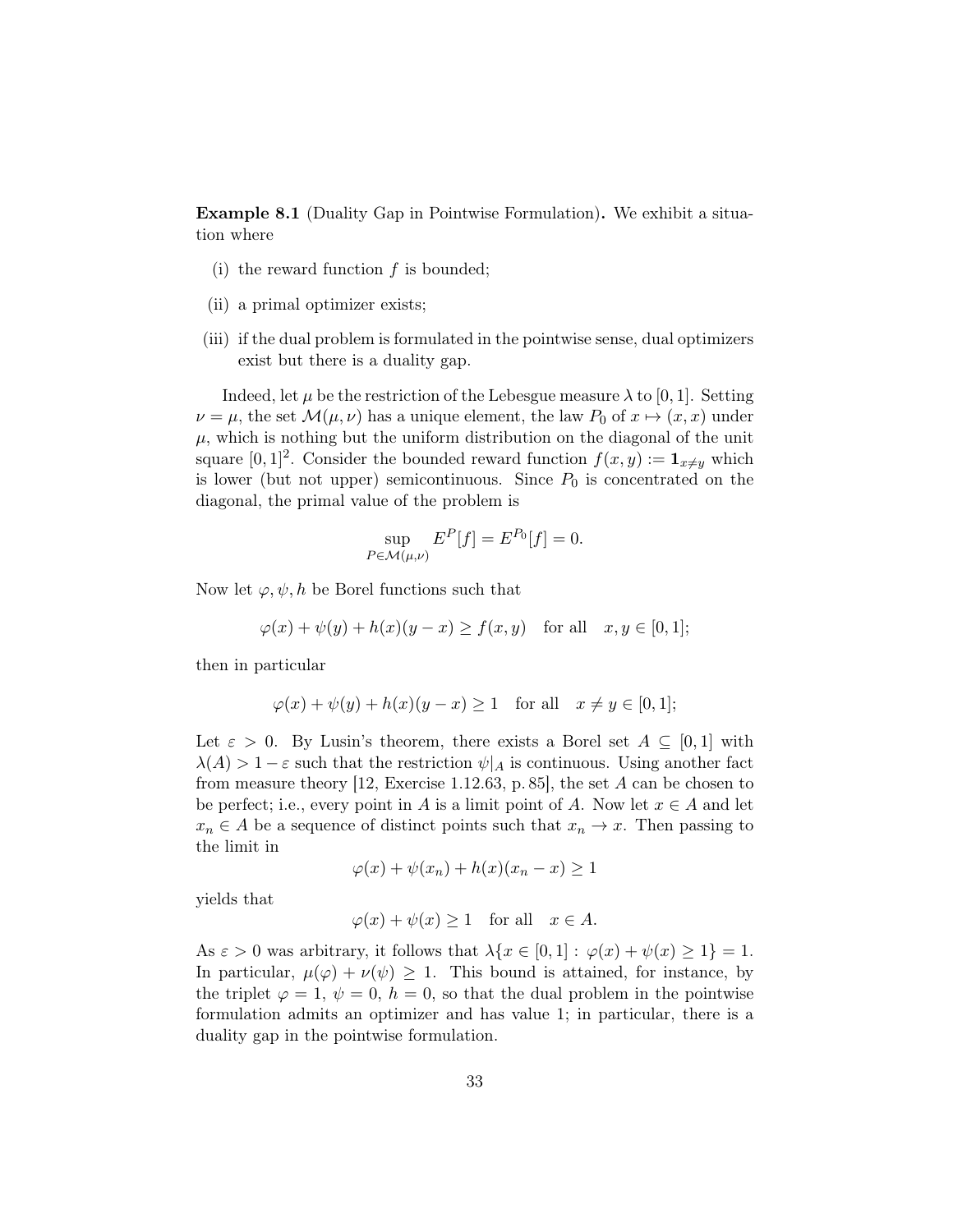**Example 8.1** (Duality Gap in Pointwise Formulation)**.** We exhibit a situation where

- (i) the reward function $f$ is bounded;
- (ii) a primal optimizer exists;
- (iii) if the dual problem is formulated in the pointwise sense, dual optimizers exist but there is a duality gap.

Indeed, let $\mu$ be the restriction of the Lebesgue measure $\lambda$ to $[0,1]$. Setting $\nu = \mu$, the set $\mathcal{M}(\mu,\nu)$ has a unique element, the law $P_0$ of $x \mapsto (x,x)$ under $\mu$, which is nothing but the uniform distribution on the diagonal of the unit square $[0,1]^2$. Consider the bounded reward function $f(x,y) := \mathbf{1}_{x \neq y}$ which is lower (but not upper) semicontinuous. Since $P_0$ is concentrated on the diagonal, the primal value of the problem is

$$\sup_{P \in \mathcal{M}(\mu,\nu)} E^P[f] = E^{P_0}[f] = 0.$$

Now let $\varphi, \psi, h$ be Borel functions such that

$$\varphi(x) + \psi(y) + h(x)(y-x) \geq f(x,y) \quad \text{for all} \quad x, y \in [0,1];$$

then in particular

$$\varphi(x) + \psi(y) + h(x)(y-x) \geq 1 \quad \text{for all} \quad x \neq y \in [0,1];$$

Let $\varepsilon > 0$. By Lusin's theorem, there exists a Borel set $A \subseteq [0,1]$ with $\lambda(A) > 1 - \varepsilon$ such that the restriction $\psi|_A$ is continuous. Using another fact from measure theory [12, Exercise 1.12.63, p. 85], the set $A$ can be chosen to be perfect; i.e., every point in $A$ is a limit point of $A$. Now let $x \in A$ and let $x_n \in A$ be a sequence of distinct points such that $x_n \to x$. Then passing to the limit in

$$\varphi(x) + \psi(x_n) + h(x)(x_n - x) \geq 1$$

yields that

$$\varphi(x) + \psi(x) \geq 1 \quad \text{for all} \quad x \in A.$$

As $\varepsilon > 0$ was arbitrary, it follows that $\lambda\{x \in [0,1] : \varphi(x) + \psi(x) \geq 1\} = 1$. In particular, $\mu(\varphi) + \nu(\psi) \geq 1$. This bound is attained, for instance, by the triplet $\varphi = 1$, $\psi = 0$, $h = 0$, so that the dual problem in the pointwise formulation admits an optimizer and has value 1; in particular, there is a duality gap in the pointwise formulation.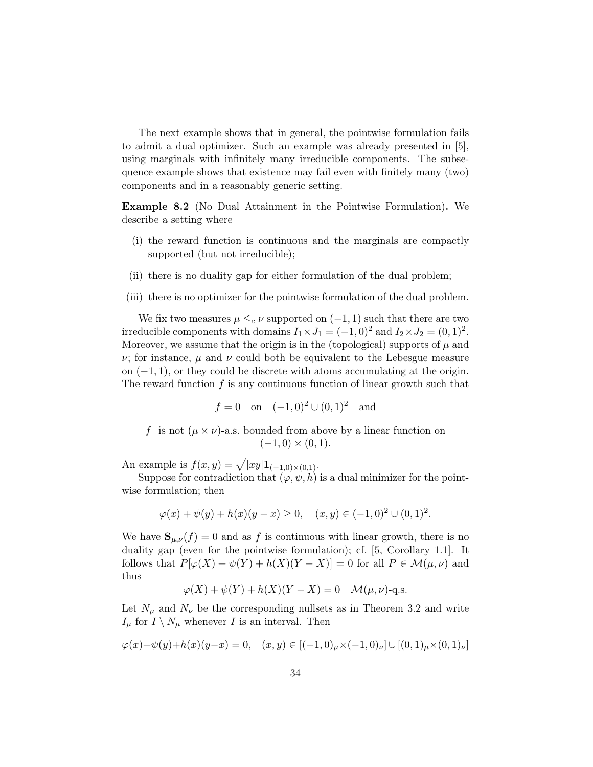The next example shows that in general, the pointwise formulation fails to admit a dual optimizer. Such an example was already presented in [5], using marginals with infinitely many irreducible components. The subsequence example shows that existence may fail even with finitely many (two) components and in a reasonably generic setting.

**Example 8.2** (No Dual Attainment in the Pointwise Formulation)**.** We describe a setting where

(i) the reward function is continuous and the marginals are compactly supported (but not irreducible);

(ii) there is no duality gap for either formulation of the dual problem;

(iii) there is no optimizer for the pointwise formulation of the dual problem.

We fix two measures $\mu \leq_c \nu$ supported on $(-1,1)$ such that there are two irreducible components with domains $I_1 \times J_1 = (-1,0)^2$ and $I_2 \times J_2 = (0,1)^2$. Moreover, we assume that the origin is in the (topological) supports of $\mu$ and $\nu$; for instance, $\mu$ and $\nu$ could both be equivalent to the Lebesgue measure on $(-1,1)$, or they could be discrete with atoms accumulating at the origin. The reward function $f$ is any continuous function of linear growth such that

$$f = 0 \quad \text{on} \quad (-1,0)^2 \cup (0,1)^2 \quad \text{and}$$

$$f \;\text{ is not } (\mu \times \nu)\text{-a.s. bounded from above by a linear function on } (-1,0) \times (0,1).$$

An example is $f(x,y) = \sqrt{|xy|}\mathbf{1}_{(-1,0)\times(0,1)}$.

Suppose for contradiction that $(\varphi, \psi, h)$ is a dual minimizer for the pointwise formulation; then

$$\varphi(x) + \psi(y) + h(x)(y-x) \geq 0, \quad (x,y) \in (-1,0)^2 \cup (0,1)^2.$$

We have $\mathbf{S}_{\mu,\nu}(f) = 0$ and as $f$ is continuous with linear growth, there is no duality gap (even for the pointwise formulation); cf. [5, Corollary 1.1]. It follows that $P[\varphi(X) + \psi(Y) + h(X)(Y-X)] = 0$ for all $P \in \mathcal{M}(\mu,\nu)$ and thus

$$\varphi(X) + \psi(Y) + h(X)(Y-X) = 0 \quad \mathcal{M}(\mu,\nu)\text{-q.s.}$$

Let $N_\mu$ and $N_\nu$ be the corresponding nullsets as in Theorem 3.2 and write $I_\mu$ for $I \setminus N_\mu$ whenever $I$ is an interval. Then

$$\varphi(x)+\psi(y)+h(x)(y-x) = 0, \quad (x,y) \in [(-1,0)_\mu \times (-1,0)_\nu] \cup [(0,1)_\mu \times (0,1)_\nu]$$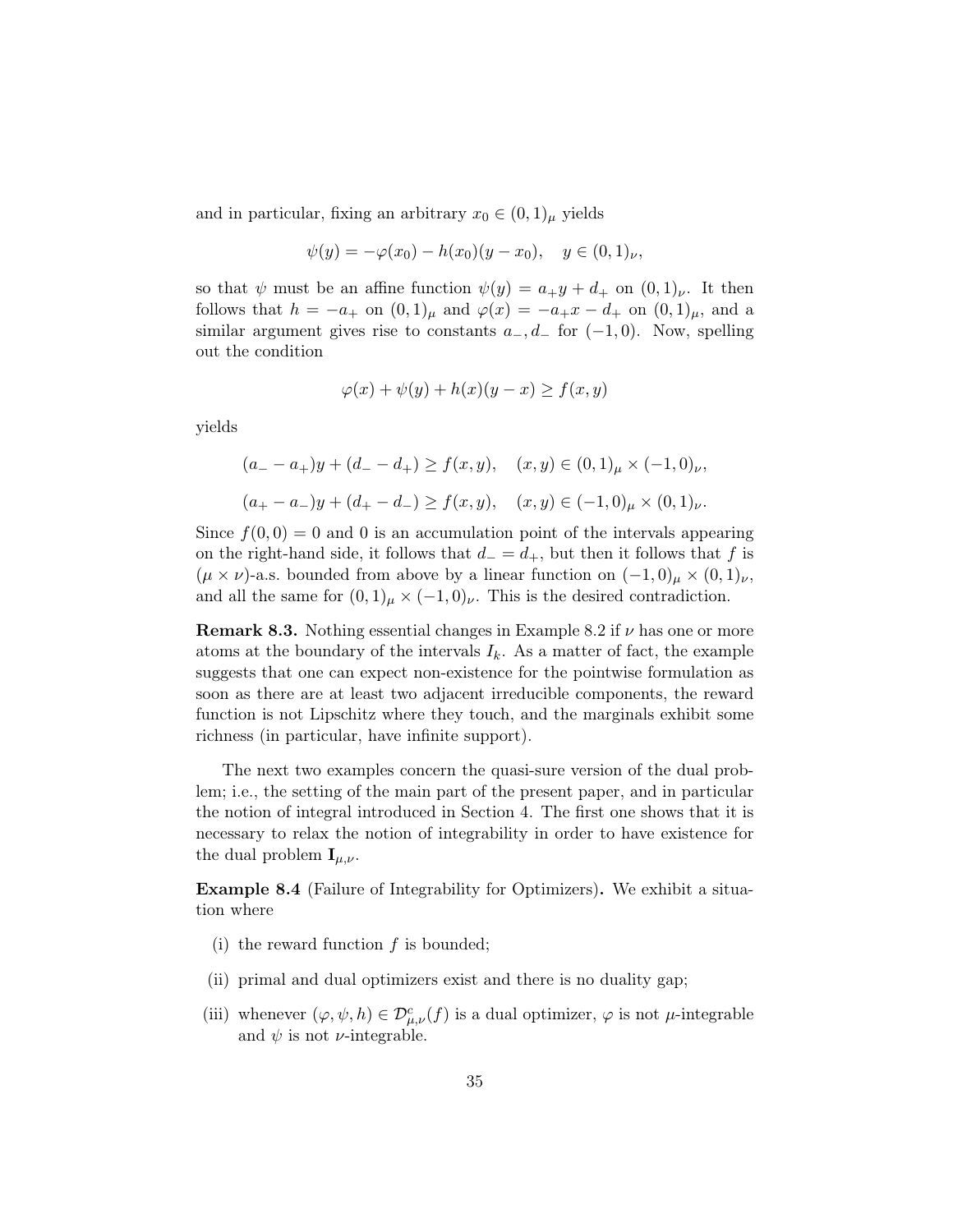and in particular, fixing an arbitrary $x_0 \in (0,1)_\mu$ yields

$$\psi(y) = -\varphi(x_0) - h(x_0)(y - x_0), \quad y \in (0,1)_\nu,$$

so that $\psi$ must be an affine function $\psi(y) = a_+ y + d_+$ on $(0,1)_\nu$. It then follows that $h = -a_+$ on $(0,1)_\mu$ and $\varphi(x) = -a_+ x - d_+$ on $(0,1)_\mu$, and a similar argument gives rise to constants $a_-, d_-$ for $(-1,0)$. Now, spelling out the condition

$$\varphi(x) + \psi(y) + h(x)(y - x) \geq f(x,y)$$

yields

$$(a_- - a_+)y + (d_- - d_+) \geq f(x,y), \quad (x,y) \in (0,1)_\mu \times (-1,0)_\nu,$$

$$(a_+ - a_-)y + (d_+ - d_-) \geq f(x,y), \quad (x,y) \in (-1,0)_\mu \times (0,1)_\nu.$$

Since $f(0,0) = 0$ and 0 is an accumulation point of the intervals appearing on the right-hand side, it follows that $d_- = d_+$, but then it follows that $f$ is $(\mu \times \nu)$-a.s. bounded from above by a linear function on $(-1,0)_\mu \times (0,1)_\nu$, and all the same for $(0,1)_\mu \times (-1,0)_\nu$. This is the desired contradiction.

**Remark 8.3.** Nothing essential changes in Example 8.2 if $\nu$ has one or more atoms at the boundary of the intervals $I_k$. As a matter of fact, the example suggests that one can expect non-existence for the pointwise formulation as soon as there are at least two adjacent irreducible components, the reward function is not Lipschitz where they touch, and the marginals exhibit some richness (in particular, have infinite support).

The next two examples concern the quasi-sure version of the dual problem; i.e., the setting of the main part of the present paper, and in particular the notion of integral introduced in Section 4. The first one shows that it is necessary to relax the notion of integrability in order to have existence for the dual problem $\mathbf{I}_{\mu,\nu}$.

**Example 8.4** (Failure of Integrability for Optimizers)**.** We exhibit a situation where

(i) the reward function $f$ is bounded;

(ii) primal and dual optimizers exist and there is no duality gap;

(iii) whenever $(\varphi, \psi, h) \in \mathcal{D}^c_{\mu,\nu}(f)$ is a dual optimizer, $\varphi$ is not $\mu$-integrable and $\psi$ is not $\nu$-integrable.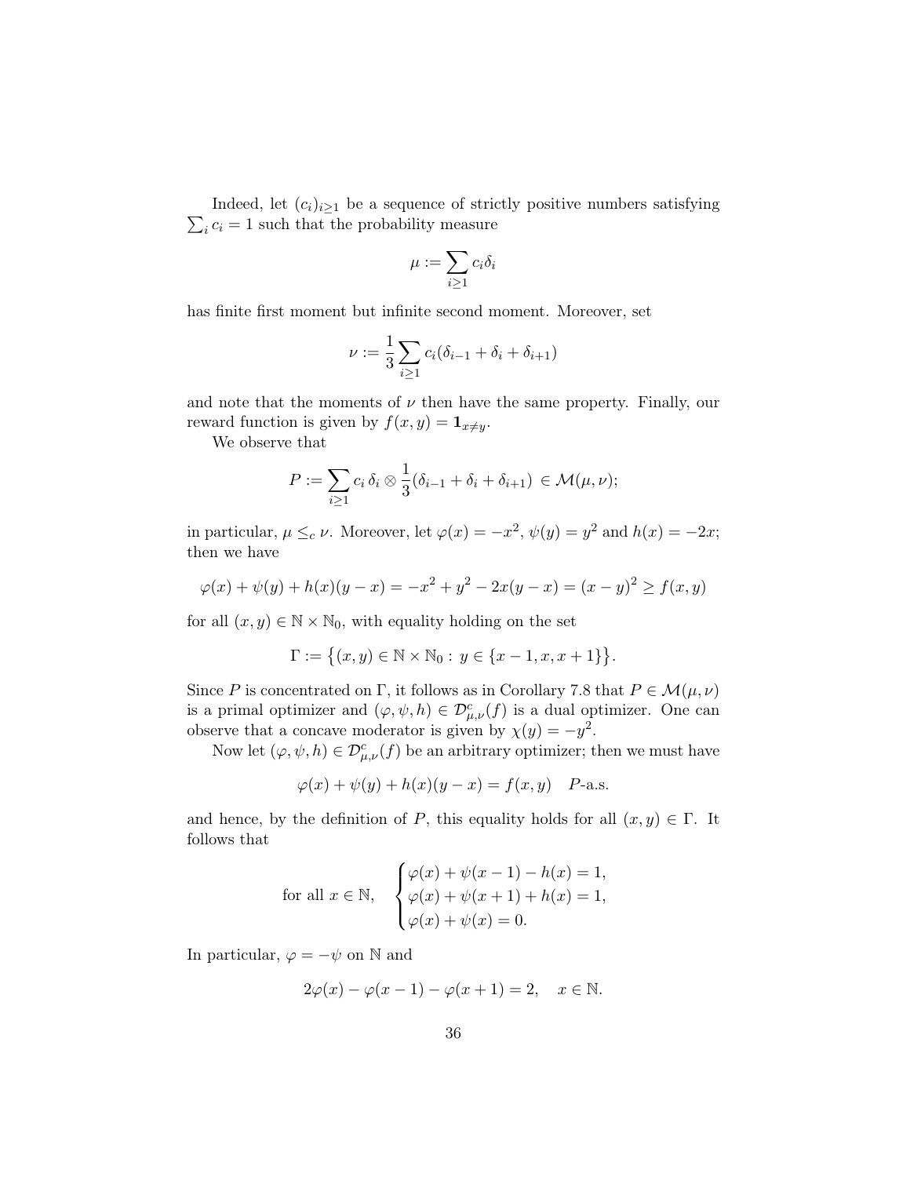Indeed, let $(c_i)_{i\geq 1}$ be a sequence of strictly positive numbers satisfying $\sum_i c_i = 1$ such that the probability measure

$$\mu := \sum_{i\geq 1} c_i \delta_i$$

has finite first moment but infinite second moment. Moreover, set

$$\nu := \frac{1}{3}\sum_{i\geq 1} c_i(\delta_{i-1} + \delta_i + \delta_{i+1})$$

and note that the moments of $\nu$ then have the same property. Finally, our reward function is given by $f(x,y) = \mathbf{1}_{x\neq y}$.

We observe that

$$P := \sum_{i\geq 1} c_i\, \delta_i \otimes \frac{1}{3}(\delta_{i-1} + \delta_i + \delta_{i+1}) \in \mathcal{M}(\mu, \nu);$$

in particular, $\mu \leq_c \nu$. Moreover, let $\varphi(x) = -x^2$, $\psi(y) = y^2$ and $h(x) = -2x$; then we have

$$\varphi(x) + \psi(y) + h(x)(y-x) = -x^2 + y^2 - 2x(y-x) = (x-y)^2 \geq f(x,y)$$

for all $(x,y) \in \mathbb{N}\times\mathbb{N}_0$, with equality holding on the set

$$\Gamma := \big\{(x,y) \in \mathbb{N}\times\mathbb{N}_0 :\, y \in \{x-1, x, x+1\}\big\}.$$

Since $P$ is concentrated on $\Gamma$, it follows as in Corollary 7.8 that $P \in \mathcal{M}(\mu,\nu)$ is a primal optimizer and $(\varphi,\psi,h) \in \mathcal{D}^c_{\mu,\nu}(f)$ is a dual optimizer. One can observe that a concave moderator is given by $\chi(y) = -y^2$.

Now let $(\varphi,\psi,h) \in \mathcal{D}^c_{\mu,\nu}(f)$ be an arbitrary optimizer; then we must have

$$\varphi(x) + \psi(y) + h(x)(y-x) = f(x,y) \quad P\text{-a.s.}$$

and hence, by the definition of $P$, this equality holds for all $(x,y) \in \Gamma$. It follows that

$$\text{for all } x \in \mathbb{N}, \quad \begin{cases} \varphi(x) + \psi(x-1) - h(x) = 1, \\ \varphi(x) + \psi(x+1) + h(x) = 1, \\ \varphi(x) + \psi(x) = 0. \end{cases}$$

In particular, $\varphi = -\psi$ on $\mathbb{N}$ and

$$2\varphi(x) - \varphi(x-1) - \varphi(x+1) = 2, \quad x \in \mathbb{N}.$$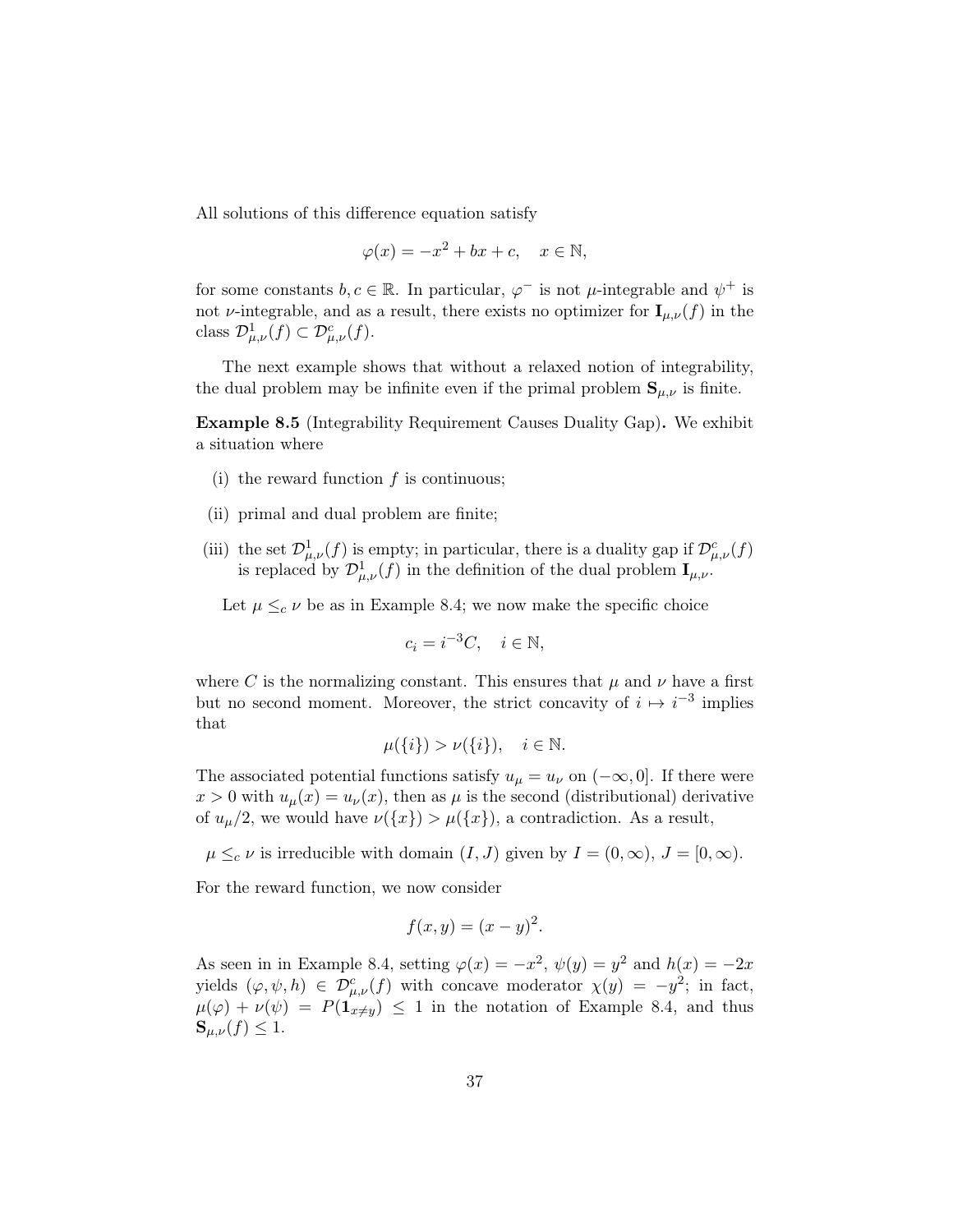All solutions of this difference equation satisfy

$$\varphi(x) = -x^2 + bx + c, \quad x \in \mathbb{N},$$

for some constants $b, c \in \mathbb{R}$. In particular, $\varphi^-$ is not $\mu$-integrable and $\psi^+$ is not $\nu$-integrable, and as a result, there exists no optimizer for $\mathbf{I}_{\mu,\nu}(f)$ in the class $\mathcal{D}^1_{\mu,\nu}(f) \subset \mathcal{D}^c_{\mu,\nu}(f)$.

The next example shows that without a relaxed notion of integrability, the dual problem may be infinite even if the primal problem $\mathbf{S}_{\mu,\nu}$ is finite.

**Example 8.5** (Integrability Requirement Causes Duality Gap)**.** We exhibit a situation where

(i) the reward function $f$ is continuous;

(ii) primal and dual problem are finite;

(iii) the set $\mathcal{D}^1_{\mu,\nu}(f)$ is empty; in particular, there is a duality gap if $\mathcal{D}^c_{\mu,\nu}(f)$ is replaced by $\mathcal{D}^1_{\mu,\nu}(f)$ in the definition of the dual problem $\mathbf{I}_{\mu,\nu}$.

Let $\mu \leq_c \nu$ be as in Example 8.4; we now make the specific choice

$$c_i = i^{-3}C, \quad i \in \mathbb{N},$$

where $C$ is the normalizing constant. This ensures that $\mu$ and $\nu$ have a first but no second moment. Moreover, the strict concavity of $i \mapsto i^{-3}$ implies that

$$\mu(\{i\}) > \nu(\{i\}), \quad i \in \mathbb{N}.$$

The associated potential functions satisfy $u_\mu = u_\nu$ on $(-\infty, 0]$. If there were $x > 0$ with $u_\mu(x) = u_\nu(x)$, then as $\mu$ is the second (distributional) derivative of $u_\mu/2$, we would have $\nu(\{x\}) > \mu(\{x\})$, a contradiction. As a result,

$$\mu \leq_c \nu \text{ is irreducible with domain } (I, J) \text{ given by } I = (0, \infty),\ J = [0, \infty).$$

For the reward function, we now consider

$$f(x, y) = (x - y)^2.$$

As seen in in Example 8.4, setting $\varphi(x) = -x^2$, $\psi(y) = y^2$ and $h(x) = -2x$ yields $(\varphi, \psi, h) \in \mathcal{D}^c_{\mu,\nu}(f)$ with concave moderator $\chi(y) = -y^2$; in fact, $\mu(\varphi) + \nu(\psi) = P(\mathbf{1}_{x \neq y}) \leq 1$ in the notation of Example 8.4, and thus $\mathbf{S}_{\mu,\nu}(f) \leq 1$.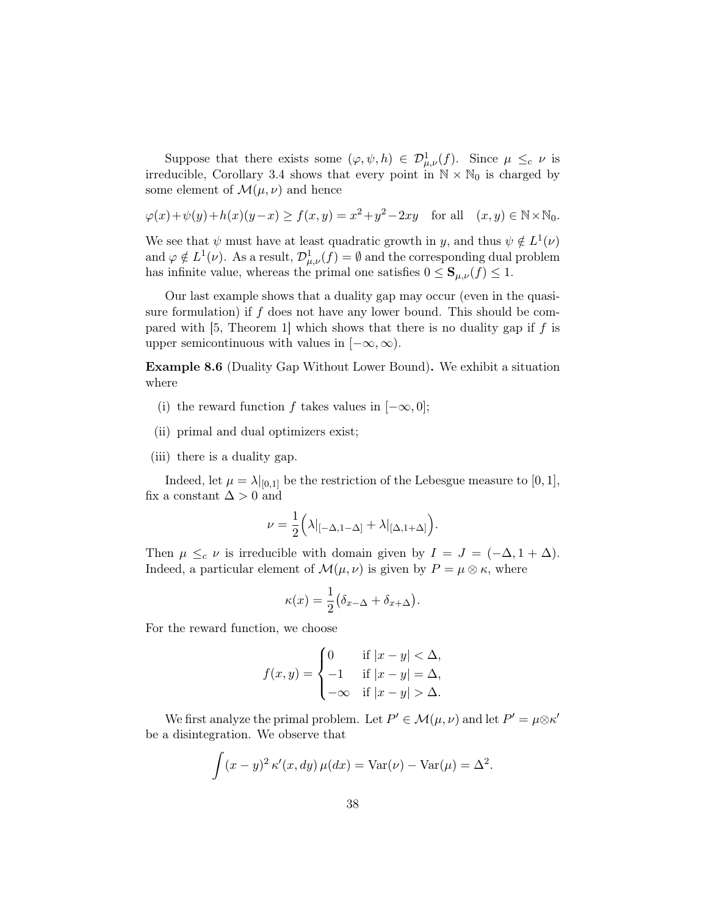Suppose that there exists some $(\varphi, \psi, h) \in \mathcal{D}^1_{\mu,\nu}(f)$. Since $\mu \leq_c \nu$ is irreducible, Corollary 3.4 shows that every point in $\mathbb{N} \times \mathbb{N}_0$ is charged by some element of $\mathcal{M}(\mu, \nu)$ and hence

$$\varphi(x)+\psi(y)+h(x)(y-x) \geq f(x,y) = x^2+y^2-2xy \quad \text{for all} \quad (x,y) \in \mathbb{N}\times\mathbb{N}_0.$$

We see that $\psi$ must have at least quadratic growth in $y$, and thus $\psi \notin L^1(\nu)$ and $\varphi \notin L^1(\nu)$. As a result, $\mathcal{D}^1_{\mu,\nu}(f) = \emptyset$ and the corresponding dual problem has infinite value, whereas the primal one satisfies $0 \leq \mathbf{S}_{\mu,\nu}(f) \leq 1$.

Our last example shows that a duality gap may occur (even in the quasi-sure formulation) if $f$ does not have any lower bound. This should be compared with [5, Theorem 1] which shows that there is no duality gap if $f$ is upper semicontinuous with values in $[-\infty, \infty)$.

**Example 8.6** (Duality Gap Without Lower Bound)**.** We exhibit a situation where

(i) the reward function $f$ takes values in $[-\infty, 0]$;

(ii) primal and dual optimizers exist;

(iii) there is a duality gap.

Indeed, let $\mu = \lambda|_{[0,1]}$ be the restriction of the Lebesgue measure to $[0,1]$, fix a constant $\Delta > 0$ and

$$\nu = \frac{1}{2}\Big(\lambda|_{[-\Delta,1-\Delta]} + \lambda|_{[\Delta,1+\Delta]}\Big).$$

Then $\mu \leq_c \nu$ is irreducible with domain given by $I = J = (-\Delta, 1+\Delta)$. Indeed, a particular element of $\mathcal{M}(\mu,\nu)$ is given by $P = \mu \otimes \kappa$, where

$$\kappa(x) = \frac{1}{2}\big(\delta_{x-\Delta} + \delta_{x+\Delta}\big).$$

For the reward function, we choose

$$f(x,y) = \begin{cases} 0 & \text{if } |x-y| < \Delta, \\ -1 & \text{if } |x-y| = \Delta, \\ -\infty & \text{if } |x-y| > \Delta. \end{cases}$$

We first analyze the primal problem. Let $P' \in \mathcal{M}(\mu,\nu)$ and let $P' = \mu\otimes\kappa'$ be a disintegration. We observe that

$$\int (x-y)^2 \, \kappa'(x,dy)\, \mu(dx) = \mathrm{Var}(\nu) - \mathrm{Var}(\mu) = \Delta^2.$$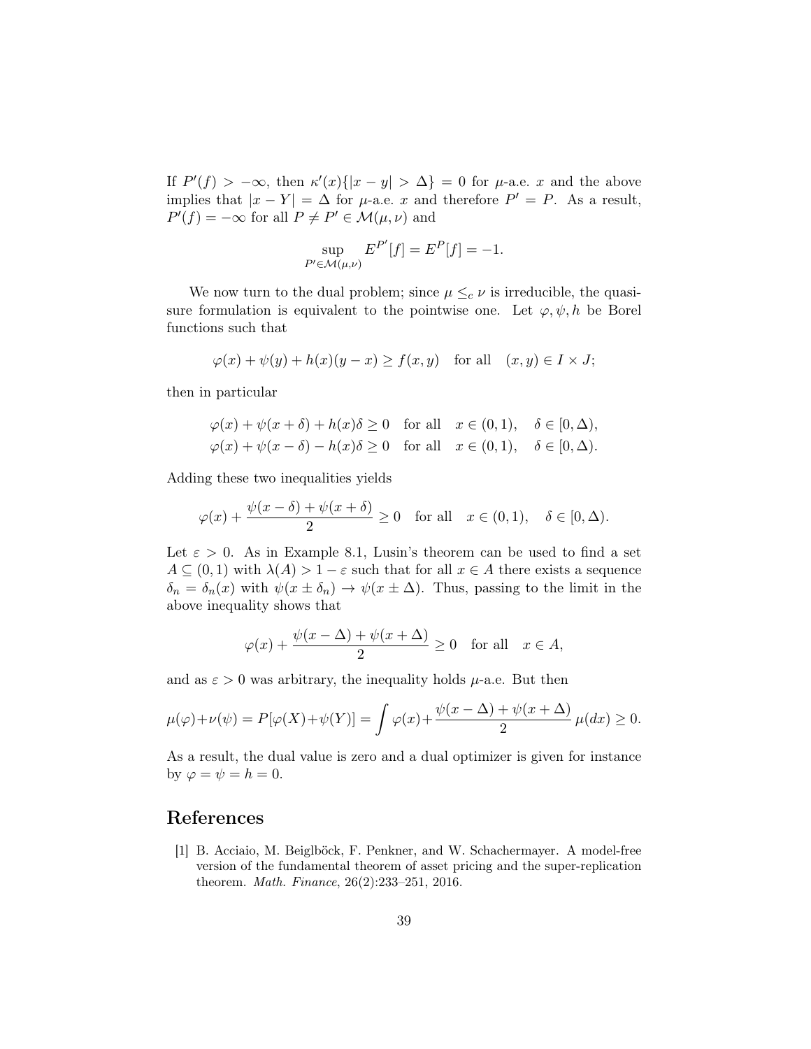If $P'(f) > -\infty$, then $\kappa'(x)\{|x-y| > \Delta\} = 0$ for $\mu$-a.e. $x$ and the above implies that $|x - Y| = \Delta$ for $\mu$-a.e. $x$ and therefore $P' = P$. As a result, $P'(f) = -\infty$ for all $P \neq P' \in \mathcal{M}(\mu,\nu)$ and

$$\sup_{P' \in \mathcal{M}(\mu,\nu)} E^{P'}[f] = E^{P}[f] = -1.$$

We now turn to the dual problem; since $\mu \leq_c \nu$ is irreducible, the quasi-sure formulation is equivalent to the pointwise one. Let $\varphi, \psi, h$ be Borel functions such that

$$\varphi(x) + \psi(y) + h(x)(y-x) \geq f(x,y) \quad \text{for all} \quad (x,y) \in I \times J;$$

then in particular

$$\begin{aligned}
&\varphi(x) + \psi(x+\delta) + h(x)\delta \geq 0 \quad \text{for all} \quad x \in (0,1), \quad \delta \in [0,\Delta),\\
&\varphi(x) + \psi(x-\delta) - h(x)\delta \geq 0 \quad \text{for all} \quad x \in (0,1), \quad \delta \in [0,\Delta).
\end{aligned}$$

Adding these two inequalities yields

$$\varphi(x) + \frac{\psi(x-\delta)+\psi(x+\delta)}{2} \geq 0 \quad \text{for all} \quad x \in (0,1), \quad \delta \in [0,\Delta).$$

Let $\varepsilon > 0$. As in Example 8.1, Lusin's theorem can be used to find a set $A \subseteq (0,1)$ with $\lambda(A) > 1 - \varepsilon$ such that for all $x \in A$ there exists a sequence $\delta_n = \delta_n(x)$ with $\psi(x \pm \delta_n) \to \psi(x \pm \Delta)$. Thus, passing to the limit in the above inequality shows that

$$\varphi(x) + \frac{\psi(x-\Delta)+\psi(x+\Delta)}{2} \geq 0 \quad \text{for all} \quad x \in A,$$

and as $\varepsilon > 0$ was arbitrary, the inequality holds $\mu$-a.e. But then

$$\mu(\varphi)+\nu(\psi) = P[\varphi(X)+\psi(Y)] = \int \varphi(x) + \frac{\psi(x-\Delta)+\psi(x+\Delta)}{2}\,\mu(dx) \geq 0.$$

As a result, the dual value is zero and a dual optimizer is given for instance by $\varphi = \psi = h = 0$.

## References

[1] B. Acciaio, M. Beiglböck, F. Penkner, and W. Schachermayer. A model-free version of the fundamental theorem of asset pricing and the super-replication theorem. *Math. Finance*, 26(2):233–251, 2016.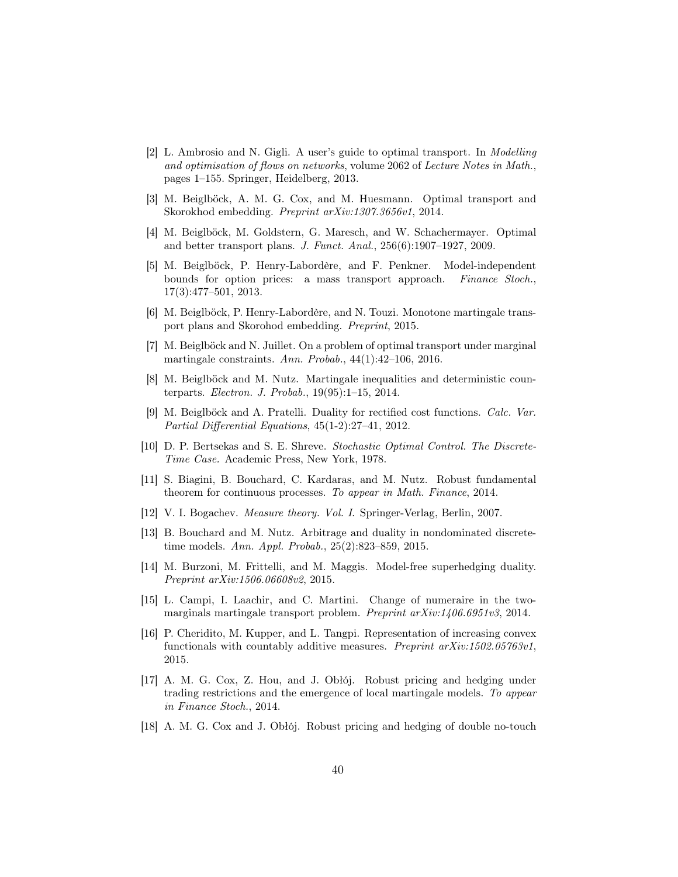[2] L. Ambrosio and N. Gigli. A user's guide to optimal transport. In *Modelling and optimisation of flows on networks*, volume 2062 of *Lecture Notes in Math.*, pages 1–155. Springer, Heidelberg, 2013.

[3] M. Beiglböck, A. M. G. Cox, and M. Huesmann. Optimal transport and Skorokhod embedding. *Preprint arXiv:1307.3656v1*, 2014.

[4] M. Beiglböck, M. Goldstern, G. Maresch, and W. Schachermayer. Optimal and better transport plans. *J. Funct. Anal.*, 256(6):1907–1927, 2009.

[5] M. Beiglböck, P. Henry-Labordère, and F. Penkner. Model-independent bounds for option prices: a mass transport approach. *Finance Stoch.*, 17(3):477–501, 2013.

[6] M. Beiglböck, P. Henry-Labordère, and N. Touzi. Monotone martingale transport plans and Skorohod embedding. *Preprint*, 2015.

[7] M. Beiglböck and N. Juillet. On a problem of optimal transport under marginal martingale constraints. *Ann. Probab.*, 44(1):42–106, 2016.

[8] M. Beiglböck and M. Nutz. Martingale inequalities and deterministic counterparts. *Electron. J. Probab.*, 19(95):1–15, 2014.

[9] M. Beiglböck and A. Pratelli. Duality for rectified cost functions. *Calc. Var. Partial Differential Equations*, 45(1-2):27–41, 2012.

[10] D. P. Bertsekas and S. E. Shreve. *Stochastic Optimal Control. The Discrete-Time Case.* Academic Press, New York, 1978.

[11] S. Biagini, B. Bouchard, C. Kardaras, and M. Nutz. Robust fundamental theorem for continuous processes. *To appear in Math. Finance*, 2014.

[12] V. I. Bogachev. *Measure theory. Vol. I.* Springer-Verlag, Berlin, 2007.

[13] B. Bouchard and M. Nutz. Arbitrage and duality in nondominated discrete-time models. *Ann. Appl. Probab.*, 25(2):823–859, 2015.

[14] M. Burzoni, M. Frittelli, and M. Maggis. Model-free superhedging duality. *Preprint arXiv:1506.06608v2*, 2015.

[15] L. Campi, I. Laachir, and C. Martini. Change of numeraire in the two-marginals martingale transport problem. *Preprint arXiv:1406.6951v3*, 2014.

[16] P. Cheridito, M. Kupper, and L. Tangpi. Representation of increasing convex functionals with countably additive measures. *Preprint arXiv:1502.05763v1*, 2015.

[17] A. M. G. Cox, Z. Hou, and J. Obłój. Robust pricing and hedging under trading restrictions and the emergence of local martingale models. *To appear in Finance Stoch.*, 2014.

[18] A. M. G. Cox and J. Obłój. Robust pricing and hedging of double no-touch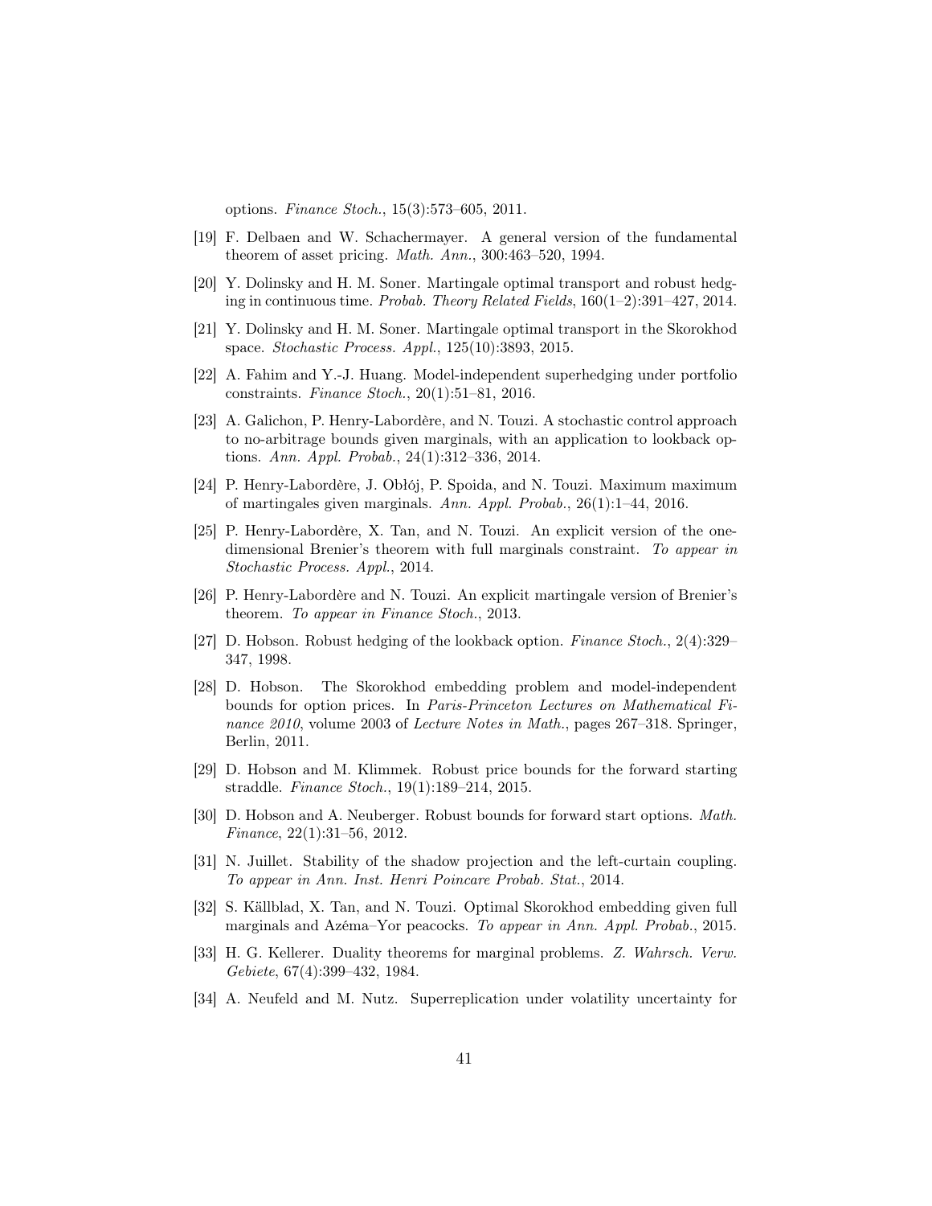options. *Finance Stoch.*, 15(3):573–605, 2011.

[19] F. Delbaen and W. Schachermayer. A general version of the fundamental theorem of asset pricing. *Math. Ann.*, 300:463–520, 1994.

[20] Y. Dolinsky and H. M. Soner. Martingale optimal transport and robust hedging in continuous time. *Probab. Theory Related Fields*, 160(1–2):391–427, 2014.

[21] Y. Dolinsky and H. M. Soner. Martingale optimal transport in the Skorokhod space. *Stochastic Process. Appl.*, 125(10):3893, 2015.

[22] A. Fahim and Y.-J. Huang. Model-independent superhedging under portfolio constraints. *Finance Stoch.*, 20(1):51–81, 2016.

[23] A. Galichon, P. Henry-Labordère, and N. Touzi. A stochastic control approach to no-arbitrage bounds given marginals, with an application to lookback options. *Ann. Appl. Probab.*, 24(1):312–336, 2014.

[24] P. Henry-Labordère, J. Obłój, P. Spoida, and N. Touzi. Maximum maximum of martingales given marginals. *Ann. Appl. Probab.*, 26(1):1–44, 2016.

[25] P. Henry-Labordère, X. Tan, and N. Touzi. An explicit version of the one-dimensional Brenier's theorem with full marginals constraint. *To appear in Stochastic Process. Appl.*, 2014.

[26] P. Henry-Labordère and N. Touzi. An explicit martingale version of Brenier's theorem. *To appear in Finance Stoch.*, 2013.

[27] D. Hobson. Robust hedging of the lookback option. *Finance Stoch.*, 2(4):329–347, 1998.

[28] D. Hobson. The Skorokhod embedding problem and model-independent bounds for option prices. In *Paris-Princeton Lectures on Mathematical Finance 2010*, volume 2003 of *Lecture Notes in Math.*, pages 267–318. Springer, Berlin, 2011.

[29] D. Hobson and M. Klimmek. Robust price bounds for the forward starting straddle. *Finance Stoch.*, 19(1):189–214, 2015.

[30] D. Hobson and A. Neuberger. Robust bounds for forward start options. *Math. Finance*, 22(1):31–56, 2012.

[31] N. Juillet. Stability of the shadow projection and the left-curtain coupling. *To appear in Ann. Inst. Henri Poincare Probab. Stat.*, 2014.

[32] S. Källblad, X. Tan, and N. Touzi. Optimal Skorokhod embedding given full marginals and Azéma–Yor peacocks. *To appear in Ann. Appl. Probab.*, 2015.

[33] H. G. Kellerer. Duality theorems for marginal problems. *Z. Wahrsch. Verw. Gebiete*, 67(4):399–432, 1984.

[34] A. Neufeld and M. Nutz. Superreplication under volatility uncertainty for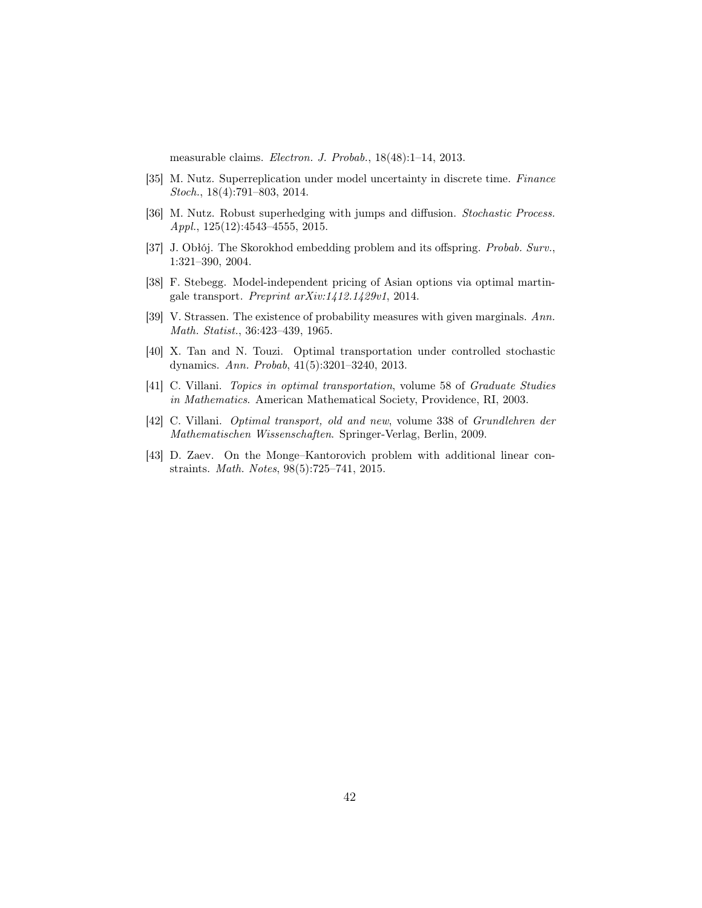measurable claims. *Electron. J. Probab.*, 18(48):1–14, 2013.

[35] M. Nutz. Superreplication under model uncertainty in discrete time. *Finance Stoch.*, 18(4):791–803, 2014.

[36] M. Nutz. Robust superhedging with jumps and diffusion. *Stochastic Process. Appl.*, 125(12):4543–4555, 2015.

[37] J. Obłój. The Skorokhod embedding problem and its offspring. *Probab. Surv.*, 1:321–390, 2004.

[38] F. Stebegg. Model-independent pricing of Asian options via optimal martingale transport. *Preprint arXiv:1412.1429v1*, 2014.

[39] V. Strassen. The existence of probability measures with given marginals. *Ann. Math. Statist.*, 36:423–439, 1965.

[40] X. Tan and N. Touzi. Optimal transportation under controlled stochastic dynamics. *Ann. Probab*, 41(5):3201–3240, 2013.

[41] C. Villani. *Topics in optimal transportation*, volume 58 of *Graduate Studies in Mathematics*. American Mathematical Society, Providence, RI, 2003.

[42] C. Villani. *Optimal transport, old and new*, volume 338 of *Grundlehren der Mathematischen Wissenschaften*. Springer-Verlag, Berlin, 2009.

[43] D. Zaev. On the Monge–Kantorovich problem with additional linear constraints. *Math. Notes*, 98(5):725–741, 2015.